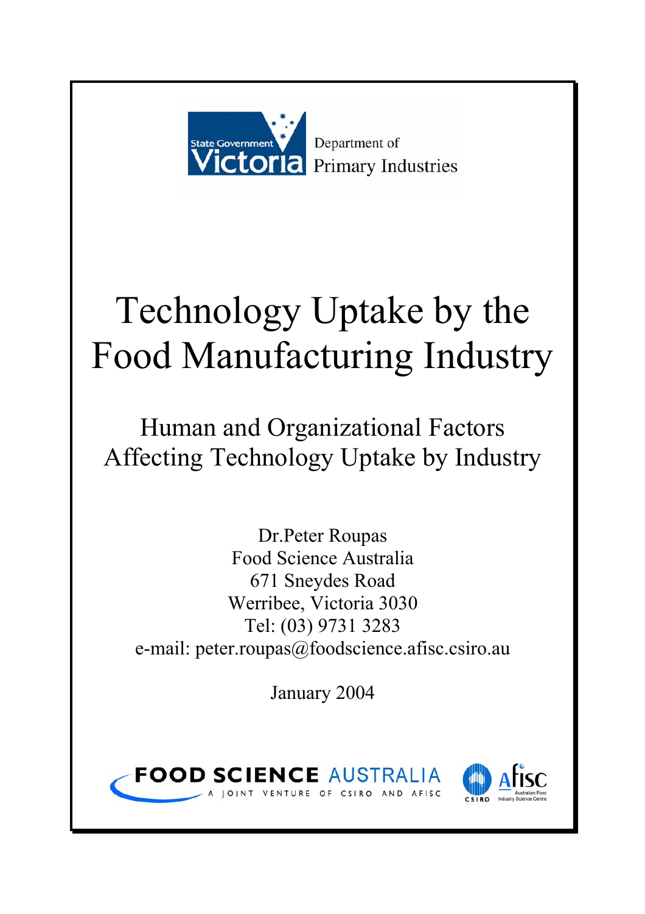State Government Victoria

Department of Primary Industries

# Technology Uptake by the Food Manufacturing Industry

## Human and Organizational Factors Affecting Technology Uptake by Industry

Dr.Peter Roupas
Food Science Australia
671 Sneydes Road
Werribee, Victoria 3030
Tel: (03) 9731 3283
e-mail: peter.roupas@foodscience.afisc.csiro.au

January 2004

FOOD SCIENCE AUSTRALIA
A JOINT VENTURE OF CSIRO AND AFISC

CSIRO

Afisc Australian Food Industry Science Centre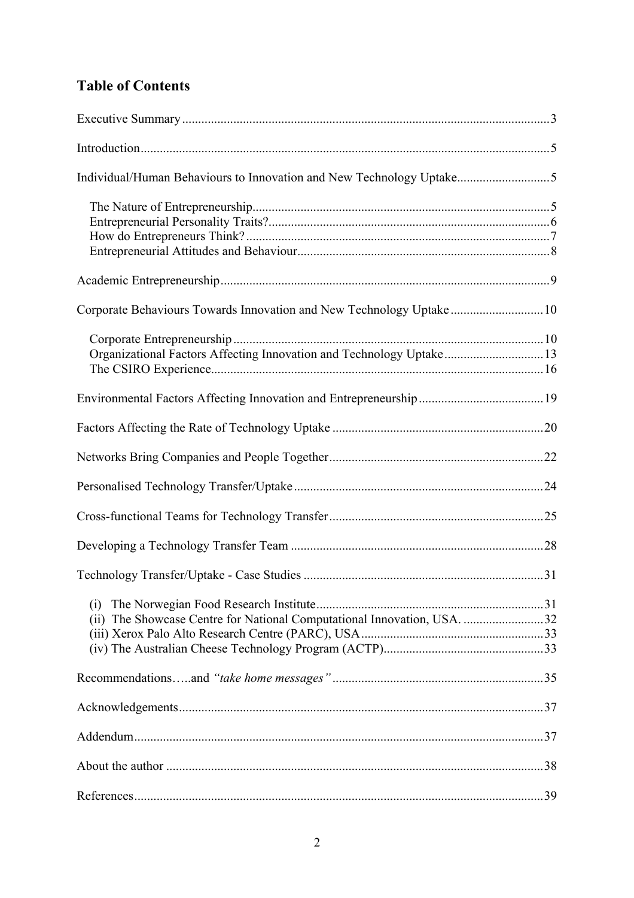## Table of Contents

Executive Summary ..... 3

Introduction ..... 5

Individual/Human Behaviours to Innovation and New Technology Uptake ..... 5

- The Nature of Entrepreneurship ..... 5
- Entrepreneurial Personality Traits? ..... 6
- How do Entrepreneurs Think? ..... 7
- Entrepreneurial Attitudes and Behaviour ..... 8

Academic Entrepreneurship ..... 9

Corporate Behaviours Towards Innovation and New Technology Uptake ..... 10

- Corporate Entrepreneurship ..... 10
- Organizational Factors Affecting Innovation and Technology Uptake ..... 13
- The CSIRO Experience ..... 16

Environmental Factors Affecting Innovation and Entrepreneurship ..... 19

Factors Affecting the Rate of Technology Uptake ..... 20

Networks Bring Companies and People Together ..... 22

Personalised Technology Transfer/Uptake ..... 24

Cross-functional Teams for Technology Transfer ..... 25

Developing a Technology Transfer Team ..... 28

Technology Transfer/Uptake - Case Studies ..... 31

- (i) The Norwegian Food Research Institute ..... 31
- (ii) The Showcase Centre for National Computational Innovation, USA. ..... 32
- (iii) Xerox Palo Alto Research Centre (PARC), USA ..... 33
- (iv) The Australian Cheese Technology Program (ACTP) ..... 33

Recommendations…..and *"take home messages"* ..... 35

Acknowledgements ..... 37

Addendum ..... 37

About the author ..... 38

References ..... 39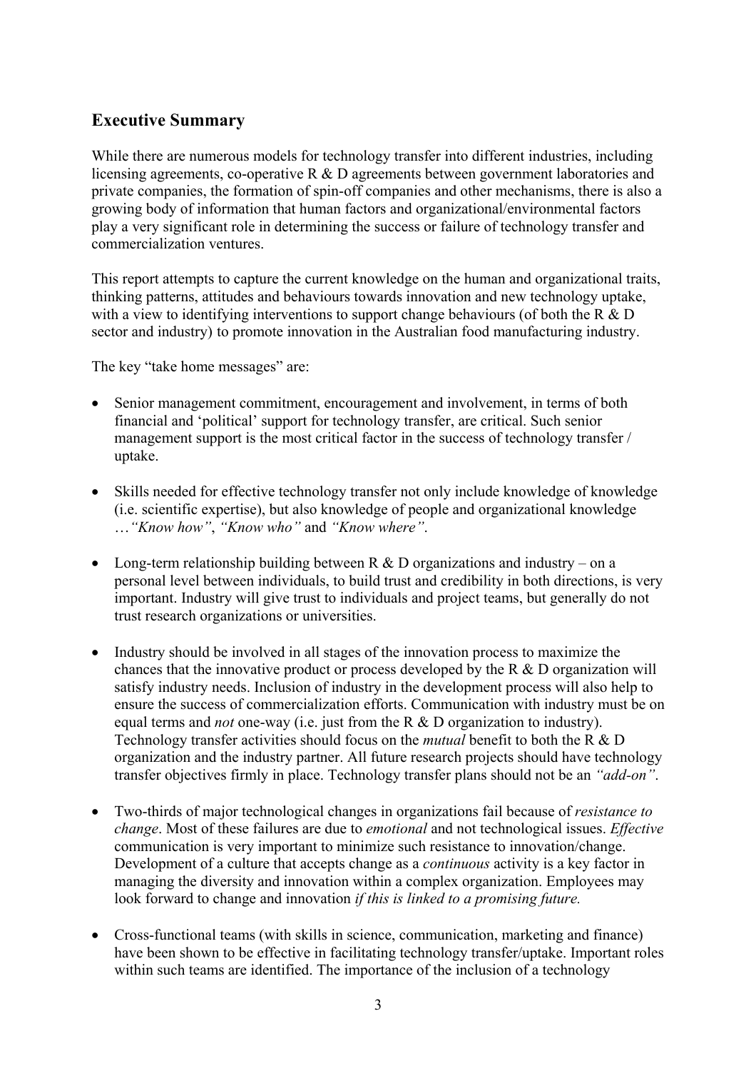## Executive Summary

While there are numerous models for technology transfer into different industries, including licensing agreements, co-operative R & D agreements between government laboratories and private companies, the formation of spin-off companies and other mechanisms, there is also a growing body of information that human factors and organizational/environmental factors play a very significant role in determining the success or failure of technology transfer and commercialization ventures.

This report attempts to capture the current knowledge on the human and organizational traits, thinking patterns, attitudes and behaviours towards innovation and new technology uptake, with a view to identifying interventions to support change behaviours (of both the R & D sector and industry) to promote innovation in the Australian food manufacturing industry.

The key "take home messages" are:

- Senior management commitment, encouragement and involvement, in terms of both financial and 'political' support for technology transfer, are critical. Such senior management support is the most critical factor in the success of technology transfer / uptake.

- Skills needed for effective technology transfer not only include knowledge of knowledge (i.e. scientific expertise), but also knowledge of people and organizational knowledge …*"Know how"*, *"Know who"* and *"Know where"*.

- Long-term relationship building between R & D organizations and industry – on a personal level between individuals, to build trust and credibility in both directions, is very important. Industry will give trust to individuals and project teams, but generally do not trust research organizations or universities.

- Industry should be involved in all stages of the innovation process to maximize the chances that the innovative product or process developed by the R & D organization will satisfy industry needs. Inclusion of industry in the development process will also help to ensure the success of commercialization efforts. Communication with industry must be on equal terms and *not* one-way (i.e. just from the R & D organization to industry). Technology transfer activities should focus on the *mutual* benefit to both the R & D organization and the industry partner. All future research projects should have technology transfer objectives firmly in place. Technology transfer plans should not be an *"add-on"*.

- Two-thirds of major technological changes in organizations fail because of *resistance to change*. Most of these failures are due to *emotional* and not technological issues. *Effective* communication is very important to minimize such resistance to innovation/change. Development of a culture that accepts change as a *continuous* activity is a key factor in managing the diversity and innovation within a complex organization. Employees may look forward to change and innovation *if this is linked to a promising future.*

- Cross-functional teams (with skills in science, communication, marketing and finance) have been shown to be effective in facilitating technology transfer/uptake. Important roles within such teams are identified. The importance of the inclusion of a technology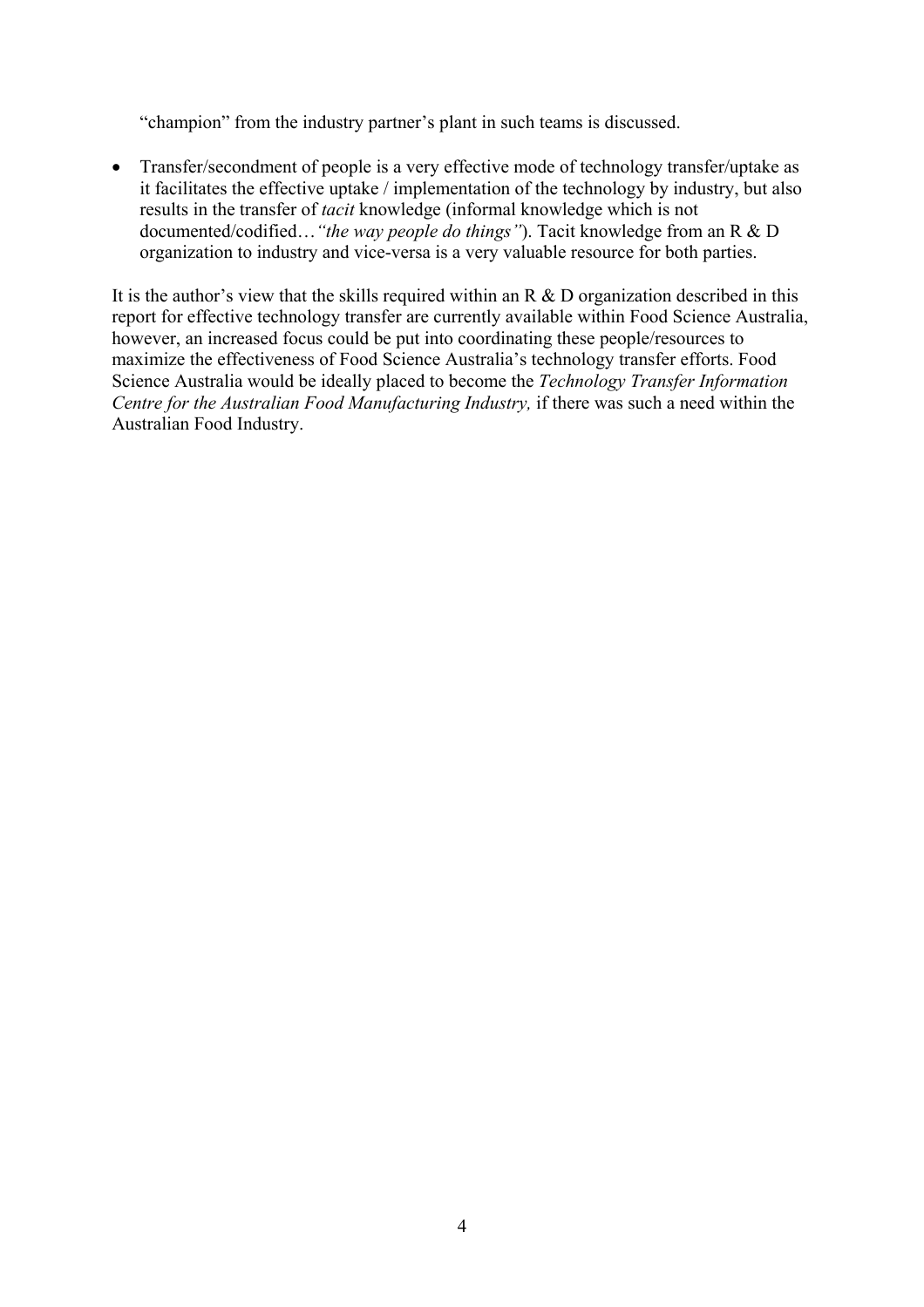"champion" from the industry partner's plant in such teams is discussed.

- Transfer/secondment of people is a very effective mode of technology transfer/uptake as it facilitates the effective uptake / implementation of the technology by industry, but also results in the transfer of *tacit* knowledge (informal knowledge which is not documented/codified…*"the way people do things"*). Tacit knowledge from an R & D organization to industry and vice-versa is a very valuable resource for both parties.

It is the author's view that the skills required within an R & D organization described in this report for effective technology transfer are currently available within Food Science Australia, however, an increased focus could be put into coordinating these people/resources to maximize the effectiveness of Food Science Australia's technology transfer efforts. Food Science Australia would be ideally placed to become the *Technology Transfer Information Centre for the Australian Food Manufacturing Industry,* if there was such a need within the Australian Food Industry.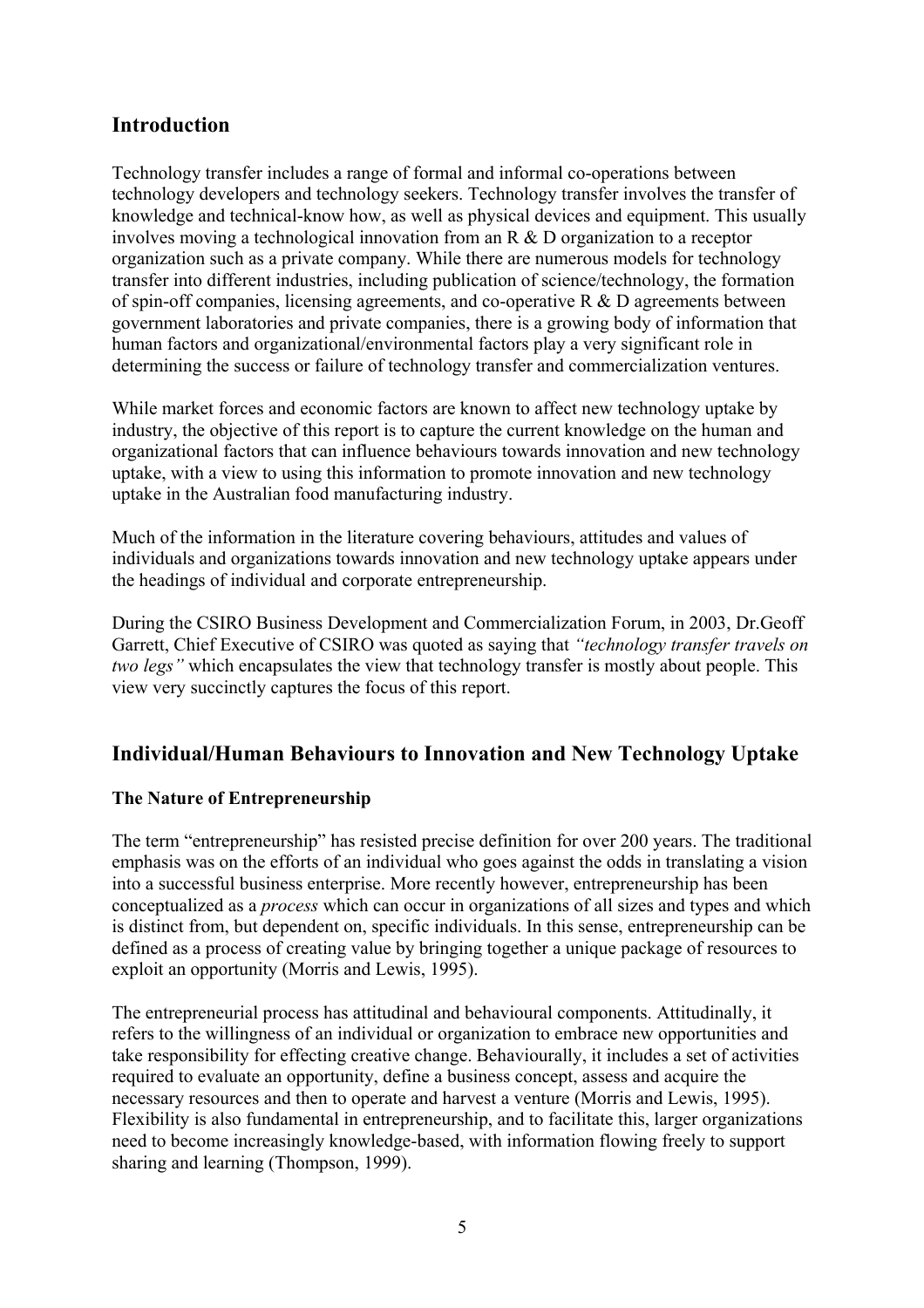## Introduction

Technology transfer includes a range of formal and informal co-operations between technology developers and technology seekers. Technology transfer involves the transfer of knowledge and technical-know how, as well as physical devices and equipment. This usually involves moving a technological innovation from an R & D organization to a receptor organization such as a private company. While there are numerous models for technology transfer into different industries, including publication of science/technology, the formation of spin-off companies, licensing agreements, and co-operative R & D agreements between government laboratories and private companies, there is a growing body of information that human factors and organizational/environmental factors play a very significant role in determining the success or failure of technology transfer and commercialization ventures.

While market forces and economic factors are known to affect new technology uptake by industry, the objective of this report is to capture the current knowledge on the human and organizational factors that can influence behaviours towards innovation and new technology uptake, with a view to using this information to promote innovation and new technology uptake in the Australian food manufacturing industry.

Much of the information in the literature covering behaviours, attitudes and values of individuals and organizations towards innovation and new technology uptake appears under the headings of individual and corporate entrepreneurship.

During the CSIRO Business Development and Commercialization Forum, in 2003, Dr.Geoff Garrett, Chief Executive of CSIRO was quoted as saying that *"technology transfer travels on two legs"* which encapsulates the view that technology transfer is mostly about people. This view very succinctly captures the focus of this report.

## Individual/Human Behaviours to Innovation and New Technology Uptake

### The Nature of Entrepreneurship

The term "entrepreneurship" has resisted precise definition for over 200 years. The traditional emphasis was on the efforts of an individual who goes against the odds in translating a vision into a successful business enterprise. More recently however, entrepreneurship has been conceptualized as a *process* which can occur in organizations of all sizes and types and which is distinct from, but dependent on, specific individuals. In this sense, entrepreneurship can be defined as a process of creating value by bringing together a unique package of resources to exploit an opportunity (Morris and Lewis, 1995).

The entrepreneurial process has attitudinal and behavioural components. Attitudinally, it refers to the willingness of an individual or organization to embrace new opportunities and take responsibility for effecting creative change. Behaviourally, it includes a set of activities required to evaluate an opportunity, define a business concept, assess and acquire the necessary resources and then to operate and harvest a venture (Morris and Lewis, 1995). Flexibility is also fundamental in entrepreneurship, and to facilitate this, larger organizations need to become increasingly knowledge-based, with information flowing freely to support sharing and learning (Thompson, 1999).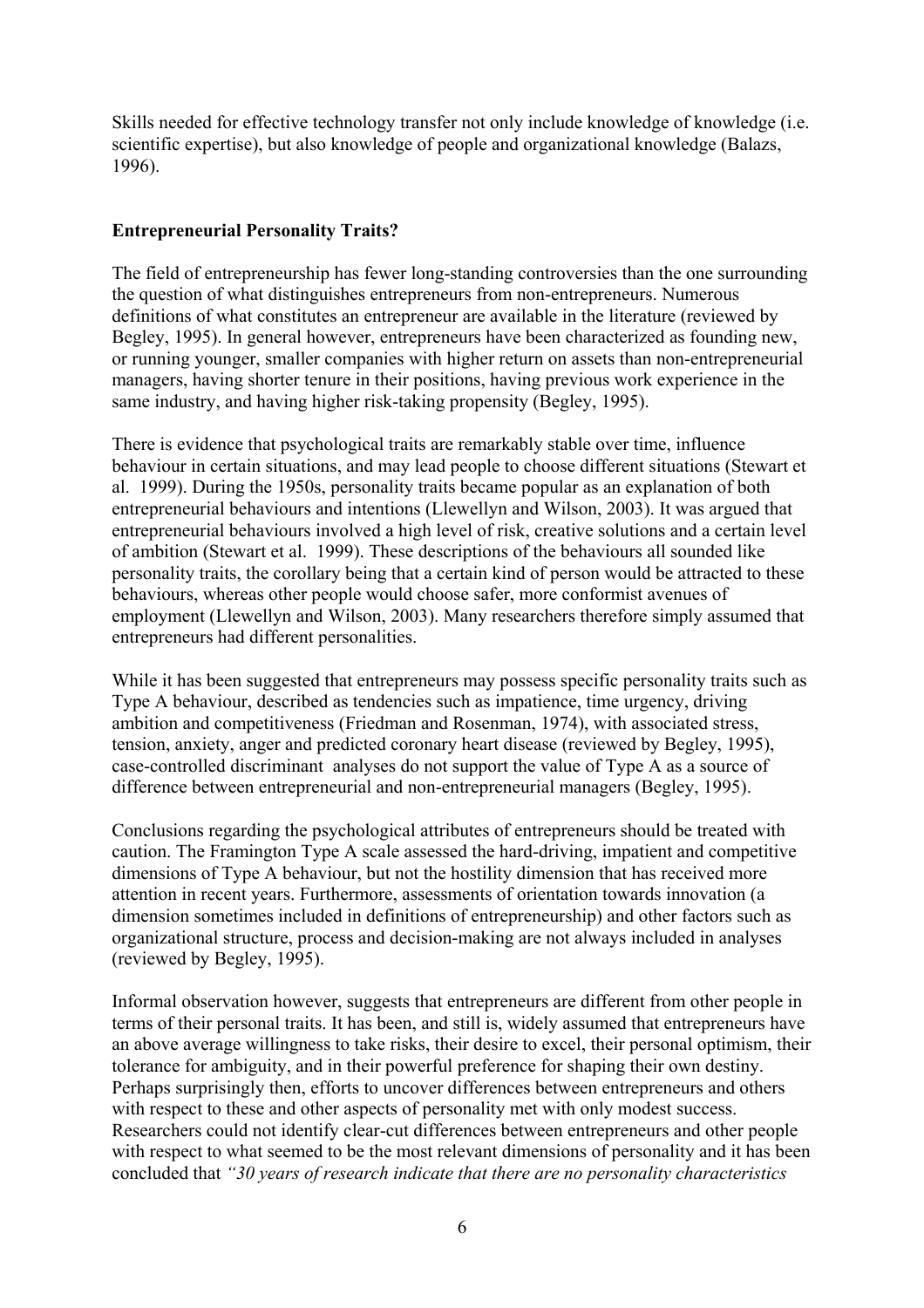Skills needed for effective technology transfer not only include knowledge of knowledge (i.e. scientific expertise), but also knowledge of people and organizational knowledge (Balazs, 1996).

## Entrepreneurial Personality Traits?

The field of entrepreneurship has fewer long-standing controversies than the one surrounding the question of what distinguishes entrepreneurs from non-entrepreneurs. Numerous definitions of what constitutes an entrepreneur are available in the literature (reviewed by Begley, 1995). In general however, entrepreneurs have been characterized as founding new, or running younger, smaller companies with higher return on assets than non-entrepreneurial managers, having shorter tenure in their positions, having previous work experience in the same industry, and having higher risk-taking propensity (Begley, 1995).

There is evidence that psychological traits are remarkably stable over time, influence behaviour in certain situations, and may lead people to choose different situations (Stewart et al. 1999). During the 1950s, personality traits became popular as an explanation of both entrepreneurial behaviours and intentions (Llewellyn and Wilson, 2003). It was argued that entrepreneurial behaviours involved a high level of risk, creative solutions and a certain level of ambition (Stewart et al. 1999). These descriptions of the behaviours all sounded like personality traits, the corollary being that a certain kind of person would be attracted to these behaviours, whereas other people would choose safer, more conformist avenues of employment (Llewellyn and Wilson, 2003). Many researchers therefore simply assumed that entrepreneurs had different personalities.

While it has been suggested that entrepreneurs may possess specific personality traits such as Type A behaviour, described as tendencies such as impatience, time urgency, driving ambition and competitiveness (Friedman and Rosenman, 1974), with associated stress, tension, anxiety, anger and predicted coronary heart disease (reviewed by Begley, 1995), case-controlled discriminant analyses do not support the value of Type A as a source of difference between entrepreneurial and non-entrepreneurial managers (Begley, 1995).

Conclusions regarding the psychological attributes of entrepreneurs should be treated with caution. The Framington Type A scale assessed the hard-driving, impatient and competitive dimensions of Type A behaviour, but not the hostility dimension that has received more attention in recent years. Furthermore, assessments of orientation towards innovation (a dimension sometimes included in definitions of entrepreneurship) and other factors such as organizational structure, process and decision-making are not always included in analyses (reviewed by Begley, 1995).

Informal observation however, suggests that entrepreneurs are different from other people in terms of their personal traits. It has been, and still is, widely assumed that entrepreneurs have an above average willingness to take risks, their desire to excel, their personal optimism, their tolerance for ambiguity, and in their powerful preference for shaping their own destiny. Perhaps surprisingly then, efforts to uncover differences between entrepreneurs and others with respect to these and other aspects of personality met with only modest success. Researchers could not identify clear-cut differences between entrepreneurs and other people with respect to what seemed to be the most relevant dimensions of personality and it has been concluded that *"30 years of research indicate that there are no personality characteristics*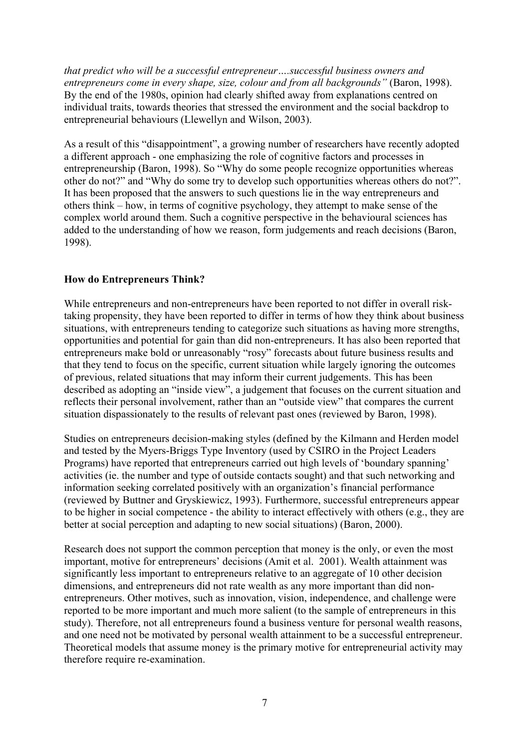*that predict who will be a successful entrepreneur….successful business owners and entrepreneurs come in every shape, size, colour and from all backgrounds"* (Baron, 1998). By the end of the 1980s, opinion had clearly shifted away from explanations centred on individual traits, towards theories that stressed the environment and the social backdrop to entrepreneurial behaviours (Llewellyn and Wilson, 2003).

As a result of this "disappointment", a growing number of researchers have recently adopted a different approach - one emphasizing the role of cognitive factors and processes in entrepreneurship (Baron, 1998). So "Why do some people recognize opportunities whereas other do not?" and "Why do some try to develop such opportunities whereas others do not?". It has been proposed that the answers to such questions lie in the way entrepreneurs and others think – how, in terms of cognitive psychology, they attempt to make sense of the complex world around them. Such a cognitive perspective in the behavioural sciences has added to the understanding of how we reason, form judgements and reach decisions (Baron, 1998).

**How do Entrepreneurs Think?**

While entrepreneurs and non-entrepreneurs have been reported to not differ in overall risk-taking propensity, they have been reported to differ in terms of how they think about business situations, with entrepreneurs tending to categorize such situations as having more strengths, opportunities and potential for gain than did non-entrepreneurs. It has also been reported that entrepreneurs make bold or unreasonably "rosy" forecasts about future business results and that they tend to focus on the specific, current situation while largely ignoring the outcomes of previous, related situations that may inform their current judgements. This has been described as adopting an "inside view", a judgement that focuses on the current situation and reflects their personal involvement, rather than an "outside view" that compares the current situation dispassionately to the results of relevant past ones (reviewed by Baron, 1998).

Studies on entrepreneurs decision-making styles (defined by the Kilmann and Herden model and tested by the Myers-Briggs Type Inventory (used by CSIRO in the Project Leaders Programs) have reported that entrepreneurs carried out high levels of 'boundary spanning' activities (ie. the number and type of outside contacts sought) and that such networking and information seeking correlated positively with an organization's financial performance (reviewed by Buttner and Gryskiewicz, 1993). Furthermore, successful entrepreneurs appear to be higher in social competence - the ability to interact effectively with others (e.g., they are better at social perception and adapting to new social situations) (Baron, 2000).

Research does not support the common perception that money is the only, or even the most important, motive for entrepreneurs' decisions (Amit et al. 2001). Wealth attainment was significantly less important to entrepreneurs relative to an aggregate of 10 other decision dimensions, and entrepreneurs did not rate wealth as any more important than did non-entrepreneurs. Other motives, such as innovation, vision, independence, and challenge were reported to be more important and much more salient (to the sample of entrepreneurs in this study). Therefore, not all entrepreneurs found a business venture for personal wealth reasons, and one need not be motivated by personal wealth attainment to be a successful entrepreneur. Theoretical models that assume money is the primary motive for entrepreneurial activity may therefore require re-examination.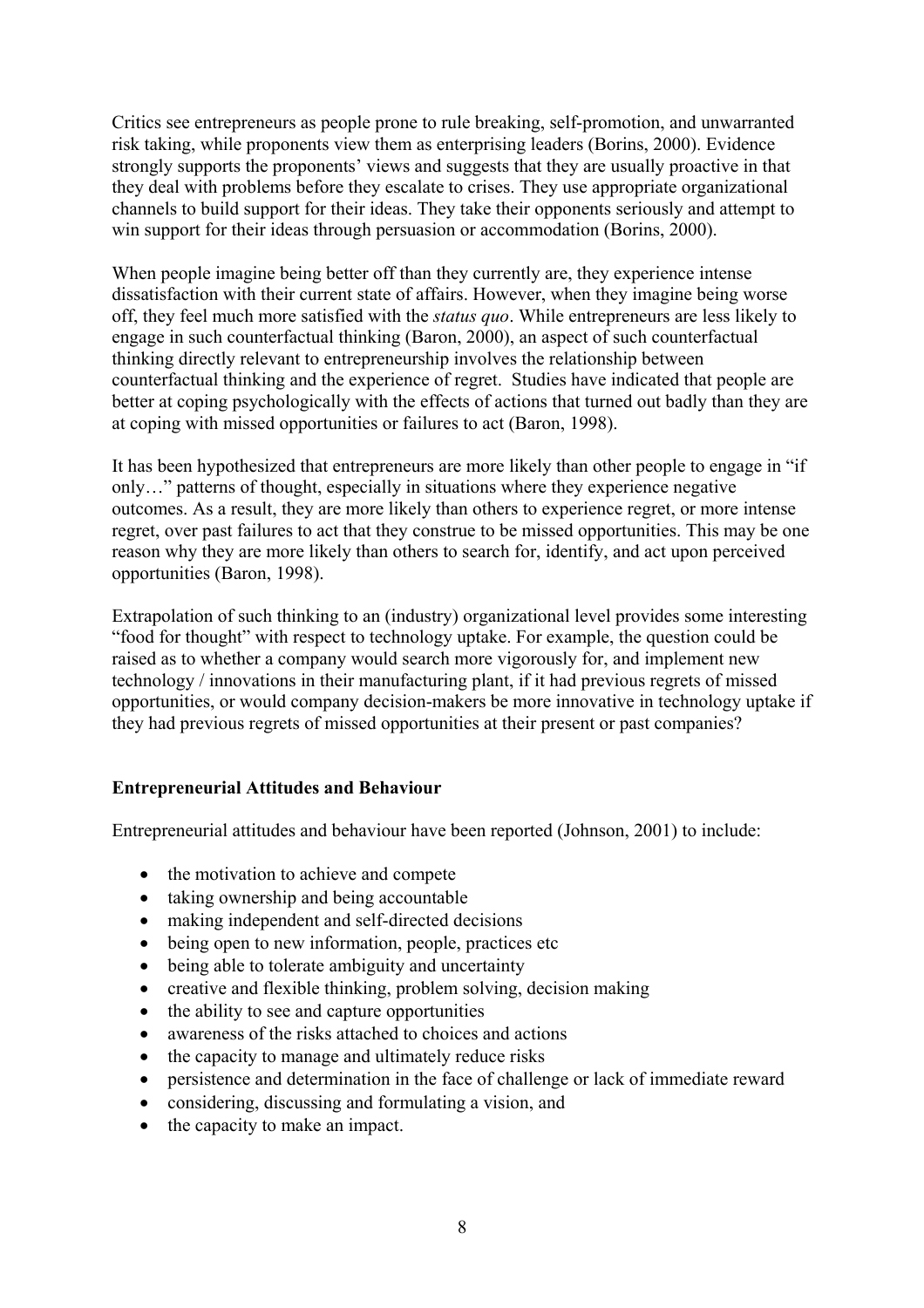Critics see entrepreneurs as people prone to rule breaking, self-promotion, and unwarranted risk taking, while proponents view them as enterprising leaders (Borins, 2000). Evidence strongly supports the proponents' views and suggests that they are usually proactive in that they deal with problems before they escalate to crises. They use appropriate organizational channels to build support for their ideas. They take their opponents seriously and attempt to win support for their ideas through persuasion or accommodation (Borins, 2000).

When people imagine being better off than they currently are, they experience intense dissatisfaction with their current state of affairs. However, when they imagine being worse off, they feel much more satisfied with the *status quo*. While entrepreneurs are less likely to engage in such counterfactual thinking (Baron, 2000), an aspect of such counterfactual thinking directly relevant to entrepreneurship involves the relationship between counterfactual thinking and the experience of regret. Studies have indicated that people are better at coping psychologically with the effects of actions that turned out badly than they are at coping with missed opportunities or failures to act (Baron, 1998).

It has been hypothesized that entrepreneurs are more likely than other people to engage in "if only…" patterns of thought, especially in situations where they experience negative outcomes. As a result, they are more likely than others to experience regret, or more intense regret, over past failures to act that they construe to be missed opportunities. This may be one reason why they are more likely than others to search for, identify, and act upon perceived opportunities (Baron, 1998).

Extrapolation of such thinking to an (industry) organizational level provides some interesting "food for thought" with respect to technology uptake. For example, the question could be raised as to whether a company would search more vigorously for, and implement new technology / innovations in their manufacturing plant, if it had previous regrets of missed opportunities, or would company decision-makers be more innovative in technology uptake if they had previous regrets of missed opportunities at their present or past companies?

## Entrepreneurial Attitudes and Behaviour

Entrepreneurial attitudes and behaviour have been reported (Johnson, 2001) to include:

- the motivation to achieve and compete
- taking ownership and being accountable
- making independent and self-directed decisions
- being open to new information, people, practices etc
- being able to tolerate ambiguity and uncertainty
- creative and flexible thinking, problem solving, decision making
- the ability to see and capture opportunities
- awareness of the risks attached to choices and actions
- the capacity to manage and ultimately reduce risks
- persistence and determination in the face of challenge or lack of immediate reward
- considering, discussing and formulating a vision, and
- the capacity to make an impact.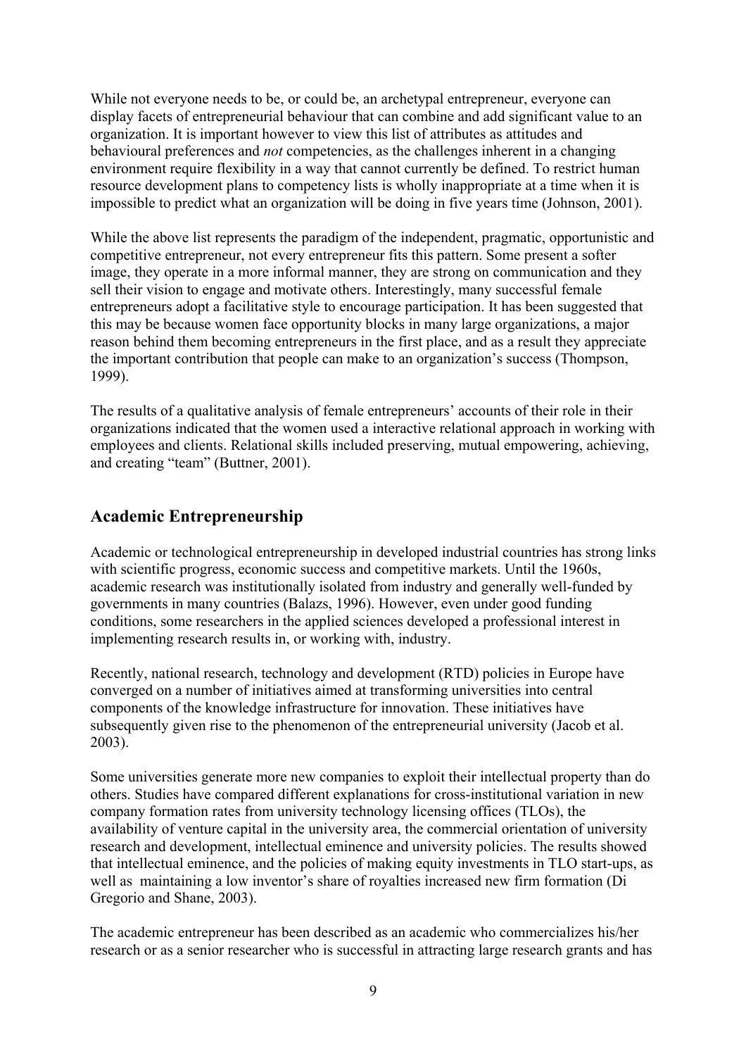While not everyone needs to be, or could be, an archetypal entrepreneur, everyone can display facets of entrepreneurial behaviour that can combine and add significant value to an organization. It is important however to view this list of attributes as attitudes and behavioural preferences and *not* competencies, as the challenges inherent in a changing environment require flexibility in a way that cannot currently be defined. To restrict human resource development plans to competency lists is wholly inappropriate at a time when it is impossible to predict what an organization will be doing in five years time (Johnson, 2001).

While the above list represents the paradigm of the independent, pragmatic, opportunistic and competitive entrepreneur, not every entrepreneur fits this pattern. Some present a softer image, they operate in a more informal manner, they are strong on communication and they sell their vision to engage and motivate others. Interestingly, many successful female entrepreneurs adopt a facilitative style to encourage participation. It has been suggested that this may be because women face opportunity blocks in many large organizations, a major reason behind them becoming entrepreneurs in the first place, and as a result they appreciate the important contribution that people can make to an organization's success (Thompson, 1999).

The results of a qualitative analysis of female entrepreneurs' accounts of their role in their organizations indicated that the women used a interactive relational approach in working with employees and clients. Relational skills included preserving, mutual empowering, achieving, and creating "team" (Buttner, 2001).

## Academic Entrepreneurship

Academic or technological entrepreneurship in developed industrial countries has strong links with scientific progress, economic success and competitive markets. Until the 1960s, academic research was institutionally isolated from industry and generally well-funded by governments in many countries (Balazs, 1996). However, even under good funding conditions, some researchers in the applied sciences developed a professional interest in implementing research results in, or working with, industry.

Recently, national research, technology and development (RTD) policies in Europe have converged on a number of initiatives aimed at transforming universities into central components of the knowledge infrastructure for innovation. These initiatives have subsequently given rise to the phenomenon of the entrepreneurial university (Jacob et al. 2003).

Some universities generate more new companies to exploit their intellectual property than do others. Studies have compared different explanations for cross-institutional variation in new company formation rates from university technology licensing offices (TLOs), the availability of venture capital in the university area, the commercial orientation of university research and development, intellectual eminence and university policies. The results showed that intellectual eminence, and the policies of making equity investments in TLO start-ups, as well as maintaining a low inventor's share of royalties increased new firm formation (Di Gregorio and Shane, 2003).

The academic entrepreneur has been described as an academic who commercializes his/her research or as a senior researcher who is successful in attracting large research grants and has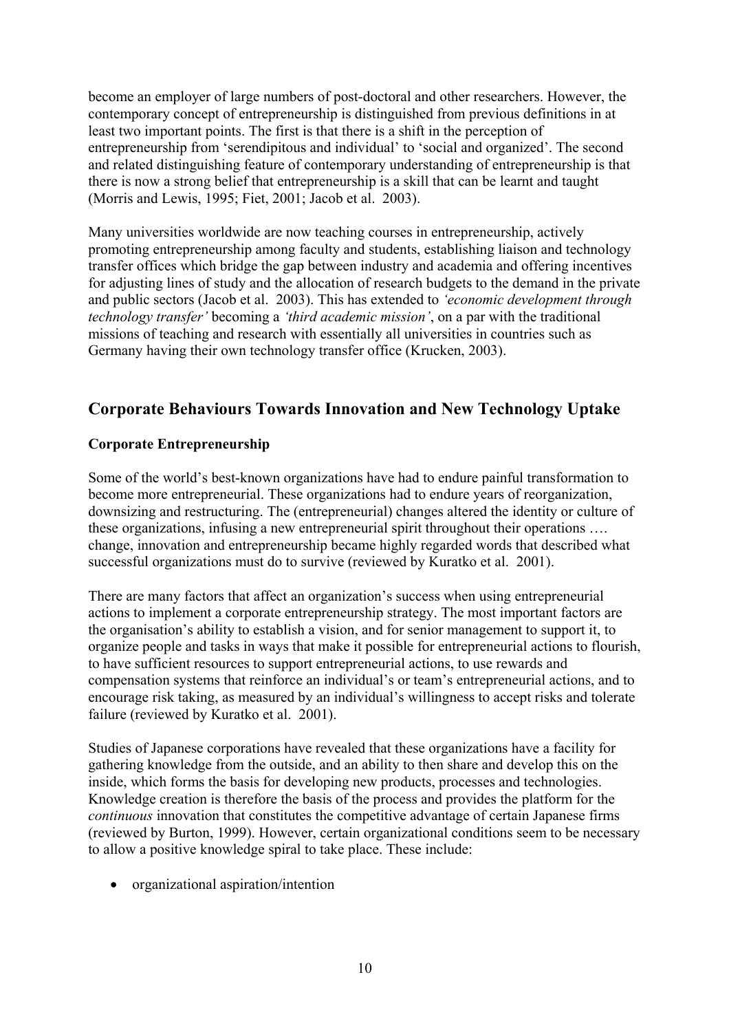become an employer of large numbers of post-doctoral and other researchers. However, the contemporary concept of entrepreneurship is distinguished from previous definitions in at least two important points. The first is that there is a shift in the perception of entrepreneurship from 'serendipitous and individual' to 'social and organized'. The second and related distinguishing feature of contemporary understanding of entrepreneurship is that there is now a strong belief that entrepreneurship is a skill that can be learnt and taught (Morris and Lewis, 1995; Fiet, 2001; Jacob et al. 2003).

Many universities worldwide are now teaching courses in entrepreneurship, actively promoting entrepreneurship among faculty and students, establishing liaison and technology transfer offices which bridge the gap between industry and academia and offering incentives for adjusting lines of study and the allocation of research budgets to the demand in the private and public sectors (Jacob et al. 2003). This has extended to *'economic development through technology transfer'* becoming a *'third academic mission'*, on a par with the traditional missions of teaching and research with essentially all universities in countries such as Germany having their own technology transfer office (Krucken, 2003).

## Corporate Behaviours Towards Innovation and New Technology Uptake

### Corporate Entrepreneurship

Some of the world's best-known organizations have had to endure painful transformation to become more entrepreneurial. These organizations had to endure years of reorganization, downsizing and restructuring. The (entrepreneurial) changes altered the identity or culture of these organizations, infusing a new entrepreneurial spirit throughout their operations …. change, innovation and entrepreneurship became highly regarded words that described what successful organizations must do to survive (reviewed by Kuratko et al. 2001).

There are many factors that affect an organization's success when using entrepreneurial actions to implement a corporate entrepreneurship strategy. The most important factors are the organisation's ability to establish a vision, and for senior management to support it, to organize people and tasks in ways that make it possible for entrepreneurial actions to flourish, to have sufficient resources to support entrepreneurial actions, to use rewards and compensation systems that reinforce an individual's or team's entrepreneurial actions, and to encourage risk taking, as measured by an individual's willingness to accept risks and tolerate failure (reviewed by Kuratko et al. 2001).

Studies of Japanese corporations have revealed that these organizations have a facility for gathering knowledge from the outside, and an ability to then share and develop this on the inside, which forms the basis for developing new products, processes and technologies. Knowledge creation is therefore the basis of the process and provides the platform for the *continuous* innovation that constitutes the competitive advantage of certain Japanese firms (reviewed by Burton, 1999). However, certain organizational conditions seem to be necessary to allow a positive knowledge spiral to take place. These include:

- organizational aspiration/intention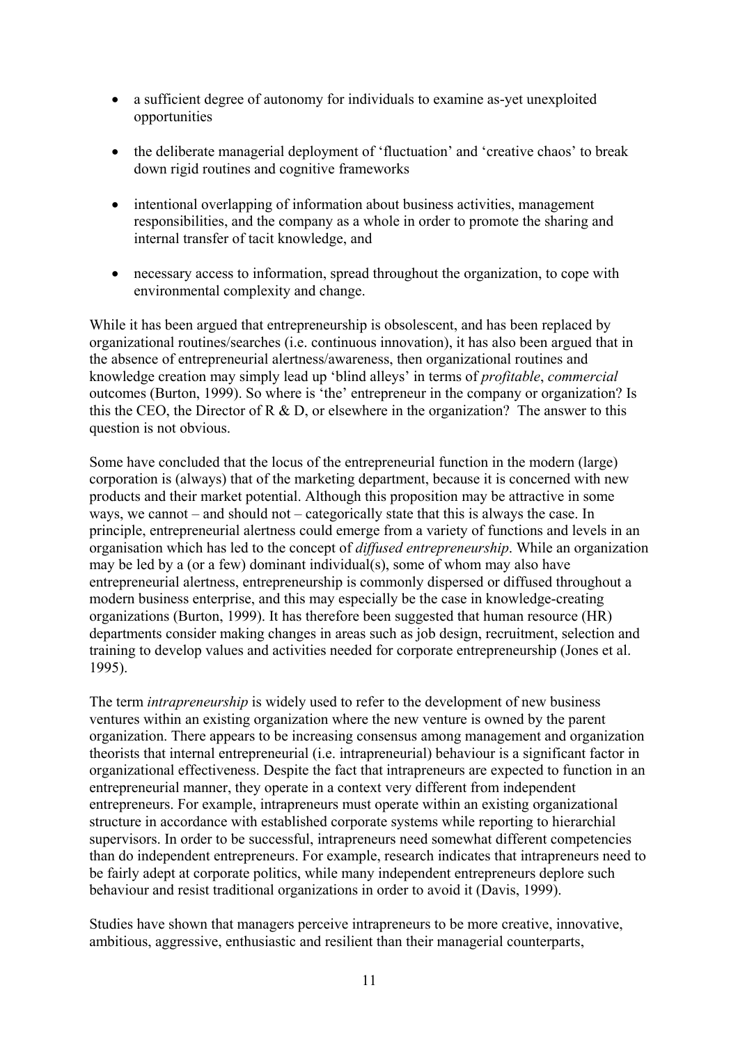- a sufficient degree of autonomy for individuals to examine as-yet unexploited opportunities

- the deliberate managerial deployment of 'fluctuation' and 'creative chaos' to break down rigid routines and cognitive frameworks

- intentional overlapping of information about business activities, management responsibilities, and the company as a whole in order to promote the sharing and internal transfer of tacit knowledge, and

- necessary access to information, spread throughout the organization, to cope with environmental complexity and change.

While it has been argued that entrepreneurship is obsolescent, and has been replaced by organizational routines/searches (i.e. continuous innovation), it has also been argued that in the absence of entrepreneurial alertness/awareness, then organizational routines and knowledge creation may simply lead up 'blind alleys' in terms of *profitable*, *commercial* outcomes (Burton, 1999). So where is 'the' entrepreneur in the company or organization? Is this the CEO, the Director of R & D, or elsewhere in the organization? The answer to this question is not obvious.

Some have concluded that the locus of the entrepreneurial function in the modern (large) corporation is (always) that of the marketing department, because it is concerned with new products and their market potential. Although this proposition may be attractive in some ways, we cannot – and should not – categorically state that this is always the case. In principle, entrepreneurial alertness could emerge from a variety of functions and levels in an organisation which has led to the concept of *diffused entrepreneurship*. While an organization may be led by a (or a few) dominant individual(s), some of whom may also have entrepreneurial alertness, entrepreneurship is commonly dispersed or diffused throughout a modern business enterprise, and this may especially be the case in knowledge-creating organizations (Burton, 1999). It has therefore been suggested that human resource (HR) departments consider making changes in areas such as job design, recruitment, selection and training to develop values and activities needed for corporate entrepreneurship (Jones et al. 1995).

The term *intrapreneurship* is widely used to refer to the development of new business ventures within an existing organization where the new venture is owned by the parent organization. There appears to be increasing consensus among management and organization theorists that internal entrepreneurial (i.e. intrapreneurial) behaviour is a significant factor in organizational effectiveness. Despite the fact that intrapreneurs are expected to function in an entrepreneurial manner, they operate in a context very different from independent entrepreneurs. For example, intrapreneurs must operate within an existing organizational structure in accordance with established corporate systems while reporting to hierarchial supervisors. In order to be successful, intrapreneurs need somewhat different competencies than do independent entrepreneurs. For example, research indicates that intrapreneurs need to be fairly adept at corporate politics, while many independent entrepreneurs deplore such behaviour and resist traditional organizations in order to avoid it (Davis, 1999).

Studies have shown that managers perceive intrapreneurs to be more creative, innovative, ambitious, aggressive, enthusiastic and resilient than their managerial counterparts,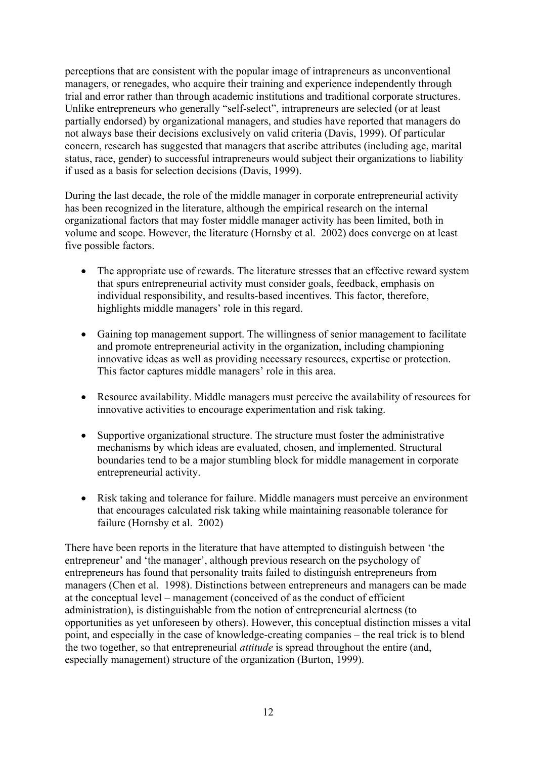perceptions that are consistent with the popular image of intrapreneurs as unconventional managers, or renegades, who acquire their training and experience independently through trial and error rather than through academic institutions and traditional corporate structures. Unlike entrepreneurs who generally "self-select", intrapreneurs are selected (or at least partially endorsed) by organizational managers, and studies have reported that managers do not always base their decisions exclusively on valid criteria (Davis, 1999). Of particular concern, research has suggested that managers that ascribe attributes (including age, marital status, race, gender) to successful intrapreneurs would subject their organizations to liability if used as a basis for selection decisions (Davis, 1999).

During the last decade, the role of the middle manager in corporate entrepreneurial activity has been recognized in the literature, although the empirical research on the internal organizational factors that may foster middle manager activity has been limited, both in volume and scope. However, the literature (Hornsby et al. 2002) does converge on at least five possible factors.

- The appropriate use of rewards. The literature stresses that an effective reward system that spurs entrepreneurial activity must consider goals, feedback, emphasis on individual responsibility, and results-based incentives. This factor, therefore, highlights middle managers' role in this regard.

- Gaining top management support. The willingness of senior management to facilitate and promote entrepreneurial activity in the organization, including championing innovative ideas as well as providing necessary resources, expertise or protection. This factor captures middle managers' role in this area.

- Resource availability. Middle managers must perceive the availability of resources for innovative activities to encourage experimentation and risk taking.

- Supportive organizational structure. The structure must foster the administrative mechanisms by which ideas are evaluated, chosen, and implemented. Structural boundaries tend to be a major stumbling block for middle management in corporate entrepreneurial activity.

- Risk taking and tolerance for failure. Middle managers must perceive an environment that encourages calculated risk taking while maintaining reasonable tolerance for failure (Hornsby et al. 2002)

There have been reports in the literature that have attempted to distinguish between 'the entrepreneur' and 'the manager', although previous research on the psychology of entrepreneurs has found that personality traits failed to distinguish entrepreneurs from managers (Chen et al. 1998). Distinctions between entrepreneurs and managers can be made at the conceptual level – management (conceived of as the conduct of efficient administration), is distinguishable from the notion of entrepreneurial alertness (to opportunities as yet unforeseen by others). However, this conceptual distinction misses a vital point, and especially in the case of knowledge-creating companies – the real trick is to blend the two together, so that entrepreneurial *attitude* is spread throughout the entire (and, especially management) structure of the organization (Burton, 1999).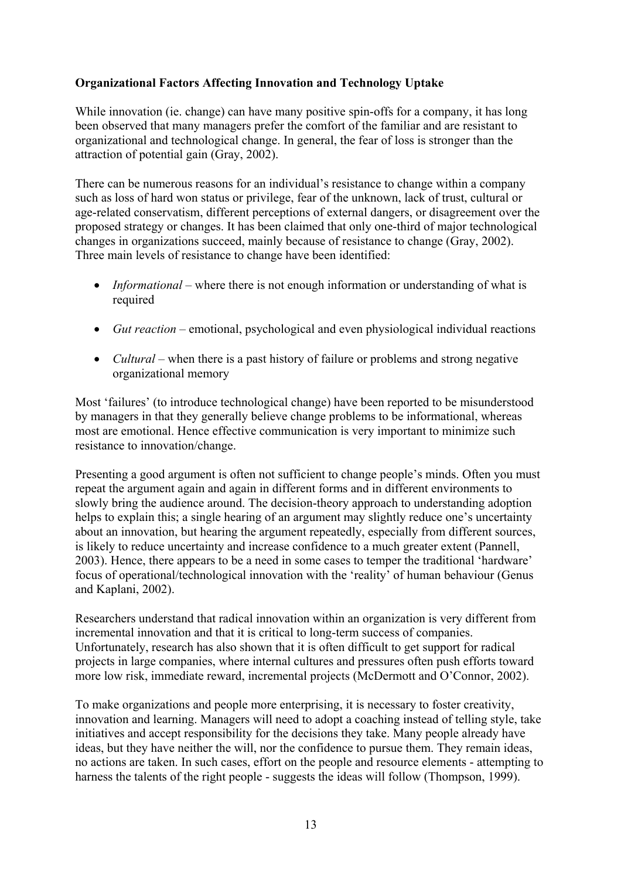**Organizational Factors Affecting Innovation and Technology Uptake**

While innovation (ie. change) can have many positive spin-offs for a company, it has long been observed that many managers prefer the comfort of the familiar and are resistant to organizational and technological change. In general, the fear of loss is stronger than the attraction of potential gain (Gray, 2002).

There can be numerous reasons for an individual's resistance to change within a company such as loss of hard won status or privilege, fear of the unknown, lack of trust, cultural or age-related conservatism, different perceptions of external dangers, or disagreement over the proposed strategy or changes. It has been claimed that only one-third of major technological changes in organizations succeed, mainly because of resistance to change (Gray, 2002). Three main levels of resistance to change have been identified:

- *Informational* – where there is not enough information or understanding of what is required
- *Gut reaction* – emotional, psychological and even physiological individual reactions
- *Cultural* – when there is a past history of failure or problems and strong negative organizational memory

Most 'failures' (to introduce technological change) have been reported to be misunderstood by managers in that they generally believe change problems to be informational, whereas most are emotional. Hence effective communication is very important to minimize such resistance to innovation/change.

Presenting a good argument is often not sufficient to change people's minds. Often you must repeat the argument again and again in different forms and in different environments to slowly bring the audience around. The decision-theory approach to understanding adoption helps to explain this; a single hearing of an argument may slightly reduce one's uncertainty about an innovation, but hearing the argument repeatedly, especially from different sources, is likely to reduce uncertainty and increase confidence to a much greater extent (Pannell, 2003). Hence, there appears to be a need in some cases to temper the traditional 'hardware' focus of operational/technological innovation with the 'reality' of human behaviour (Genus and Kaplani, 2002).

Researchers understand that radical innovation within an organization is very different from incremental innovation and that it is critical to long-term success of companies. Unfortunately, research has also shown that it is often difficult to get support for radical projects in large companies, where internal cultures and pressures often push efforts toward more low risk, immediate reward, incremental projects (McDermott and O'Connor, 2002).

To make organizations and people more enterprising, it is necessary to foster creativity, innovation and learning. Managers will need to adopt a coaching instead of telling style, take initiatives and accept responsibility for the decisions they take. Many people already have ideas, but they have neither the will, nor the confidence to pursue them. They remain ideas, no actions are taken. In such cases, effort on the people and resource elements - attempting to harness the talents of the right people - suggests the ideas will follow (Thompson, 1999).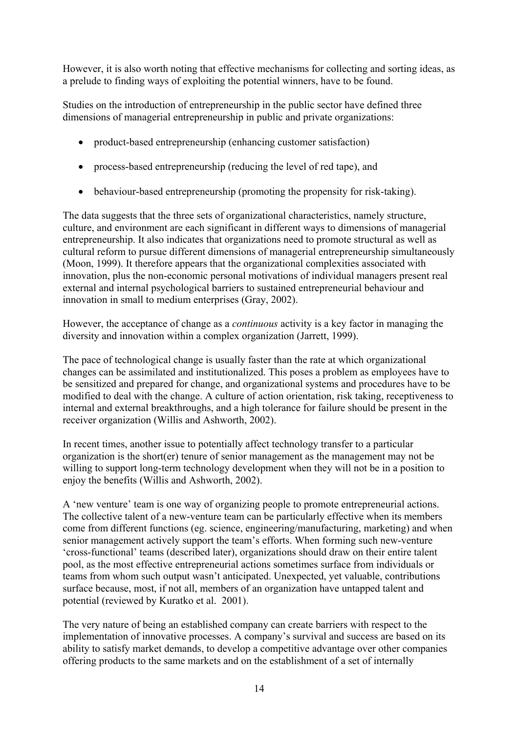However, it is also worth noting that effective mechanisms for collecting and sorting ideas, as a prelude to finding ways of exploiting the potential winners, have to be found.

Studies on the introduction of entrepreneurship in the public sector have defined three dimensions of managerial entrepreneurship in public and private organizations:

- product-based entrepreneurship (enhancing customer satisfaction)
- process-based entrepreneurship (reducing the level of red tape), and
- behaviour-based entrepreneurship (promoting the propensity for risk-taking).

The data suggests that the three sets of organizational characteristics, namely structure, culture, and environment are each significant in different ways to dimensions of managerial entrepreneurship. It also indicates that organizations need to promote structural as well as cultural reform to pursue different dimensions of managerial entrepreneurship simultaneously (Moon, 1999). It therefore appears that the organizational complexities associated with innovation, plus the non-economic personal motivations of individual managers present real external and internal psychological barriers to sustained entrepreneurial behaviour and innovation in small to medium enterprises (Gray, 2002).

However, the acceptance of change as a *continuous* activity is a key factor in managing the diversity and innovation within a complex organization (Jarrett, 1999).

The pace of technological change is usually faster than the rate at which organizational changes can be assimilated and institutionalized. This poses a problem as employees have to be sensitized and prepared for change, and organizational systems and procedures have to be modified to deal with the change. A culture of action orientation, risk taking, receptiveness to internal and external breakthroughs, and a high tolerance for failure should be present in the receiver organization (Willis and Ashworth, 2002).

In recent times, another issue to potentially affect technology transfer to a particular organization is the short(er) tenure of senior management as the management may not be willing to support long-term technology development when they will not be in a position to enjoy the benefits (Willis and Ashworth, 2002).

A 'new venture' team is one way of organizing people to promote entrepreneurial actions. The collective talent of a new-venture team can be particularly effective when its members come from different functions (eg. science, engineering/manufacturing, marketing) and when senior management actively support the team's efforts. When forming such new-venture 'cross-functional' teams (described later), organizations should draw on their entire talent pool, as the most effective entrepreneurial actions sometimes surface from individuals or teams from whom such output wasn't anticipated. Unexpected, yet valuable, contributions surface because, most, if not all, members of an organization have untapped talent and potential (reviewed by Kuratko et al. 2001).

The very nature of being an established company can create barriers with respect to the implementation of innovative processes. A company's survival and success are based on its ability to satisfy market demands, to develop a competitive advantage over other companies offering products to the same markets and on the establishment of a set of internally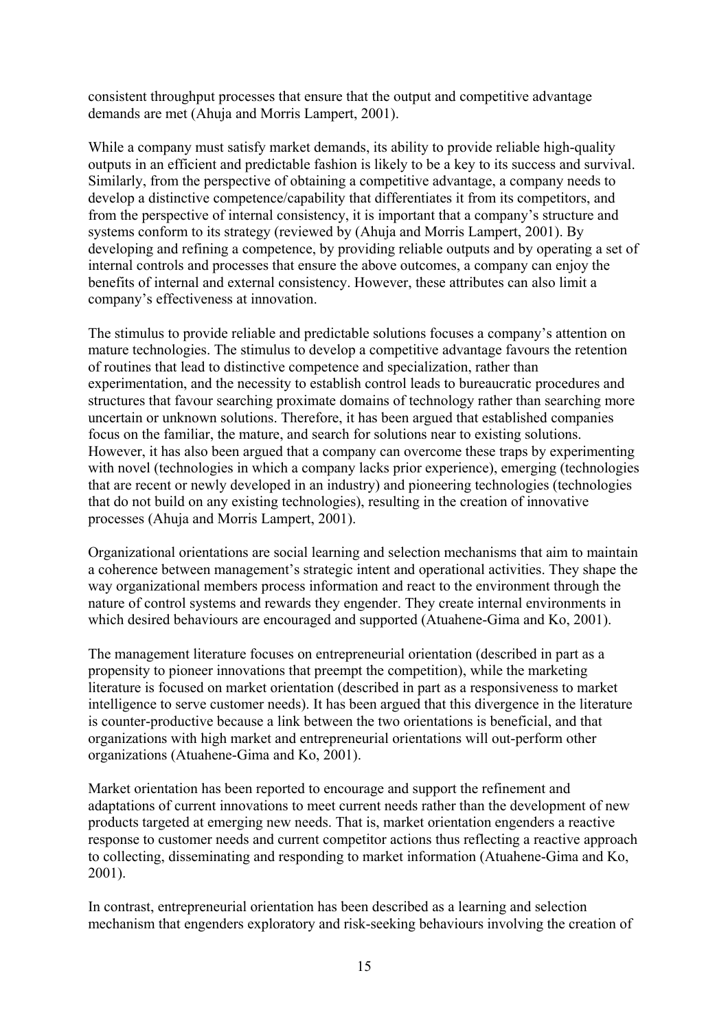consistent throughput processes that ensure that the output and competitive advantage demands are met (Ahuja and Morris Lampert, 2001).

While a company must satisfy market demands, its ability to provide reliable high-quality outputs in an efficient and predictable fashion is likely to be a key to its success and survival. Similarly, from the perspective of obtaining a competitive advantage, a company needs to develop a distinctive competence/capability that differentiates it from its competitors, and from the perspective of internal consistency, it is important that a company's structure and systems conform to its strategy (reviewed by (Ahuja and Morris Lampert, 2001). By developing and refining a competence, by providing reliable outputs and by operating a set of internal controls and processes that ensure the above outcomes, a company can enjoy the benefits of internal and external consistency. However, these attributes can also limit a company's effectiveness at innovation.

The stimulus to provide reliable and predictable solutions focuses a company's attention on mature technologies. The stimulus to develop a competitive advantage favours the retention of routines that lead to distinctive competence and specialization, rather than experimentation, and the necessity to establish control leads to bureaucratic procedures and structures that favour searching proximate domains of technology rather than searching more uncertain or unknown solutions. Therefore, it has been argued that established companies focus on the familiar, the mature, and search for solutions near to existing solutions. However, it has also been argued that a company can overcome these traps by experimenting with novel (technologies in which a company lacks prior experience), emerging (technologies that are recent or newly developed in an industry) and pioneering technologies (technologies that do not build on any existing technologies), resulting in the creation of innovative processes (Ahuja and Morris Lampert, 2001).

Organizational orientations are social learning and selection mechanisms that aim to maintain a coherence between management's strategic intent and operational activities. They shape the way organizational members process information and react to the environment through the nature of control systems and rewards they engender. They create internal environments in which desired behaviours are encouraged and supported (Atuahene-Gima and Ko, 2001).

The management literature focuses on entrepreneurial orientation (described in part as a propensity to pioneer innovations that preempt the competition), while the marketing literature is focused on market orientation (described in part as a responsiveness to market intelligence to serve customer needs). It has been argued that this divergence in the literature is counter-productive because a link between the two orientations is beneficial, and that organizations with high market and entrepreneurial orientations will out-perform other organizations (Atuahene-Gima and Ko, 2001).

Market orientation has been reported to encourage and support the refinement and adaptations of current innovations to meet current needs rather than the development of new products targeted at emerging new needs. That is, market orientation engenders a reactive response to customer needs and current competitor actions thus reflecting a reactive approach to collecting, disseminating and responding to market information (Atuahene-Gima and Ko, 2001).

In contrast, entrepreneurial orientation has been described as a learning and selection mechanism that engenders exploratory and risk-seeking behaviours involving the creation of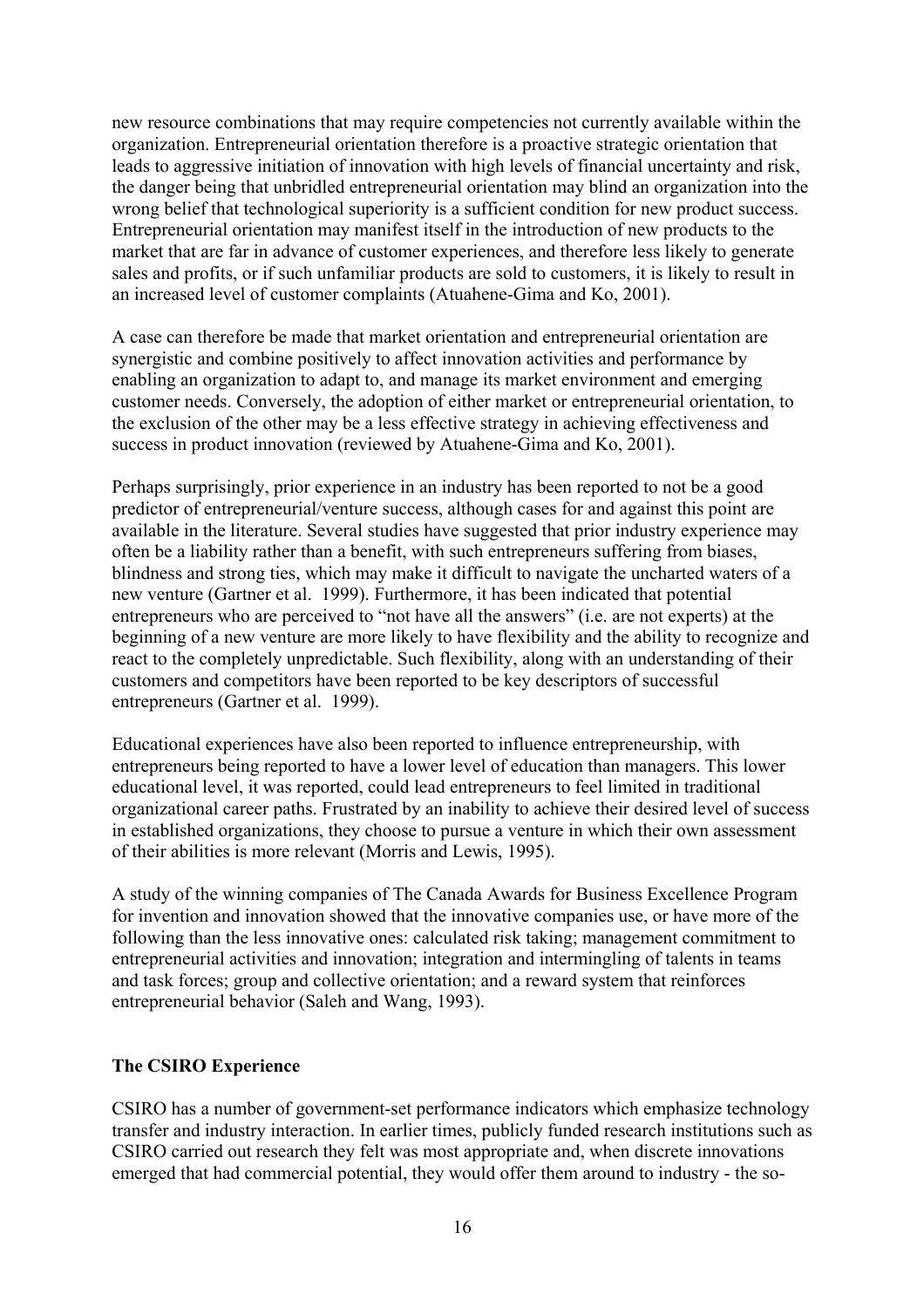new resource combinations that may require competencies not currently available within the organization. Entrepreneurial orientation therefore is a proactive strategic orientation that leads to aggressive initiation of innovation with high levels of financial uncertainty and risk, the danger being that unbridled entrepreneurial orientation may blind an organization into the wrong belief that technological superiority is a sufficient condition for new product success. Entrepreneurial orientation may manifest itself in the introduction of new products to the market that are far in advance of customer experiences, and therefore less likely to generate sales and profits, or if such unfamiliar products are sold to customers, it is likely to result in an increased level of customer complaints (Atuahene-Gima and Ko, 2001).

A case can therefore be made that market orientation and entrepreneurial orientation are synergistic and combine positively to affect innovation activities and performance by enabling an organization to adapt to, and manage its market environment and emerging customer needs. Conversely, the adoption of either market or entrepreneurial orientation, to the exclusion of the other may be a less effective strategy in achieving effectiveness and success in product innovation (reviewed by Atuahene-Gima and Ko, 2001).

Perhaps surprisingly, prior experience in an industry has been reported to not be a good predictor of entrepreneurial/venture success, although cases for and against this point are available in the literature. Several studies have suggested that prior industry experience may often be a liability rather than a benefit, with such entrepreneurs suffering from biases, blindness and strong ties, which may make it difficult to navigate the uncharted waters of a new venture (Gartner et al. 1999). Furthermore, it has been indicated that potential entrepreneurs who are perceived to "not have all the answers" (i.e. are not experts) at the beginning of a new venture are more likely to have flexibility and the ability to recognize and react to the completely unpredictable. Such flexibility, along with an understanding of their customers and competitors have been reported to be key descriptors of successful entrepreneurs (Gartner et al. 1999).

Educational experiences have also been reported to influence entrepreneurship, with entrepreneurs being reported to have a lower level of education than managers. This lower educational level, it was reported, could lead entrepreneurs to feel limited in traditional organizational career paths. Frustrated by an inability to achieve their desired level of success in established organizations, they choose to pursue a venture in which their own assessment of their abilities is more relevant (Morris and Lewis, 1995).

A study of the winning companies of The Canada Awards for Business Excellence Program for invention and innovation showed that the innovative companies use, or have more of the following than the less innovative ones: calculated risk taking; management commitment to entrepreneurial activities and innovation; integration and intermingling of talents in teams and task forces; group and collective orientation; and a reward system that reinforces entrepreneurial behavior (Saleh and Wang, 1993).

## The CSIRO Experience

CSIRO has a number of government-set performance indicators which emphasize technology transfer and industry interaction. In earlier times, publicly funded research institutions such as CSIRO carried out research they felt was most appropriate and, when discrete innovations emerged that had commercial potential, they would offer them around to industry - the so-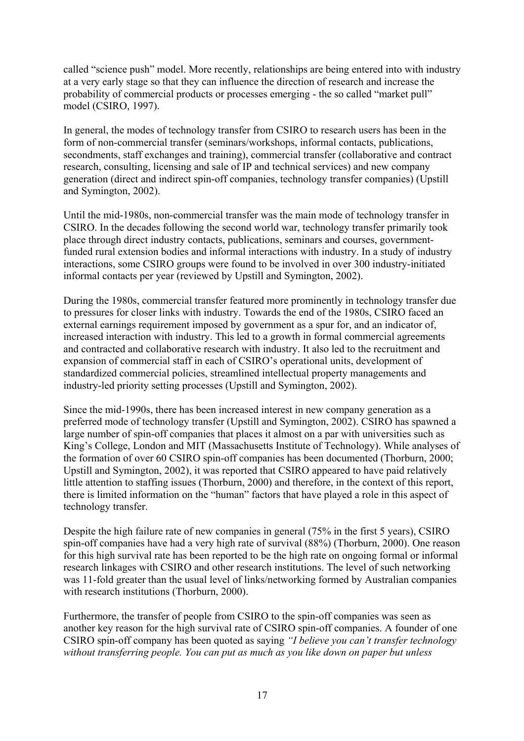called "science push" model. More recently, relationships are being entered into with industry at a very early stage so that they can influence the direction of research and increase the probability of commercial products or processes emerging - the so called "market pull" model (CSIRO, 1997).

In general, the modes of technology transfer from CSIRO to research users has been in the form of non-commercial transfer (seminars/workshops, informal contacts, publications, secondments, staff exchanges and training), commercial transfer (collaborative and contract research, consulting, licensing and sale of IP and technical services) and new company generation (direct and indirect spin-off companies, technology transfer companies) (Upstill and Symington, 2002).

Until the mid-1980s, non-commercial transfer was the main mode of technology transfer in CSIRO. In the decades following the second world war, technology transfer primarily took place through direct industry contacts, publications, seminars and courses, government-funded rural extension bodies and informal interactions with industry. In a study of industry interactions, some CSIRO groups were found to be involved in over 300 industry-initiated informal contacts per year (reviewed by Upstill and Symington, 2002).

During the 1980s, commercial transfer featured more prominently in technology transfer due to pressures for closer links with industry. Towards the end of the 1980s, CSIRO faced an external earnings requirement imposed by government as a spur for, and an indicator of, increased interaction with industry. This led to a growth in formal commercial agreements and contracted and collaborative research with industry. It also led to the recruitment and expansion of commercial staff in each of CSIRO's operational units, development of standardized commercial policies, streamlined intellectual property managements and industry-led priority setting processes (Upstill and Symington, 2002).

Since the mid-1990s, there has been increased interest in new company generation as a preferred mode of technology transfer (Upstill and Symington, 2002). CSIRO has spawned a large number of spin-off companies that places it almost on a par with universities such as King's College, London and MIT (Massachusetts Institute of Technology). While analyses of the formation of over 60 CSIRO spin-off companies has been documented (Thorburn, 2000; Upstill and Symington, 2002), it was reported that CSIRO appeared to have paid relatively little attention to staffing issues (Thorburn, 2000) and therefore, in the context of this report, there is limited information on the "human" factors that have played a role in this aspect of technology transfer.

Despite the high failure rate of new companies in general (75% in the first 5 years), CSIRO spin-off companies have had a very high rate of survival (88%) (Thorburn, 2000). One reason for this high survival rate has been reported to be the high rate on ongoing formal or informal research linkages with CSIRO and other research institutions. The level of such networking was 11-fold greater than the usual level of links/networking formed by Australian companies with research institutions (Thorburn, 2000).

Furthermore, the transfer of people from CSIRO to the spin-off companies was seen as another key reason for the high survival rate of CSIRO spin-off companies. A founder of one CSIRO spin-off company has been quoted as saying *"I believe you can't transfer technology without transferring people. You can put as much as you like down on paper but unless*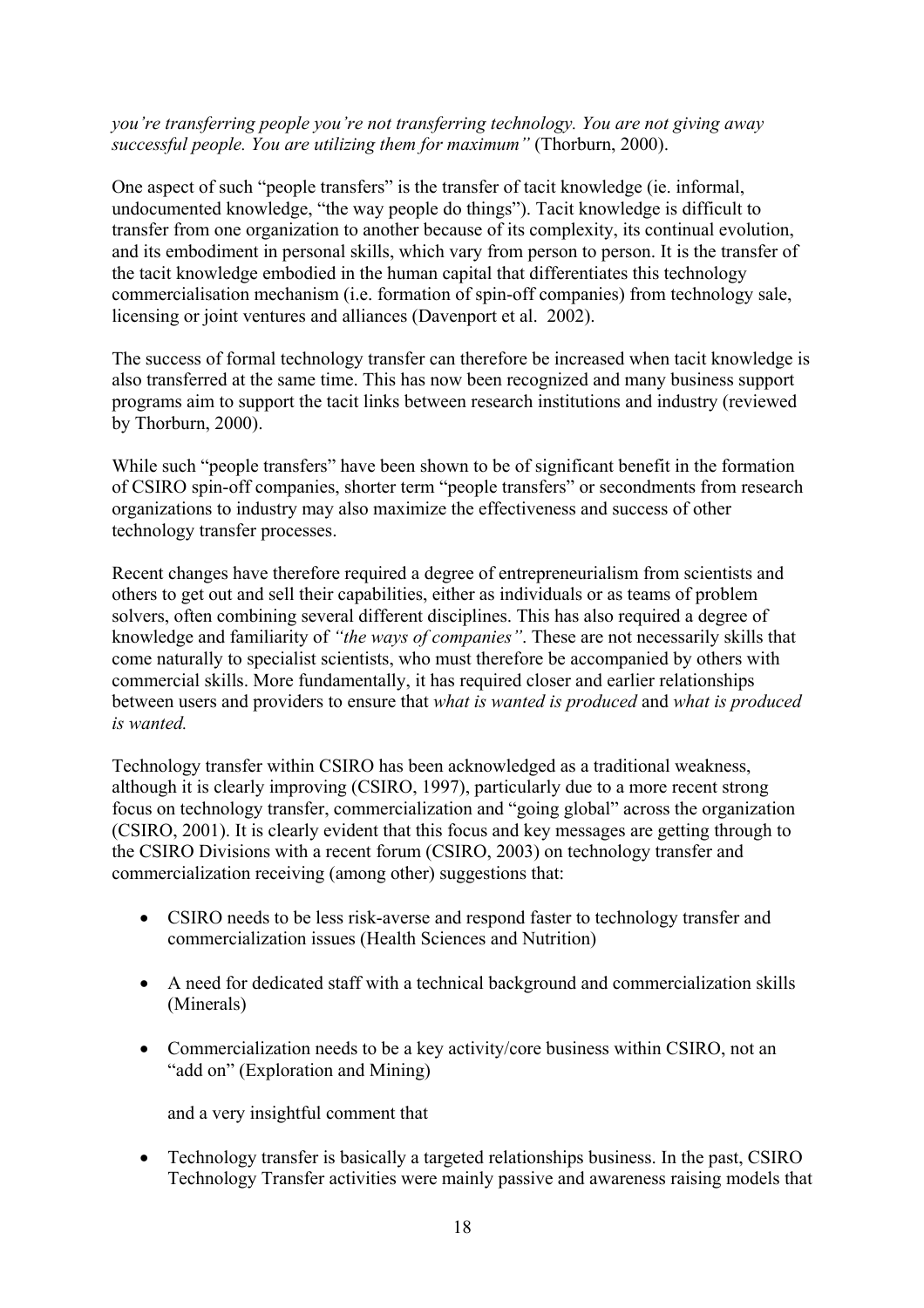*you're transferring people you're not transferring technology. You are not giving away successful people. You are utilizing them for maximum"* (Thorburn, 2000).

One aspect of such "people transfers" is the transfer of tacit knowledge (ie. informal, undocumented knowledge, "the way people do things"). Tacit knowledge is difficult to transfer from one organization to another because of its complexity, its continual evolution, and its embodiment in personal skills, which vary from person to person. It is the transfer of the tacit knowledge embodied in the human capital that differentiates this technology commercialisation mechanism (i.e. formation of spin-off companies) from technology sale, licensing or joint ventures and alliances (Davenport et al. 2002).

The success of formal technology transfer can therefore be increased when tacit knowledge is also transferred at the same time. This has now been recognized and many business support programs aim to support the tacit links between research institutions and industry (reviewed by Thorburn, 2000).

While such "people transfers" have been shown to be of significant benefit in the formation of CSIRO spin-off companies, shorter term "people transfers" or secondments from research organizations to industry may also maximize the effectiveness and success of other technology transfer processes.

Recent changes have therefore required a degree of entrepreneurialism from scientists and others to get out and sell their capabilities, either as individuals or as teams of problem solvers, often combining several different disciplines. This has also required a degree of knowledge and familiarity of *"the ways of companies"*. These are not necessarily skills that come naturally to specialist scientists, who must therefore be accompanied by others with commercial skills. More fundamentally, it has required closer and earlier relationships between users and providers to ensure that *what is wanted is produced* and *what is produced is wanted.*

Technology transfer within CSIRO has been acknowledged as a traditional weakness, although it is clearly improving (CSIRO, 1997), particularly due to a more recent strong focus on technology transfer, commercialization and "going global" across the organization (CSIRO, 2001). It is clearly evident that this focus and key messages are getting through to the CSIRO Divisions with a recent forum (CSIRO, 2003) on technology transfer and commercialization receiving (among other) suggestions that:

- CSIRO needs to be less risk-averse and respond faster to technology transfer and commercialization issues (Health Sciences and Nutrition)
- A need for dedicated staff with a technical background and commercialization skills (Minerals)
- Commercialization needs to be a key activity/core business within CSIRO, not an "add on" (Exploration and Mining)

  and a very insightful comment that

- Technology transfer is basically a targeted relationships business. In the past, CSIRO Technology Transfer activities were mainly passive and awareness raising models that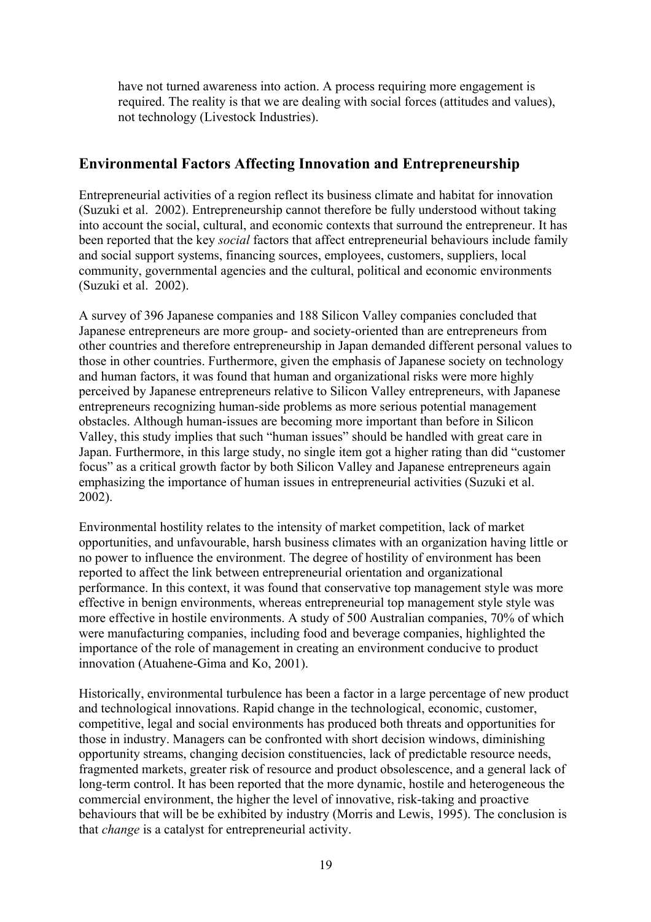have not turned awareness into action. A process requiring more engagement is required. The reality is that we are dealing with social forces (attitudes and values), not technology (Livestock Industries).

## Environmental Factors Affecting Innovation and Entrepreneurship

Entrepreneurial activities of a region reflect its business climate and habitat for innovation (Suzuki et al. 2002). Entrepreneurship cannot therefore be fully understood without taking into account the social, cultural, and economic contexts that surround the entrepreneur. It has been reported that the key *social* factors that affect entrepreneurial behaviours include family and social support systems, financing sources, employees, customers, suppliers, local community, governmental agencies and the cultural, political and economic environments (Suzuki et al. 2002).

A survey of 396 Japanese companies and 188 Silicon Valley companies concluded that Japanese entrepreneurs are more group- and society-oriented than are entrepreneurs from other countries and therefore entrepreneurship in Japan demanded different personal values to those in other countries. Furthermore, given the emphasis of Japanese society on technology and human factors, it was found that human and organizational risks were more highly perceived by Japanese entrepreneurs relative to Silicon Valley entrepreneurs, with Japanese entrepreneurs recognizing human-side problems as more serious potential management obstacles. Although human-issues are becoming more important than before in Silicon Valley, this study implies that such "human issues" should be handled with great care in Japan. Furthermore, in this large study, no single item got a higher rating than did "customer focus" as a critical growth factor by both Silicon Valley and Japanese entrepreneurs again emphasizing the importance of human issues in entrepreneurial activities (Suzuki et al. 2002).

Environmental hostility relates to the intensity of market competition, lack of market opportunities, and unfavourable, harsh business climates with an organization having little or no power to influence the environment. The degree of hostility of environment has been reported to affect the link between entrepreneurial orientation and organizational performance. In this context, it was found that conservative top management style was more effective in benign environments, whereas entrepreneurial top management style style was more effective in hostile environments. A study of 500 Australian companies, 70% of which were manufacturing companies, including food and beverage companies, highlighted the importance of the role of management in creating an environment conducive to product innovation (Atuahene-Gima and Ko, 2001).

Historically, environmental turbulence has been a factor in a large percentage of new product and technological innovations. Rapid change in the technological, economic, customer, competitive, legal and social environments has produced both threats and opportunities for those in industry. Managers can be confronted with short decision windows, diminishing opportunity streams, changing decision constituencies, lack of predictable resource needs, fragmented markets, greater risk of resource and product obsolescence, and a general lack of long-term control. It has been reported that the more dynamic, hostile and heterogeneous the commercial environment, the higher the level of innovative, risk-taking and proactive behaviours that will be be exhibited by industry (Morris and Lewis, 1995). The conclusion is that *change* is a catalyst for entrepreneurial activity.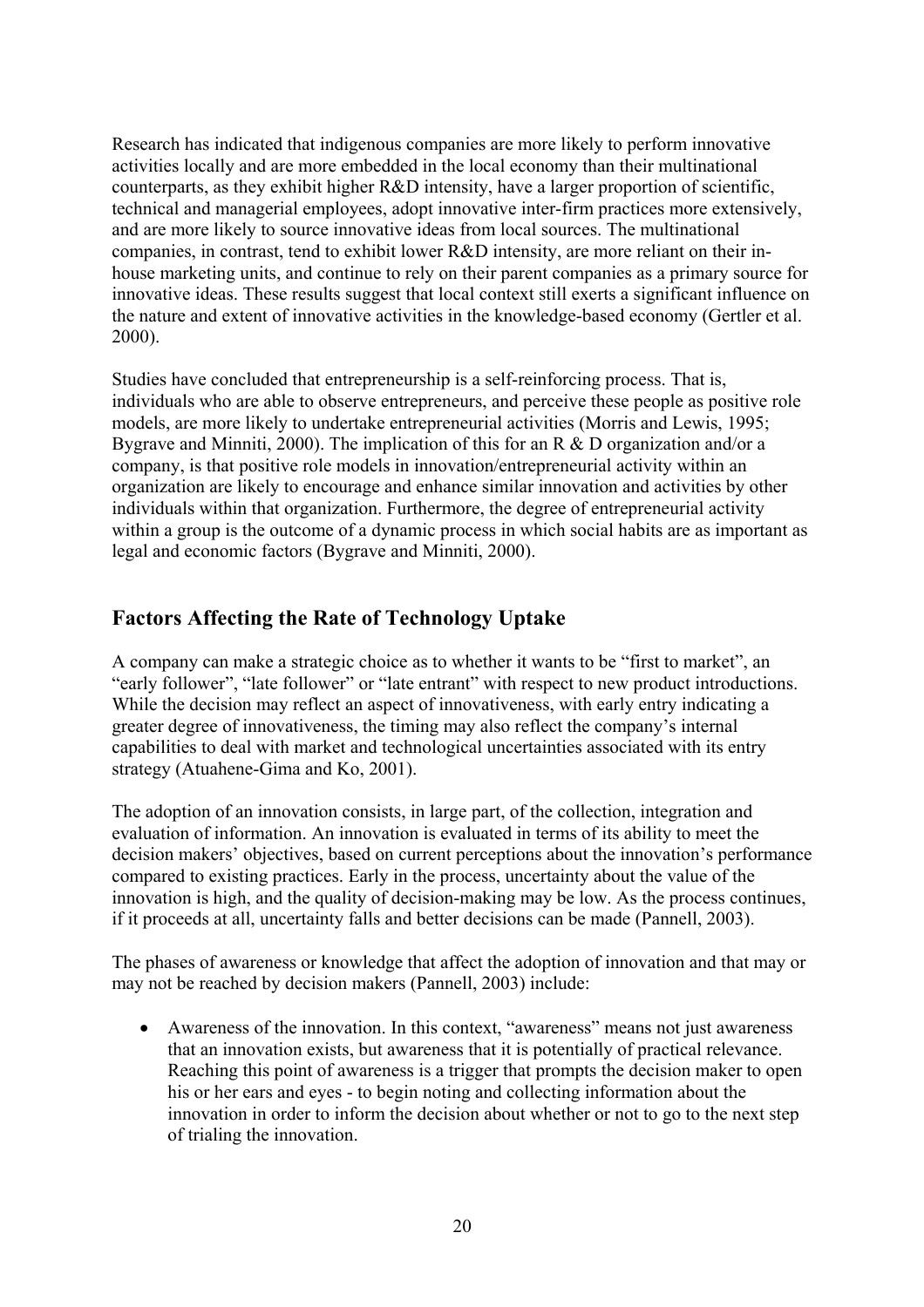Research has indicated that indigenous companies are more likely to perform innovative activities locally and are more embedded in the local economy than their multinational counterparts, as they exhibit higher R&D intensity, have a larger proportion of scientific, technical and managerial employees, adopt innovative inter-firm practices more extensively, and are more likely to source innovative ideas from local sources. The multinational companies, in contrast, tend to exhibit lower R&D intensity, are more reliant on their in-house marketing units, and continue to rely on their parent companies as a primary source for innovative ideas. These results suggest that local context still exerts a significant influence on the nature and extent of innovative activities in the knowledge-based economy (Gertler et al. 2000).

Studies have concluded that entrepreneurship is a self-reinforcing process. That is, individuals who are able to observe entrepreneurs, and perceive these people as positive role models, are more likely to undertake entrepreneurial activities (Morris and Lewis, 1995; Bygrave and Minniti, 2000). The implication of this for an R & D organization and/or a company, is that positive role models in innovation/entrepreneurial activity within an organization are likely to encourage and enhance similar innovation and activities by other individuals within that organization. Furthermore, the degree of entrepreneurial activity within a group is the outcome of a dynamic process in which social habits are as important as legal and economic factors (Bygrave and Minniti, 2000).

## Factors Affecting the Rate of Technology Uptake

A company can make a strategic choice as to whether it wants to be "first to market", an "early follower", "late follower" or "late entrant" with respect to new product introductions. While the decision may reflect an aspect of innovativeness, with early entry indicating a greater degree of innovativeness, the timing may also reflect the company's internal capabilities to deal with market and technological uncertainties associated with its entry strategy (Atuahene-Gima and Ko, 2001).

The adoption of an innovation consists, in large part, of the collection, integration and evaluation of information. An innovation is evaluated in terms of its ability to meet the decision makers' objectives, based on current perceptions about the innovation's performance compared to existing practices. Early in the process, uncertainty about the value of the innovation is high, and the quality of decision-making may be low. As the process continues, if it proceeds at all, uncertainty falls and better decisions can be made (Pannell, 2003).

The phases of awareness or knowledge that affect the adoption of innovation and that may or may not be reached by decision makers (Pannell, 2003) include:

- Awareness of the innovation. In this context, "awareness" means not just awareness that an innovation exists, but awareness that it is potentially of practical relevance. Reaching this point of awareness is a trigger that prompts the decision maker to open his or her ears and eyes - to begin noting and collecting information about the innovation in order to inform the decision about whether or not to go to the next step of trialing the innovation.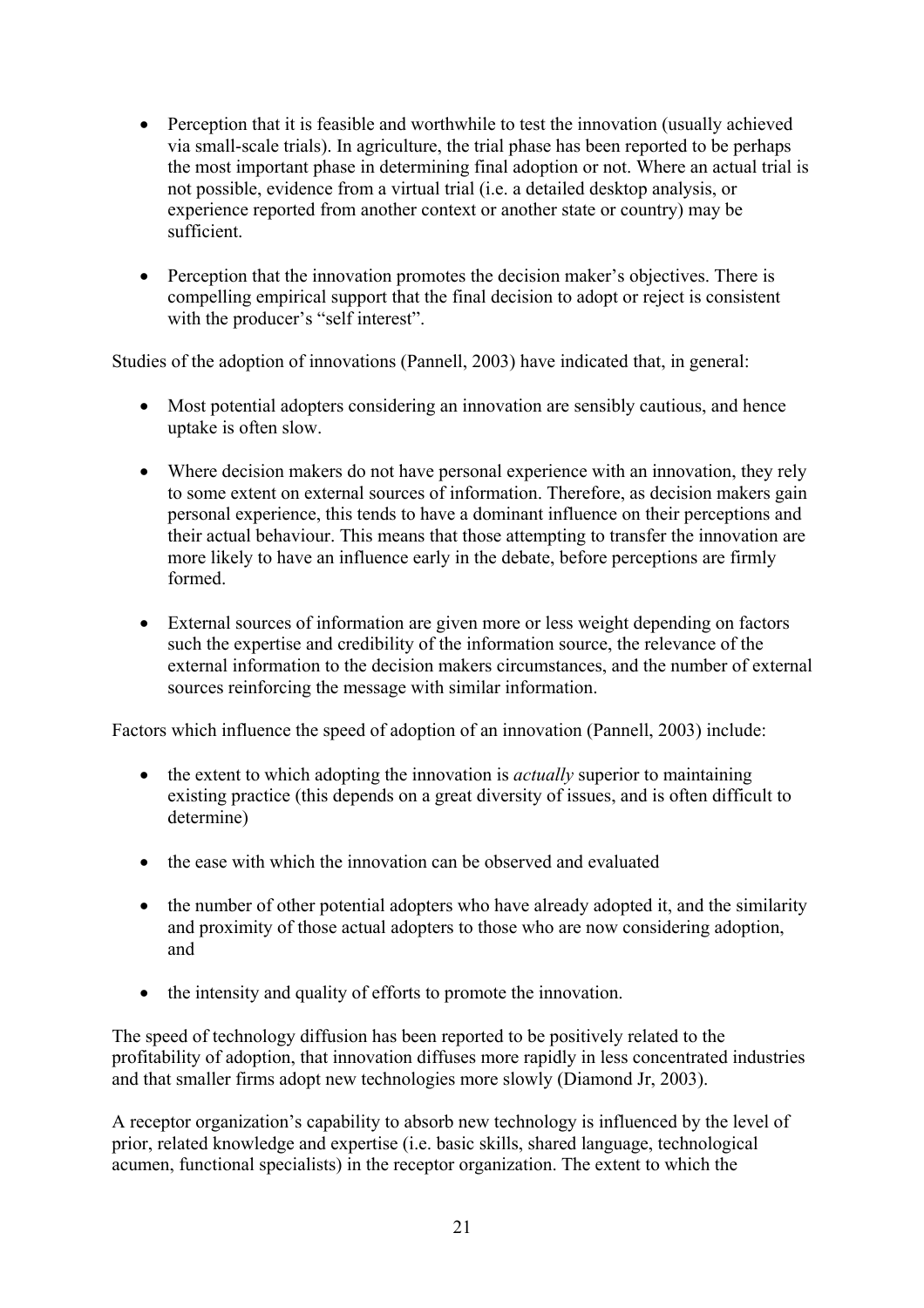- Perception that it is feasible and worthwhile to test the innovation (usually achieved via small-scale trials). In agriculture, the trial phase has been reported to be perhaps the most important phase in determining final adoption or not. Where an actual trial is not possible, evidence from a virtual trial (i.e. a detailed desktop analysis, or experience reported from another context or another state or country) may be sufficient.

- Perception that the innovation promotes the decision maker's objectives. There is compelling empirical support that the final decision to adopt or reject is consistent with the producer's "self interest".

Studies of the adoption of innovations (Pannell, 2003) have indicated that, in general:

- Most potential adopters considering an innovation are sensibly cautious, and hence uptake is often slow.

- Where decision makers do not have personal experience with an innovation, they rely to some extent on external sources of information. Therefore, as decision makers gain personal experience, this tends to have a dominant influence on their perceptions and their actual behaviour. This means that those attempting to transfer the innovation are more likely to have an influence early in the debate, before perceptions are firmly formed.

- External sources of information are given more or less weight depending on factors such the expertise and credibility of the information source, the relevance of the external information to the decision makers circumstances, and the number of external sources reinforcing the message with similar information.

Factors which influence the speed of adoption of an innovation (Pannell, 2003) include:

- the extent to which adopting the innovation is *actually* superior to maintaining existing practice (this depends on a great diversity of issues, and is often difficult to determine)

- the ease with which the innovation can be observed and evaluated

- the number of other potential adopters who have already adopted it, and the similarity and proximity of those actual adopters to those who are now considering adoption, and

- the intensity and quality of efforts to promote the innovation.

The speed of technology diffusion has been reported to be positively related to the profitability of adoption, that innovation diffuses more rapidly in less concentrated industries and that smaller firms adopt new technologies more slowly (Diamond Jr, 2003).

A receptor organization's capability to absorb new technology is influenced by the level of prior, related knowledge and expertise (i.e. basic skills, shared language, technological acumen, functional specialists) in the receptor organization. The extent to which the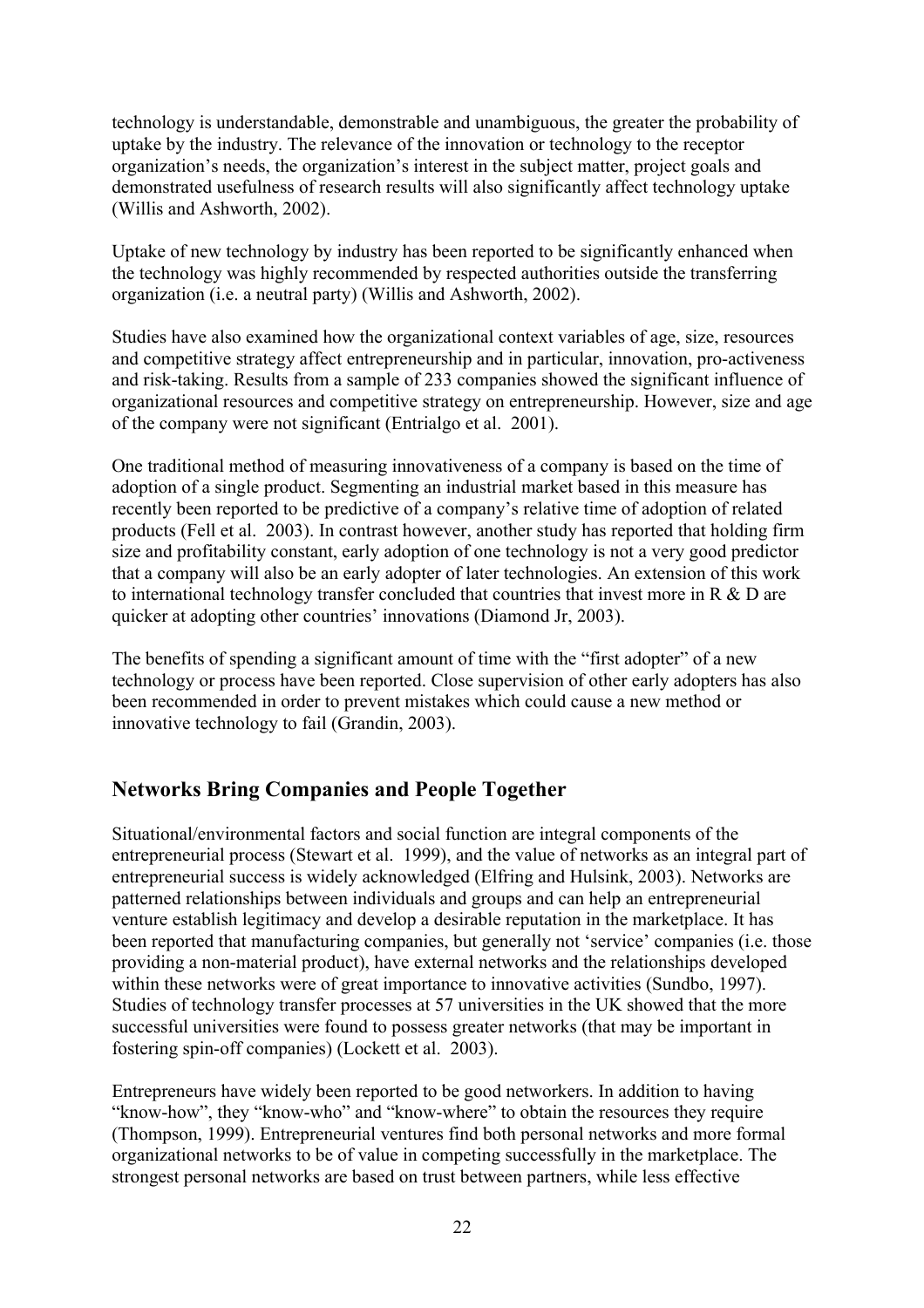technology is understandable, demonstrable and unambiguous, the greater the probability of uptake by the industry. The relevance of the innovation or technology to the receptor organization's needs, the organization's interest in the subject matter, project goals and demonstrated usefulness of research results will also significantly affect technology uptake (Willis and Ashworth, 2002).

Uptake of new technology by industry has been reported to be significantly enhanced when the technology was highly recommended by respected authorities outside the transferring organization (i.e. a neutral party) (Willis and Ashworth, 2002).

Studies have also examined how the organizational context variables of age, size, resources and competitive strategy affect entrepreneurship and in particular, innovation, pro-activeness and risk-taking. Results from a sample of 233 companies showed the significant influence of organizational resources and competitive strategy on entrepreneurship. However, size and age of the company were not significant (Entrialgo et al. 2001).

One traditional method of measuring innovativeness of a company is based on the time of adoption of a single product. Segmenting an industrial market based in this measure has recently been reported to be predictive of a company's relative time of adoption of related products (Fell et al. 2003). In contrast however, another study has reported that holding firm size and profitability constant, early adoption of one technology is not a very good predictor that a company will also be an early adopter of later technologies. An extension of this work to international technology transfer concluded that countries that invest more in R & D are quicker at adopting other countries' innovations (Diamond Jr, 2003).

The benefits of spending a significant amount of time with the "first adopter" of a new technology or process have been reported. Close supervision of other early adopters has also been recommended in order to prevent mistakes which could cause a new method or innovative technology to fail (Grandin, 2003).

## Networks Bring Companies and People Together

Situational/environmental factors and social function are integral components of the entrepreneurial process (Stewart et al. 1999), and the value of networks as an integral part of entrepreneurial success is widely acknowledged (Elfring and Hulsink, 2003). Networks are patterned relationships between individuals and groups and can help an entrepreneurial venture establish legitimacy and develop a desirable reputation in the marketplace. It has been reported that manufacturing companies, but generally not 'service' companies (i.e. those providing a non-material product), have external networks and the relationships developed within these networks were of great importance to innovative activities (Sundbo, 1997). Studies of technology transfer processes at 57 universities in the UK showed that the more successful universities were found to possess greater networks (that may be important in fostering spin-off companies) (Lockett et al. 2003).

Entrepreneurs have widely been reported to be good networkers. In addition to having "know-how", they "know-who" and "know-where" to obtain the resources they require (Thompson, 1999). Entrepreneurial ventures find both personal networks and more formal organizational networks to be of value in competing successfully in the marketplace. The strongest personal networks are based on trust between partners, while less effective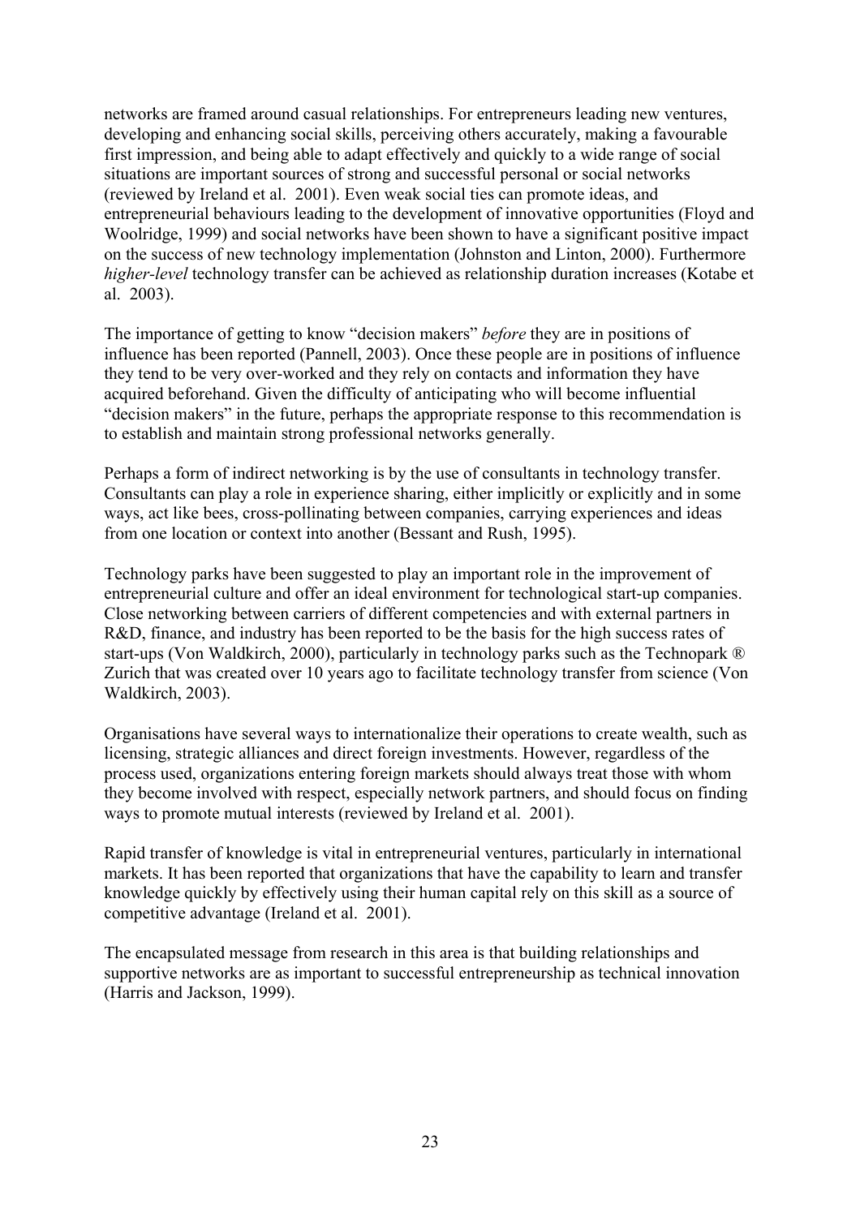networks are framed around casual relationships. For entrepreneurs leading new ventures, developing and enhancing social skills, perceiving others accurately, making a favourable first impression, and being able to adapt effectively and quickly to a wide range of social situations are important sources of strong and successful personal or social networks (reviewed by Ireland et al. 2001). Even weak social ties can promote ideas, and entrepreneurial behaviours leading to the development of innovative opportunities (Floyd and Woolridge, 1999) and social networks have been shown to have a significant positive impact on the success of new technology implementation (Johnston and Linton, 2000). Furthermore *higher-level* technology transfer can be achieved as relationship duration increases (Kotabe et al. 2003).

The importance of getting to know "decision makers" *before* they are in positions of influence has been reported (Pannell, 2003). Once these people are in positions of influence they tend to be very over-worked and they rely on contacts and information they have acquired beforehand. Given the difficulty of anticipating who will become influential "decision makers" in the future, perhaps the appropriate response to this recommendation is to establish and maintain strong professional networks generally.

Perhaps a form of indirect networking is by the use of consultants in technology transfer. Consultants can play a role in experience sharing, either implicitly or explicitly and in some ways, act like bees, cross-pollinating between companies, carrying experiences and ideas from one location or context into another (Bessant and Rush, 1995).

Technology parks have been suggested to play an important role in the improvement of entrepreneurial culture and offer an ideal environment for technological start-up companies. Close networking between carriers of different competencies and with external partners in R&D, finance, and industry has been reported to be the basis for the high success rates of start-ups (Von Waldkirch, 2000), particularly in technology parks such as the Technopark ® Zurich that was created over 10 years ago to facilitate technology transfer from science (Von Waldkirch, 2003).

Organisations have several ways to internationalize their operations to create wealth, such as licensing, strategic alliances and direct foreign investments. However, regardless of the process used, organizations entering foreign markets should always treat those with whom they become involved with respect, especially network partners, and should focus on finding ways to promote mutual interests (reviewed by Ireland et al. 2001).

Rapid transfer of knowledge is vital in entrepreneurial ventures, particularly in international markets. It has been reported that organizations that have the capability to learn and transfer knowledge quickly by effectively using their human capital rely on this skill as a source of competitive advantage (Ireland et al. 2001).

The encapsulated message from research in this area is that building relationships and supportive networks are as important to successful entrepreneurship as technical innovation (Harris and Jackson, 1999).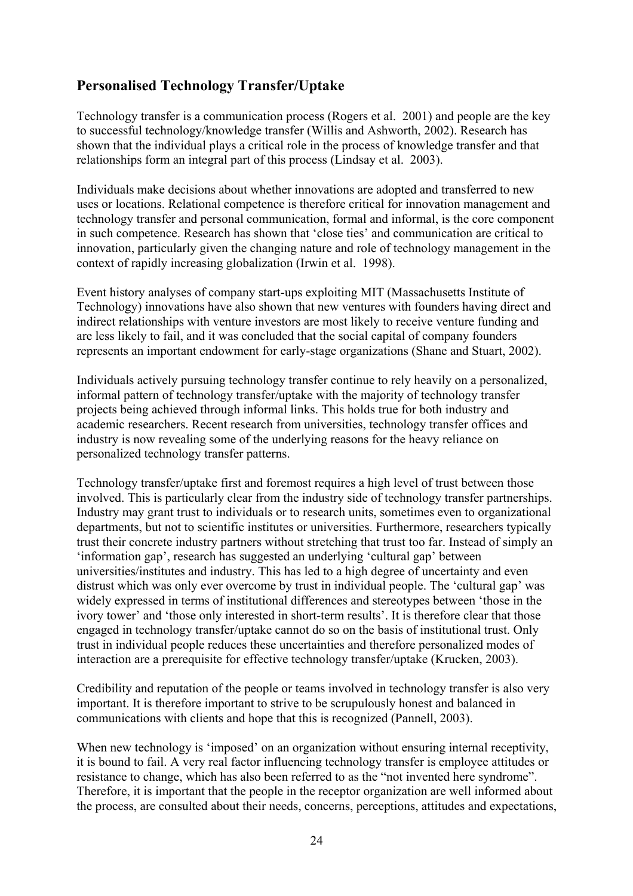## Personalised Technology Transfer/Uptake

Technology transfer is a communication process (Rogers et al. 2001) and people are the key to successful technology/knowledge transfer (Willis and Ashworth, 2002). Research has shown that the individual plays a critical role in the process of knowledge transfer and that relationships form an integral part of this process (Lindsay et al. 2003).

Individuals make decisions about whether innovations are adopted and transferred to new uses or locations. Relational competence is therefore critical for innovation management and technology transfer and personal communication, formal and informal, is the core component in such competence. Research has shown that 'close ties' and communication are critical to innovation, particularly given the changing nature and role of technology management in the context of rapidly increasing globalization (Irwin et al. 1998).

Event history analyses of company start-ups exploiting MIT (Massachusetts Institute of Technology) innovations have also shown that new ventures with founders having direct and indirect relationships with venture investors are most likely to receive venture funding and are less likely to fail, and it was concluded that the social capital of company founders represents an important endowment for early-stage organizations (Shane and Stuart, 2002).

Individuals actively pursuing technology transfer continue to rely heavily on a personalized, informal pattern of technology transfer/uptake with the majority of technology transfer projects being achieved through informal links. This holds true for both industry and academic researchers. Recent research from universities, technology transfer offices and industry is now revealing some of the underlying reasons for the heavy reliance on personalized technology transfer patterns.

Technology transfer/uptake first and foremost requires a high level of trust between those involved. This is particularly clear from the industry side of technology transfer partnerships. Industry may grant trust to individuals or to research units, sometimes even to organizational departments, but not to scientific institutes or universities. Furthermore, researchers typically trust their concrete industry partners without stretching that trust too far. Instead of simply an 'information gap', research has suggested an underlying 'cultural gap' between universities/institutes and industry. This has led to a high degree of uncertainty and even distrust which was only ever overcome by trust in individual people. The 'cultural gap' was widely expressed in terms of institutional differences and stereotypes between 'those in the ivory tower' and 'those only interested in short-term results'. It is therefore clear that those engaged in technology transfer/uptake cannot do so on the basis of institutional trust. Only trust in individual people reduces these uncertainties and therefore personalized modes of interaction are a prerequisite for effective technology transfer/uptake (Krucken, 2003).

Credibility and reputation of the people or teams involved in technology transfer is also very important. It is therefore important to strive to be scrupulously honest and balanced in communications with clients and hope that this is recognized (Pannell, 2003).

When new technology is 'imposed' on an organization without ensuring internal receptivity, it is bound to fail. A very real factor influencing technology transfer is employee attitudes or resistance to change, which has also been referred to as the "not invented here syndrome". Therefore, it is important that the people in the receptor organization are well informed about the process, are consulted about their needs, concerns, perceptions, attitudes and expectations,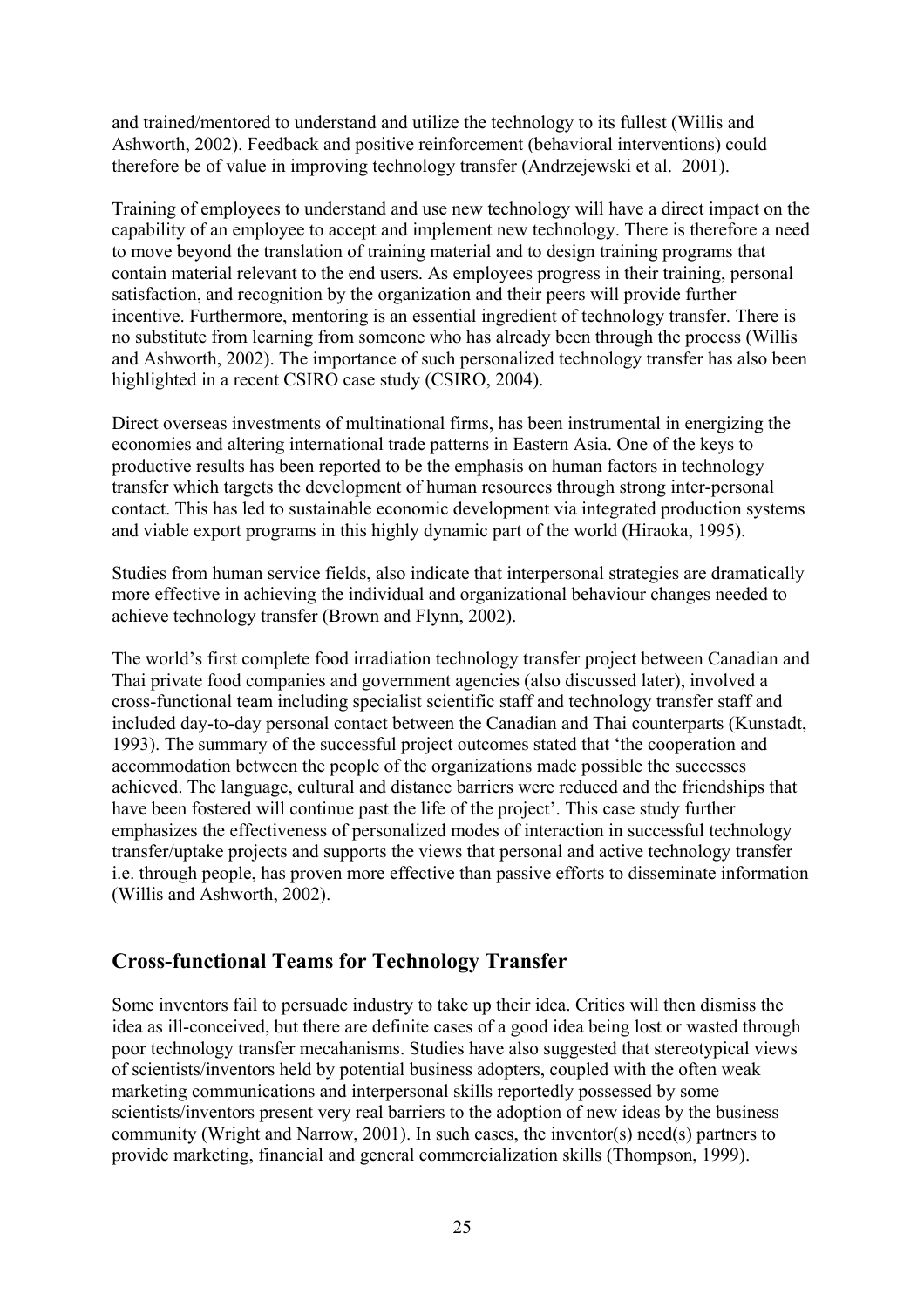and trained/mentored to understand and utilize the technology to its fullest (Willis and Ashworth, 2002). Feedback and positive reinforcement (behavioral interventions) could therefore be of value in improving technology transfer (Andrzejewski et al. 2001).

Training of employees to understand and use new technology will have a direct impact on the capability of an employee to accept and implement new technology. There is therefore a need to move beyond the translation of training material and to design training programs that contain material relevant to the end users. As employees progress in their training, personal satisfaction, and recognition by the organization and their peers will provide further incentive. Furthermore, mentoring is an essential ingredient of technology transfer. There is no substitute from learning from someone who has already been through the process (Willis and Ashworth, 2002). The importance of such personalized technology transfer has also been highlighted in a recent CSIRO case study (CSIRO, 2004).

Direct overseas investments of multinational firms, has been instrumental in energizing the economies and altering international trade patterns in Eastern Asia. One of the keys to productive results has been reported to be the emphasis on human factors in technology transfer which targets the development of human resources through strong inter-personal contact. This has led to sustainable economic development via integrated production systems and viable export programs in this highly dynamic part of the world (Hiraoka, 1995).

Studies from human service fields, also indicate that interpersonal strategies are dramatically more effective in achieving the individual and organizational behaviour changes needed to achieve technology transfer (Brown and Flynn, 2002).

The world's first complete food irradiation technology transfer project between Canadian and Thai private food companies and government agencies (also discussed later), involved a cross-functional team including specialist scientific staff and technology transfer staff and included day-to-day personal contact between the Canadian and Thai counterparts (Kunstadt, 1993). The summary of the successful project outcomes stated that 'the cooperation and accommodation between the people of the organizations made possible the successes achieved. The language, cultural and distance barriers were reduced and the friendships that have been fostered will continue past the life of the project'. This case study further emphasizes the effectiveness of personalized modes of interaction in successful technology transfer/uptake projects and supports the views that personal and active technology transfer i.e. through people, has proven more effective than passive efforts to disseminate information (Willis and Ashworth, 2002).

## Cross-functional Teams for Technology Transfer

Some inventors fail to persuade industry to take up their idea. Critics will then dismiss the idea as ill-conceived, but there are definite cases of a good idea being lost or wasted through poor technology transfer mecahanisms. Studies have also suggested that stereotypical views of scientists/inventors held by potential business adopters, coupled with the often weak marketing communications and interpersonal skills reportedly possessed by some scientists/inventors present very real barriers to the adoption of new ideas by the business community (Wright and Narrow, 2001). In such cases, the inventor(s) need(s) partners to provide marketing, financial and general commercialization skills (Thompson, 1999).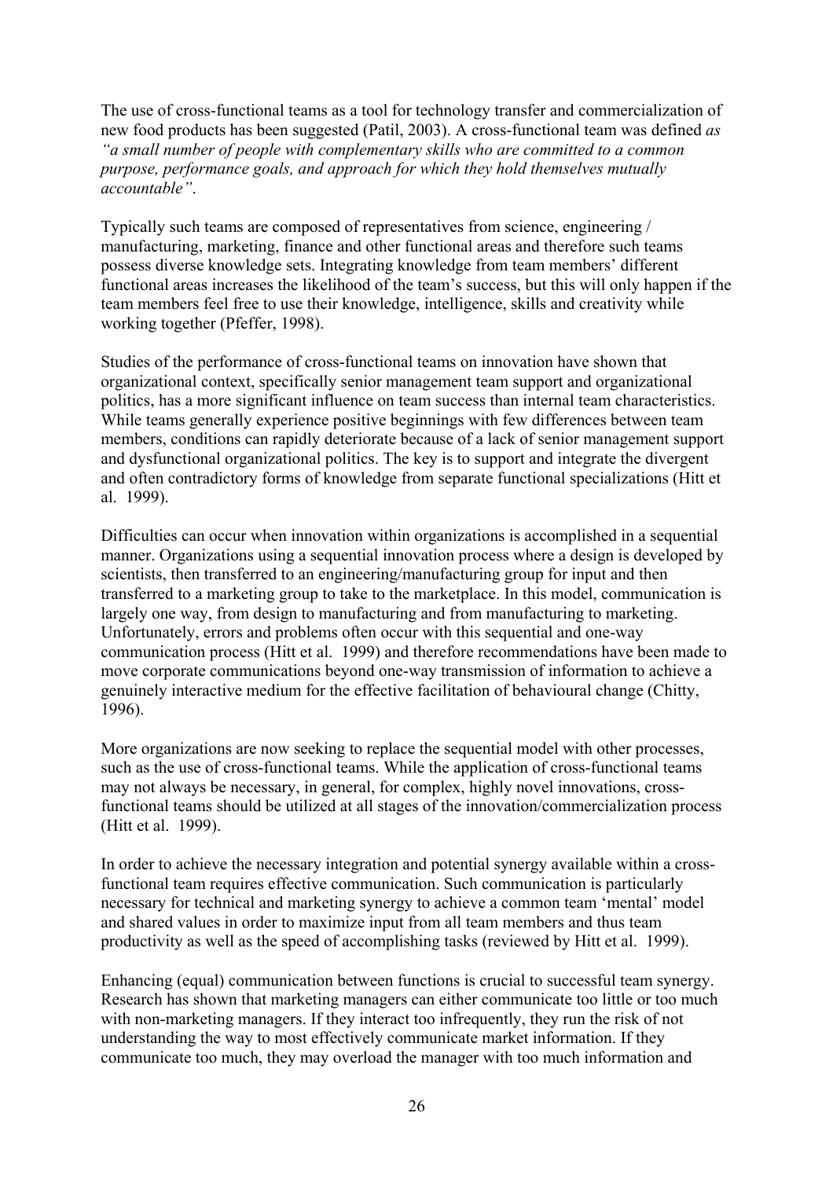The use of cross-functional teams as a tool for technology transfer and commercialization of new food products has been suggested (Patil, 2003). A cross-functional team was defined *as "a small number of people with complementary skills who are committed to a common purpose, performance goals, and approach for which they hold themselves mutually accountable"*.

Typically such teams are composed of representatives from science, engineering / manufacturing, marketing, finance and other functional areas and therefore such teams possess diverse knowledge sets. Integrating knowledge from team members' different functional areas increases the likelihood of the team's success, but this will only happen if the team members feel free to use their knowledge, intelligence, skills and creativity while working together (Pfeffer, 1998).

Studies of the performance of cross-functional teams on innovation have shown that organizational context, specifically senior management team support and organizational politics, has a more significant influence on team success than internal team characteristics. While teams generally experience positive beginnings with few differences between team members, conditions can rapidly deteriorate because of a lack of senior management support and dysfunctional organizational politics. The key is to support and integrate the divergent and often contradictory forms of knowledge from separate functional specializations (Hitt et al. 1999).

Difficulties can occur when innovation within organizations is accomplished in a sequential manner. Organizations using a sequential innovation process where a design is developed by scientists, then transferred to an engineering/manufacturing group for input and then transferred to a marketing group to take to the marketplace. In this model, communication is largely one way, from design to manufacturing and from manufacturing to marketing. Unfortunately, errors and problems often occur with this sequential and one-way communication process (Hitt et al. 1999) and therefore recommendations have been made to move corporate communications beyond one-way transmission of information to achieve a genuinely interactive medium for the effective facilitation of behavioural change (Chitty, 1996).

More organizations are now seeking to replace the sequential model with other processes, such as the use of cross-functional teams. While the application of cross-functional teams may not always be necessary, in general, for complex, highly novel innovations, cross-functional teams should be utilized at all stages of the innovation/commercialization process (Hitt et al. 1999).

In order to achieve the necessary integration and potential synergy available within a cross-functional team requires effective communication. Such communication is particularly necessary for technical and marketing synergy to achieve a common team 'mental' model and shared values in order to maximize input from all team members and thus team productivity as well as the speed of accomplishing tasks (reviewed by Hitt et al. 1999).

Enhancing (equal) communication between functions is crucial to successful team synergy. Research has shown that marketing managers can either communicate too little or too much with non-marketing managers. If they interact too infrequently, they run the risk of not understanding the way to most effectively communicate market information. If they communicate too much, they may overload the manager with too much information and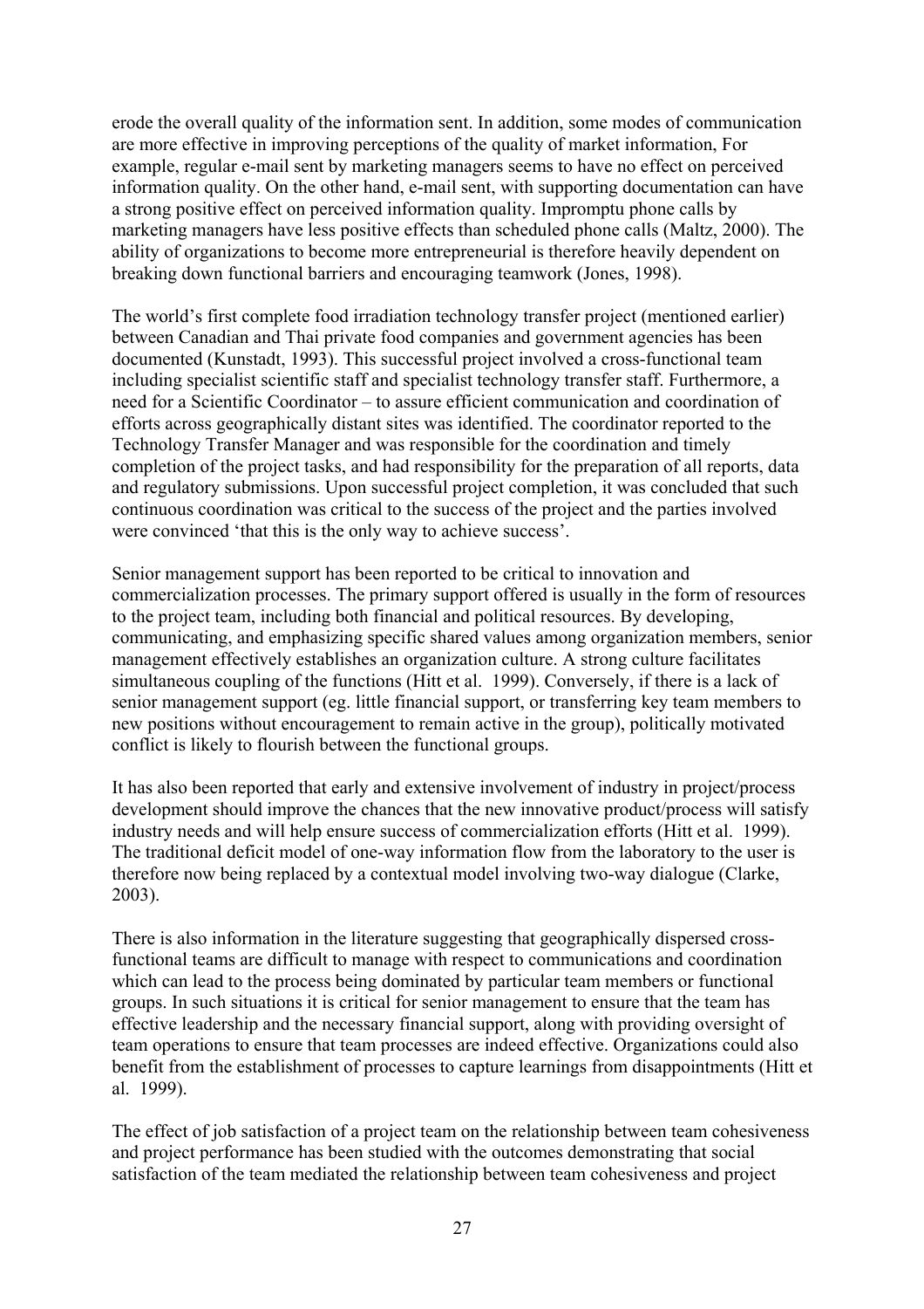erode the overall quality of the information sent. In addition, some modes of communication are more effective in improving perceptions of the quality of market information, For example, regular e-mail sent by marketing managers seems to have no effect on perceived information quality. On the other hand, e-mail sent, with supporting documentation can have a strong positive effect on perceived information quality. Impromptu phone calls by marketing managers have less positive effects than scheduled phone calls (Maltz, 2000). The ability of organizations to become more entrepreneurial is therefore heavily dependent on breaking down functional barriers and encouraging teamwork (Jones, 1998).

The world's first complete food irradiation technology transfer project (mentioned earlier) between Canadian and Thai private food companies and government agencies has been documented (Kunstadt, 1993). This successful project involved a cross-functional team including specialist scientific staff and specialist technology transfer staff. Furthermore, a need for a Scientific Coordinator – to assure efficient communication and coordination of efforts across geographically distant sites was identified. The coordinator reported to the Technology Transfer Manager and was responsible for the coordination and timely completion of the project tasks, and had responsibility for the preparation of all reports, data and regulatory submissions. Upon successful project completion, it was concluded that such continuous coordination was critical to the success of the project and the parties involved were convinced 'that this is the only way to achieve success'.

Senior management support has been reported to be critical to innovation and commercialization processes. The primary support offered is usually in the form of resources to the project team, including both financial and political resources. By developing, communicating, and emphasizing specific shared values among organization members, senior management effectively establishes an organization culture. A strong culture facilitates simultaneous coupling of the functions (Hitt et al. 1999). Conversely, if there is a lack of senior management support (eg. little financial support, or transferring key team members to new positions without encouragement to remain active in the group), politically motivated conflict is likely to flourish between the functional groups.

It has also been reported that early and extensive involvement of industry in project/process development should improve the chances that the new innovative product/process will satisfy industry needs and will help ensure success of commercialization efforts (Hitt et al. 1999). The traditional deficit model of one-way information flow from the laboratory to the user is therefore now being replaced by a contextual model involving two-way dialogue (Clarke, 2003).

There is also information in the literature suggesting that geographically dispersed cross-functional teams are difficult to manage with respect to communications and coordination which can lead to the process being dominated by particular team members or functional groups. In such situations it is critical for senior management to ensure that the team has effective leadership and the necessary financial support, along with providing oversight of team operations to ensure that team processes are indeed effective. Organizations could also benefit from the establishment of processes to capture learnings from disappointments (Hitt et al. 1999).

The effect of job satisfaction of a project team on the relationship between team cohesiveness and project performance has been studied with the outcomes demonstrating that social satisfaction of the team mediated the relationship between team cohesiveness and project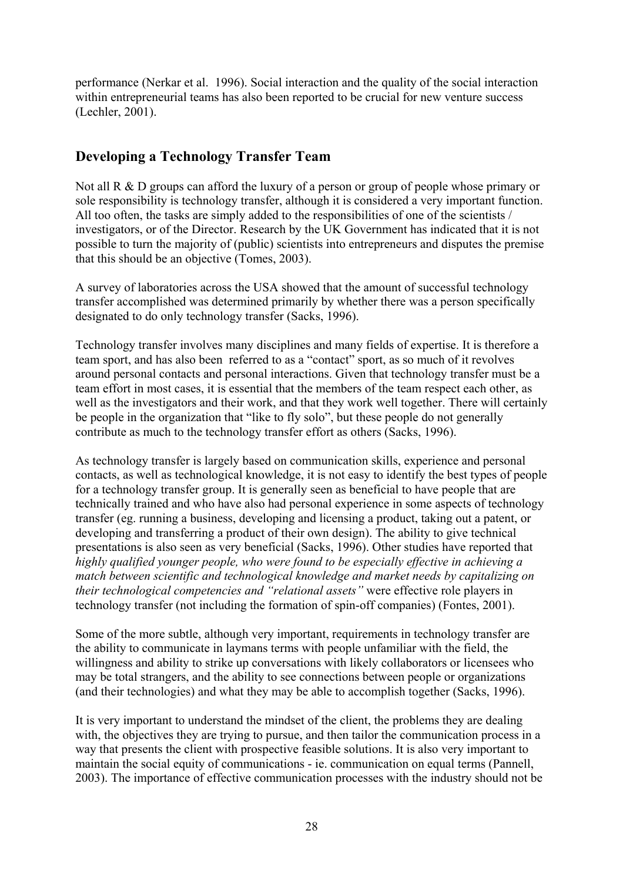performance (Nerkar et al. 1996). Social interaction and the quality of the social interaction within entrepreneurial teams has also been reported to be crucial for new venture success (Lechler, 2001).

## Developing a Technology Transfer Team

Not all R & D groups can afford the luxury of a person or group of people whose primary or sole responsibility is technology transfer, although it is considered a very important function. All too often, the tasks are simply added to the responsibilities of one of the scientists / investigators, or of the Director. Research by the UK Government has indicated that it is not possible to turn the majority of (public) scientists into entrepreneurs and disputes the premise that this should be an objective (Tomes, 2003).

A survey of laboratories across the USA showed that the amount of successful technology transfer accomplished was determined primarily by whether there was a person specifically designated to do only technology transfer (Sacks, 1996).

Technology transfer involves many disciplines and many fields of expertise. It is therefore a team sport, and has also been referred to as a "contact" sport, as so much of it revolves around personal contacts and personal interactions. Given that technology transfer must be a team effort in most cases, it is essential that the members of the team respect each other, as well as the investigators and their work, and that they work well together. There will certainly be people in the organization that "like to fly solo", but these people do not generally contribute as much to the technology transfer effort as others (Sacks, 1996).

As technology transfer is largely based on communication skills, experience and personal contacts, as well as technological knowledge, it is not easy to identify the best types of people for a technology transfer group. It is generally seen as beneficial to have people that are technically trained and who have also had personal experience in some aspects of technology transfer (eg. running a business, developing and licensing a product, taking out a patent, or developing and transferring a product of their own design). The ability to give technical presentations is also seen as very beneficial (Sacks, 1996). Other studies have reported that *highly qualified younger people, who were found to be especially effective in achieving a match between scientific and technological knowledge and market needs by capitalizing on their technological competencies and "relational assets"* were effective role players in technology transfer (not including the formation of spin-off companies) (Fontes, 2001).

Some of the more subtle, although very important, requirements in technology transfer are the ability to communicate in laymans terms with people unfamiliar with the field, the willingness and ability to strike up conversations with likely collaborators or licensees who may be total strangers, and the ability to see connections between people or organizations (and their technologies) and what they may be able to accomplish together (Sacks, 1996).

It is very important to understand the mindset of the client, the problems they are dealing with, the objectives they are trying to pursue, and then tailor the communication process in a way that presents the client with prospective feasible solutions. It is also very important to maintain the social equity of communications - ie. communication on equal terms (Pannell, 2003). The importance of effective communication processes with the industry should not be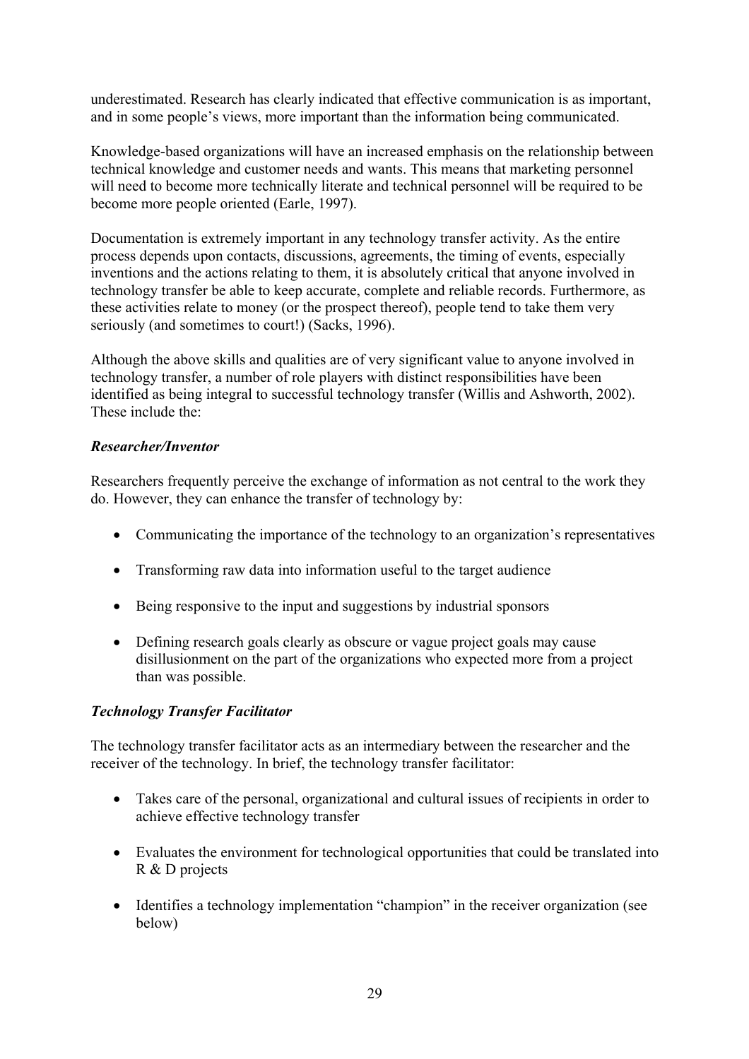underestimated. Research has clearly indicated that effective communication is as important, and in some people's views, more important than the information being communicated.

Knowledge-based organizations will have an increased emphasis on the relationship between technical knowledge and customer needs and wants. This means that marketing personnel will need to become more technically literate and technical personnel will be required to be become more people oriented (Earle, 1997).

Documentation is extremely important in any technology transfer activity. As the entire process depends upon contacts, discussions, agreements, the timing of events, especially inventions and the actions relating to them, it is absolutely critical that anyone involved in technology transfer be able to keep accurate, complete and reliable records. Furthermore, as these activities relate to money (or the prospect thereof), people tend to take them very seriously (and sometimes to court!) (Sacks, 1996).

Although the above skills and qualities are of very significant value to anyone involved in technology transfer, a number of role players with distinct responsibilities have been identified as being integral to successful technology transfer (Willis and Ashworth, 2002). These include the:

***Researcher/Inventor***

Researchers frequently perceive the exchange of information as not central to the work they do. However, they can enhance the transfer of technology by:

- Communicating the importance of the technology to an organization's representatives
- Transforming raw data into information useful to the target audience
- Being responsive to the input and suggestions by industrial sponsors
- Defining research goals clearly as obscure or vague project goals may cause disillusionment on the part of the organizations who expected more from a project than was possible.

***Technology Transfer Facilitator***

The technology transfer facilitator acts as an intermediary between the researcher and the receiver of the technology. In brief, the technology transfer facilitator:

- Takes care of the personal, organizational and cultural issues of recipients in order to achieve effective technology transfer
- Evaluates the environment for technological opportunities that could be translated into R & D projects
- Identifies a technology implementation "champion" in the receiver organization (see below)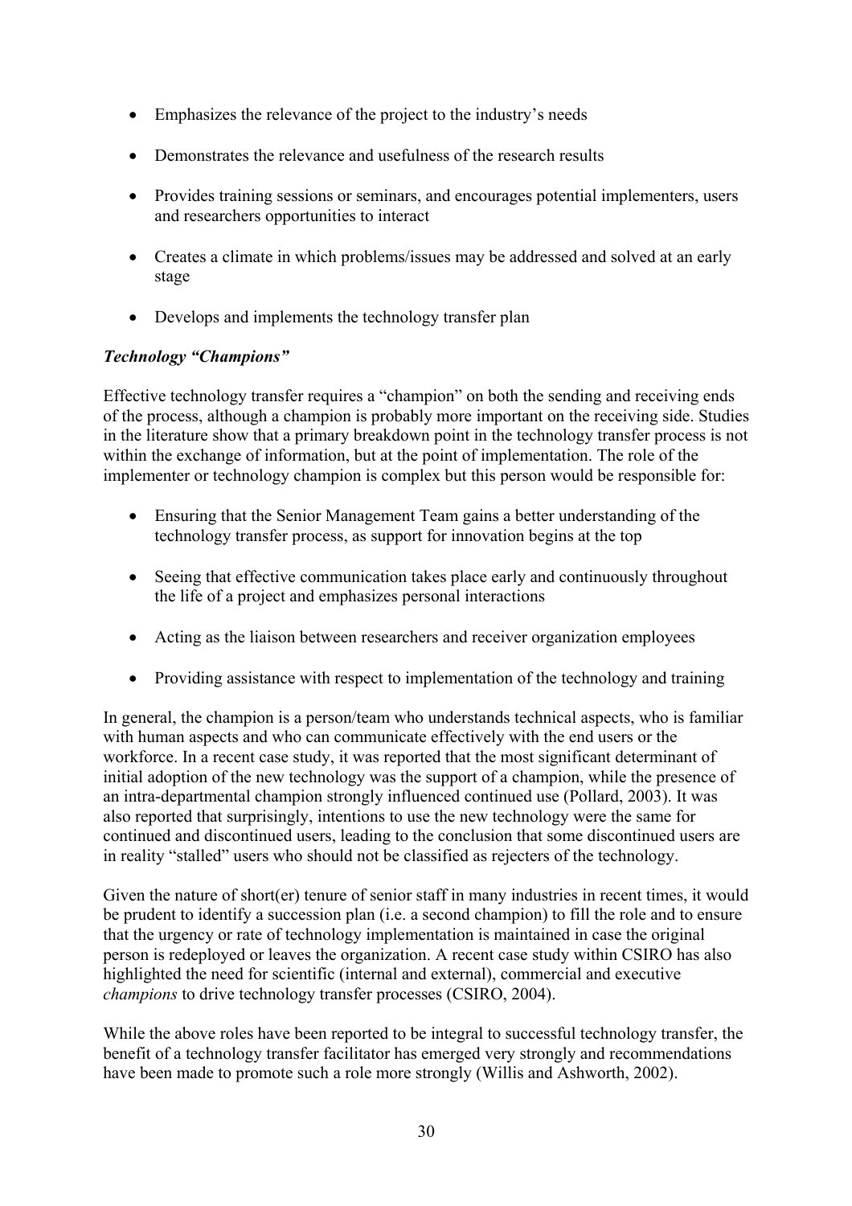- Emphasizes the relevance of the project to the industry's needs

- Demonstrates the relevance and usefulness of the research results

- Provides training sessions or seminars, and encourages potential implementers, users and researchers opportunities to interact

- Creates a climate in which problems/issues may be addressed and solved at an early stage

- Develops and implements the technology transfer plan

***Technology "Champions"***

Effective technology transfer requires a "champion" on both the sending and receiving ends of the process, although a champion is probably more important on the receiving side. Studies in the literature show that a primary breakdown point in the technology transfer process is not within the exchange of information, but at the point of implementation. The role of the implementer or technology champion is complex but this person would be responsible for:

- Ensuring that the Senior Management Team gains a better understanding of the technology transfer process, as support for innovation begins at the top

- Seeing that effective communication takes place early and continuously throughout the life of a project and emphasizes personal interactions

- Acting as the liaison between researchers and receiver organization employees

- Providing assistance with respect to implementation of the technology and training

In general, the champion is a person/team who understands technical aspects, who is familiar with human aspects and who can communicate effectively with the end users or the workforce. In a recent case study, it was reported that the most significant determinant of initial adoption of the new technology was the support of a champion, while the presence of an intra-departmental champion strongly influenced continued use (Pollard, 2003). It was also reported that surprisingly, intentions to use the new technology were the same for continued and discontinued users, leading to the conclusion that some discontinued users are in reality "stalled" users who should not be classified as rejecters of the technology.

Given the nature of short(er) tenure of senior staff in many industries in recent times, it would be prudent to identify a succession plan (i.e. a second champion) to fill the role and to ensure that the urgency or rate of technology implementation is maintained in case the original person is redeployed or leaves the organization. A recent case study within CSIRO has also highlighted the need for scientific (internal and external), commercial and executive *champions* to drive technology transfer processes (CSIRO, 2004).

While the above roles have been reported to be integral to successful technology transfer, the benefit of a technology transfer facilitator has emerged very strongly and recommendations have been made to promote such a role more strongly (Willis and Ashworth, 2002).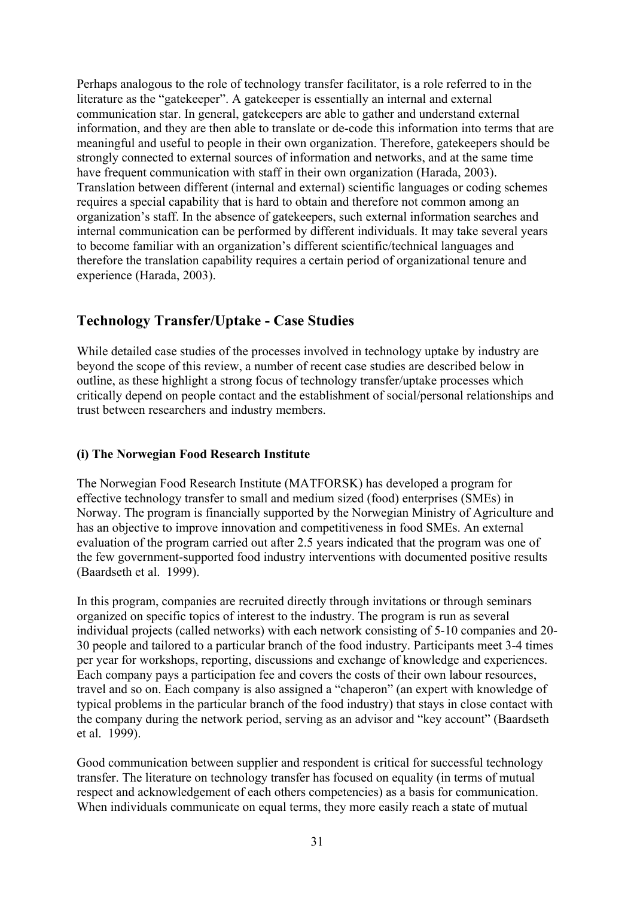Perhaps analogous to the role of technology transfer facilitator, is a role referred to in the literature as the "gatekeeper". A gatekeeper is essentially an internal and external communication star. In general, gatekeepers are able to gather and understand external information, and they are then able to translate or de-code this information into terms that are meaningful and useful to people in their own organization. Therefore, gatekeepers should be strongly connected to external sources of information and networks, and at the same time have frequent communication with staff in their own organization (Harada, 2003). Translation between different (internal and external) scientific languages or coding schemes requires a special capability that is hard to obtain and therefore not common among an organization's staff. In the absence of gatekeepers, such external information searches and internal communication can be performed by different individuals. It may take several years to become familiar with an organization's different scientific/technical languages and therefore the translation capability requires a certain period of organizational tenure and experience (Harada, 2003).

## Technology Transfer/Uptake - Case Studies

While detailed case studies of the processes involved in technology uptake by industry are beyond the scope of this review, a number of recent case studies are described below in outline, as these highlight a strong focus of technology transfer/uptake processes which critically depend on people contact and the establishment of social/personal relationships and trust between researchers and industry members.

### (i) The Norwegian Food Research Institute

The Norwegian Food Research Institute (MATFORSK) has developed a program for effective technology transfer to small and medium sized (food) enterprises (SMEs) in Norway. The program is financially supported by the Norwegian Ministry of Agriculture and has an objective to improve innovation and competitiveness in food SMEs. An external evaluation of the program carried out after 2.5 years indicated that the program was one of the few government-supported food industry interventions with documented positive results (Baardseth et al. 1999).

In this program, companies are recruited directly through invitations or through seminars organized on specific topics of interest to the industry. The program is run as several individual projects (called networks) with each network consisting of 5-10 companies and 20-30 people and tailored to a particular branch of the food industry. Participants meet 3-4 times per year for workshops, reporting, discussions and exchange of knowledge and experiences. Each company pays a participation fee and covers the costs of their own labour resources, travel and so on. Each company is also assigned a "chaperon" (an expert with knowledge of typical problems in the particular branch of the food industry) that stays in close contact with the company during the network period, serving as an advisor and "key account" (Baardseth et al. 1999).

Good communication between supplier and respondent is critical for successful technology transfer. The literature on technology transfer has focused on equality (in terms of mutual respect and acknowledgement of each others competencies) as a basis for communication. When individuals communicate on equal terms, they more easily reach a state of mutual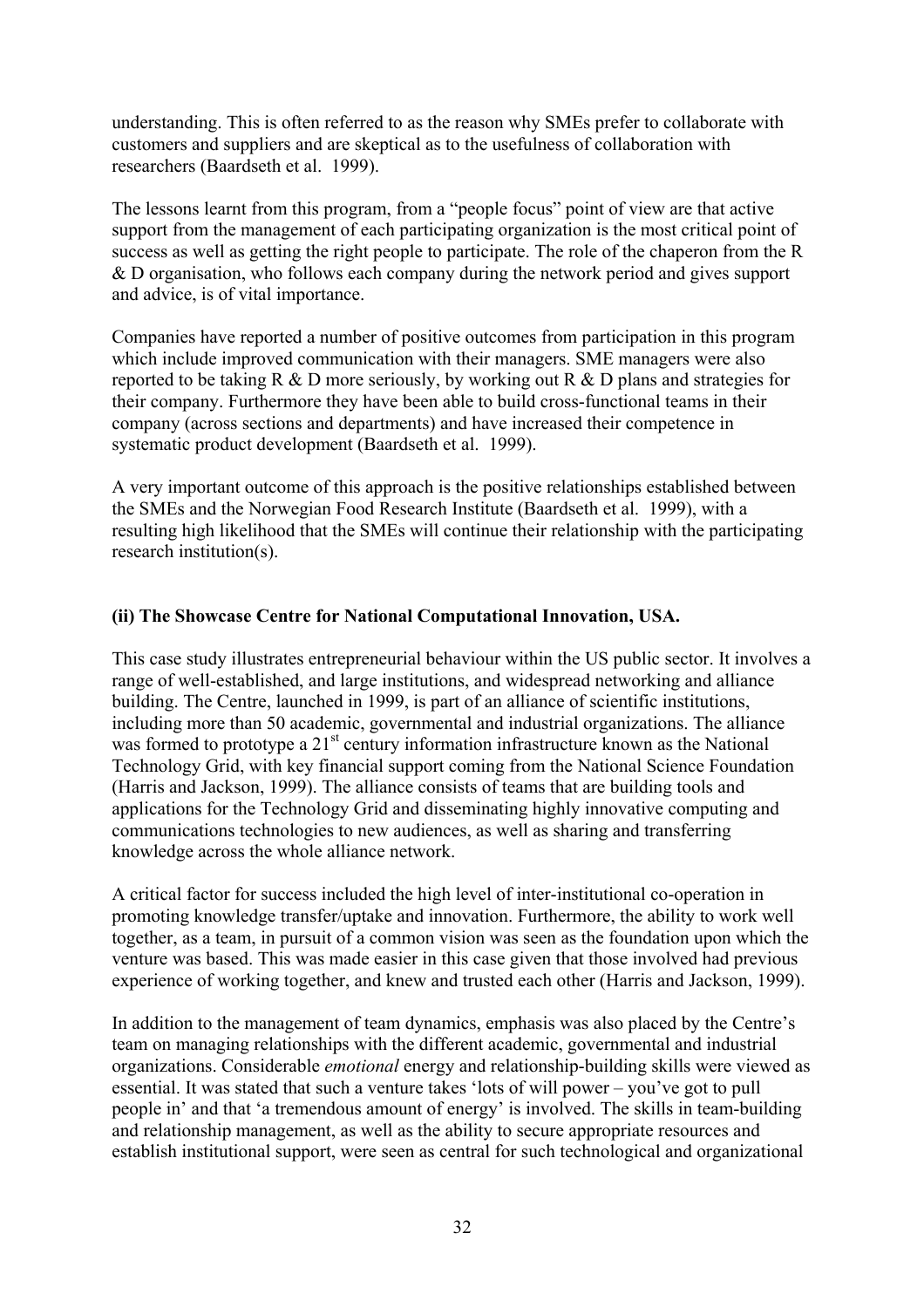understanding. This is often referred to as the reason why SMEs prefer to collaborate with customers and suppliers and are skeptical as to the usefulness of collaboration with researchers (Baardseth et al. 1999).

The lessons learnt from this program, from a "people focus" point of view are that active support from the management of each participating organization is the most critical point of success as well as getting the right people to participate. The role of the chaperon from the R & D organisation, who follows each company during the network period and gives support and advice, is of vital importance.

Companies have reported a number of positive outcomes from participation in this program which include improved communication with their managers. SME managers were also reported to be taking R & D more seriously, by working out R & D plans and strategies for their company. Furthermore they have been able to build cross-functional teams in their company (across sections and departments) and have increased their competence in systematic product development (Baardseth et al. 1999).

A very important outcome of this approach is the positive relationships established between the SMEs and the Norwegian Food Research Institute (Baardseth et al. 1999), with a resulting high likelihood that the SMEs will continue their relationship with the participating research institution(s).

**(ii) The Showcase Centre for National Computational Innovation, USA.**

This case study illustrates entrepreneurial behaviour within the US public sector. It involves a range of well-established, and large institutions, and widespread networking and alliance building. The Centre, launched in 1999, is part of an alliance of scientific institutions, including more than 50 academic, governmental and industrial organizations. The alliance was formed to prototype a 21st century information infrastructure known as the National Technology Grid, with key financial support coming from the National Science Foundation (Harris and Jackson, 1999). The alliance consists of teams that are building tools and applications for the Technology Grid and disseminating highly innovative computing and communications technologies to new audiences, as well as sharing and transferring knowledge across the whole alliance network.

A critical factor for success included the high level of inter-institutional co-operation in promoting knowledge transfer/uptake and innovation. Furthermore, the ability to work well together, as a team, in pursuit of a common vision was seen as the foundation upon which the venture was based. This was made easier in this case given that those involved had previous experience of working together, and knew and trusted each other (Harris and Jackson, 1999).

In addition to the management of team dynamics, emphasis was also placed by the Centre's team on managing relationships with the different academic, governmental and industrial organizations. Considerable *emotional* energy and relationship-building skills were viewed as essential. It was stated that such a venture takes 'lots of will power – you've got to pull people in' and that 'a tremendous amount of energy' is involved. The skills in team-building and relationship management, as well as the ability to secure appropriate resources and establish institutional support, were seen as central for such technological and organizational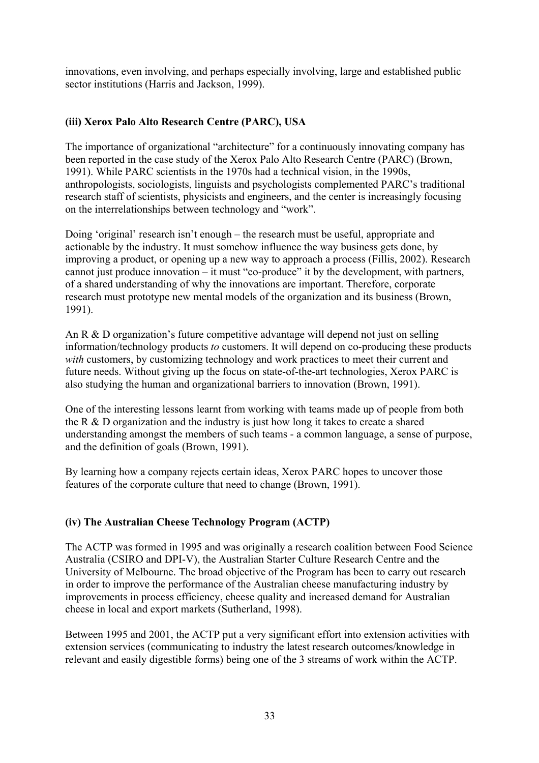innovations, even involving, and perhaps especially involving, large and established public sector institutions (Harris and Jackson, 1999).

### (iii) Xerox Palo Alto Research Centre (PARC), USA

The importance of organizational "architecture" for a continuously innovating company has been reported in the case study of the Xerox Palo Alto Research Centre (PARC) (Brown, 1991). While PARC scientists in the 1970s had a technical vision, in the 1990s, anthropologists, sociologists, linguists and psychologists complemented PARC's traditional research staff of scientists, physicists and engineers, and the center is increasingly focusing on the interrelationships between technology and "work".

Doing 'original' research isn't enough – the research must be useful, appropriate and actionable by the industry. It must somehow influence the way business gets done, by improving a product, or opening up a new way to approach a process (Fillis, 2002). Research cannot just produce innovation – it must "co-produce" it by the development, with partners, of a shared understanding of why the innovations are important. Therefore, corporate research must prototype new mental models of the organization and its business (Brown, 1991).

An R & D organization's future competitive advantage will depend not just on selling information/technology products *to* customers. It will depend on co-producing these products *with* customers, by customizing technology and work practices to meet their current and future needs. Without giving up the focus on state-of-the-art technologies, Xerox PARC is also studying the human and organizational barriers to innovation (Brown, 1991).

One of the interesting lessons learnt from working with teams made up of people from both the R & D organization and the industry is just how long it takes to create a shared understanding amongst the members of such teams - a common language, a sense of purpose, and the definition of goals (Brown, 1991).

By learning how a company rejects certain ideas, Xerox PARC hopes to uncover those features of the corporate culture that need to change (Brown, 1991).

### (iv) The Australian Cheese Technology Program (ACTP)

The ACTP was formed in 1995 and was originally a research coalition between Food Science Australia (CSIRO and DPI-V), the Australian Starter Culture Research Centre and the University of Melbourne. The broad objective of the Program has been to carry out research in order to improve the performance of the Australian cheese manufacturing industry by improvements in process efficiency, cheese quality and increased demand for Australian cheese in local and export markets (Sutherland, 1998).

Between 1995 and 2001, the ACTP put a very significant effort into extension activities with extension services (communicating to industry the latest research outcomes/knowledge in relevant and easily digestible forms) being one of the 3 streams of work within the ACTP.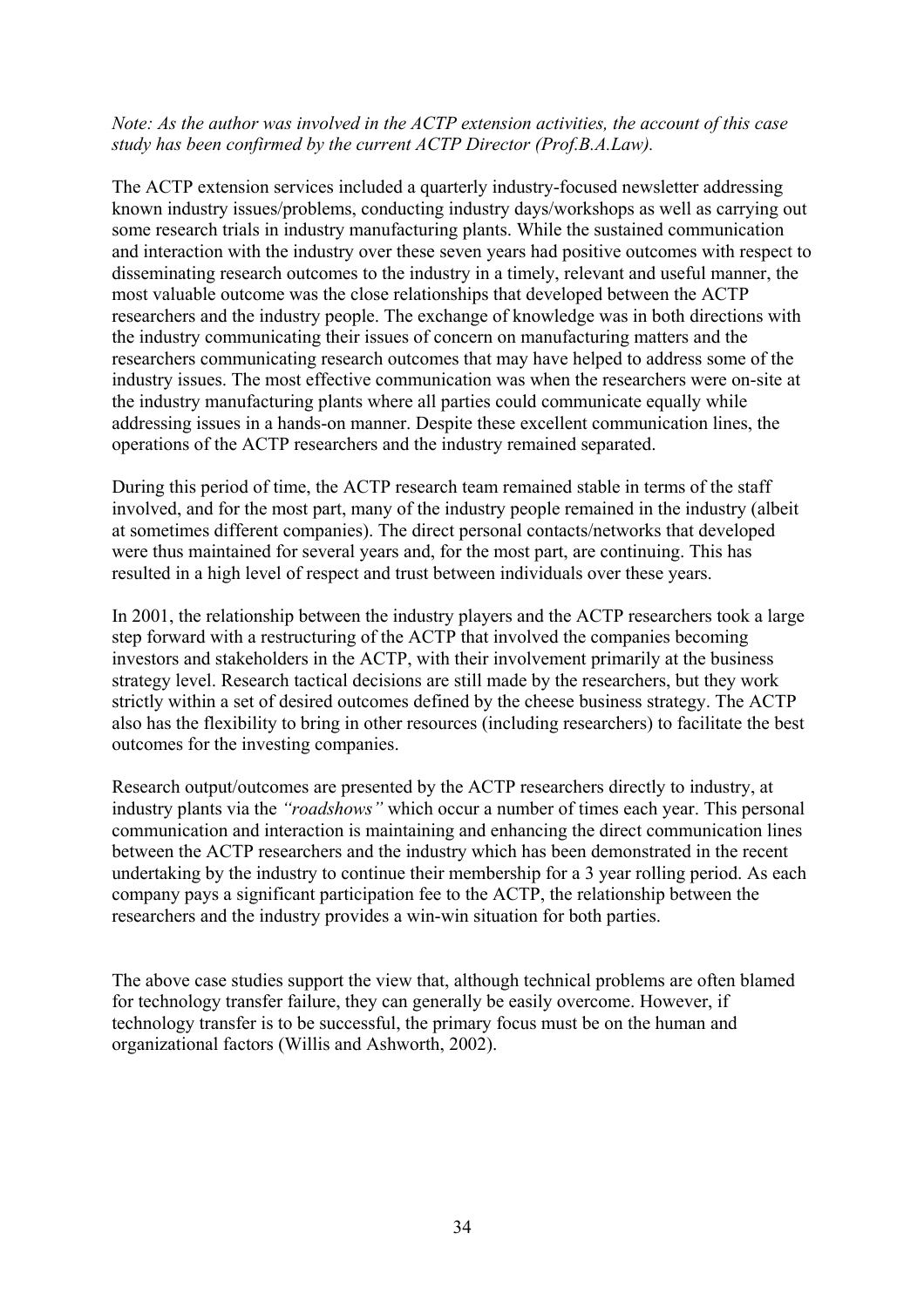*Note: As the author was involved in the ACTP extension activities, the account of this case study has been confirmed by the current ACTP Director (Prof.B.A.Law).*

The ACTP extension services included a quarterly industry-focused newsletter addressing known industry issues/problems, conducting industry days/workshops as well as carrying out some research trials in industry manufacturing plants. While the sustained communication and interaction with the industry over these seven years had positive outcomes with respect to disseminating research outcomes to the industry in a timely, relevant and useful manner, the most valuable outcome was the close relationships that developed between the ACTP researchers and the industry people. The exchange of knowledge was in both directions with the industry communicating their issues of concern on manufacturing matters and the researchers communicating research outcomes that may have helped to address some of the industry issues. The most effective communication was when the researchers were on-site at the industry manufacturing plants where all parties could communicate equally while addressing issues in a hands-on manner. Despite these excellent communication lines, the operations of the ACTP researchers and the industry remained separated.

During this period of time, the ACTP research team remained stable in terms of the staff involved, and for the most part, many of the industry people remained in the industry (albeit at sometimes different companies). The direct personal contacts/networks that developed were thus maintained for several years and, for the most part, are continuing. This has resulted in a high level of respect and trust between individuals over these years.

In 2001, the relationship between the industry players and the ACTP researchers took a large step forward with a restructuring of the ACTP that involved the companies becoming investors and stakeholders in the ACTP, with their involvement primarily at the business strategy level. Research tactical decisions are still made by the researchers, but they work strictly within a set of desired outcomes defined by the cheese business strategy. The ACTP also has the flexibility to bring in other resources (including researchers) to facilitate the best outcomes for the investing companies.

Research output/outcomes are presented by the ACTP researchers directly to industry, at industry plants via the *"roadshows"* which occur a number of times each year. This personal communication and interaction is maintaining and enhancing the direct communication lines between the ACTP researchers and the industry which has been demonstrated in the recent undertaking by the industry to continue their membership for a 3 year rolling period. As each company pays a significant participation fee to the ACTP, the relationship between the researchers and the industry provides a win-win situation for both parties.

The above case studies support the view that, although technical problems are often blamed for technology transfer failure, they can generally be easily overcome. However, if technology transfer is to be successful, the primary focus must be on the human and organizational factors (Willis and Ashworth, 2002).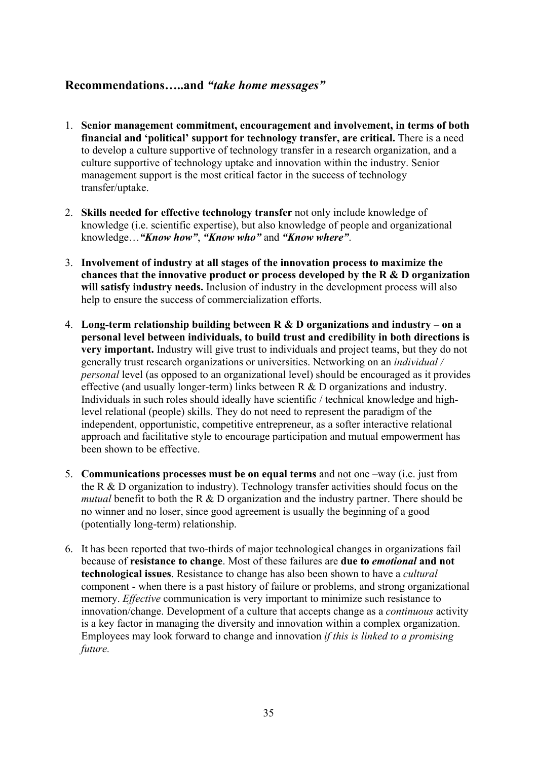## Recommendations…..and *"take home messages"*

1. **Senior management commitment, encouragement and involvement, in terms of both financial and 'political' support for technology transfer, are critical.** There is a need to develop a culture supportive of technology transfer in a research organization, and a culture supportive of technology uptake and innovation within the industry. Senior management support is the most critical factor in the success of technology transfer/uptake.

2. **Skills needed for effective technology transfer** not only include knowledge of knowledge (i.e. scientific expertise), but also knowledge of people and organizational knowledge…***"Know how"***, ***"Know who"*** and ***"Know where"***.

3. **Involvement of industry at all stages of the innovation process to maximize the chances that the innovative product or process developed by the R & D organization will satisfy industry needs.** Inclusion of industry in the development process will also help to ensure the success of commercialization efforts.

4. **Long-term relationship building between R & D organizations and industry – on a personal level between individuals, to build trust and credibility in both directions is very important.** Industry will give trust to individuals and project teams, but they do not generally trust research organizations or universities. Networking on an *individual / personal* level (as opposed to an organizational level) should be encouraged as it provides effective (and usually longer-term) links between R & D organizations and industry. Individuals in such roles should ideally have scientific / technical knowledge and high-level relational (people) skills. They do not need to represent the paradigm of the independent, opportunistic, competitive entrepreneur, as a softer interactive relational approach and facilitative style to encourage participation and mutual empowerment has been shown to be effective.

5. **Communications processes must be on equal terms** and <u>not</u> one –way (i.e. just from the R & D organization to industry). Technology transfer activities should focus on the *mutual* benefit to both the R & D organization and the industry partner. There should be no winner and no loser, since good agreement is usually the beginning of a good (potentially long-term) relationship.

6. It has been reported that two-thirds of major technological changes in organizations fail because of **resistance to change**. Most of these failures are **due to *emotional* and not technological issues**. Resistance to change has also been shown to have a *cultural* component - when there is a past history of failure or problems, and strong organizational memory. *Effective* communication is very important to minimize such resistance to innovation/change. Development of a culture that accepts change as a *continuous* activity is a key factor in managing the diversity and innovation within a complex organization. Employees may look forward to change and innovation *if this is linked to a promising future.*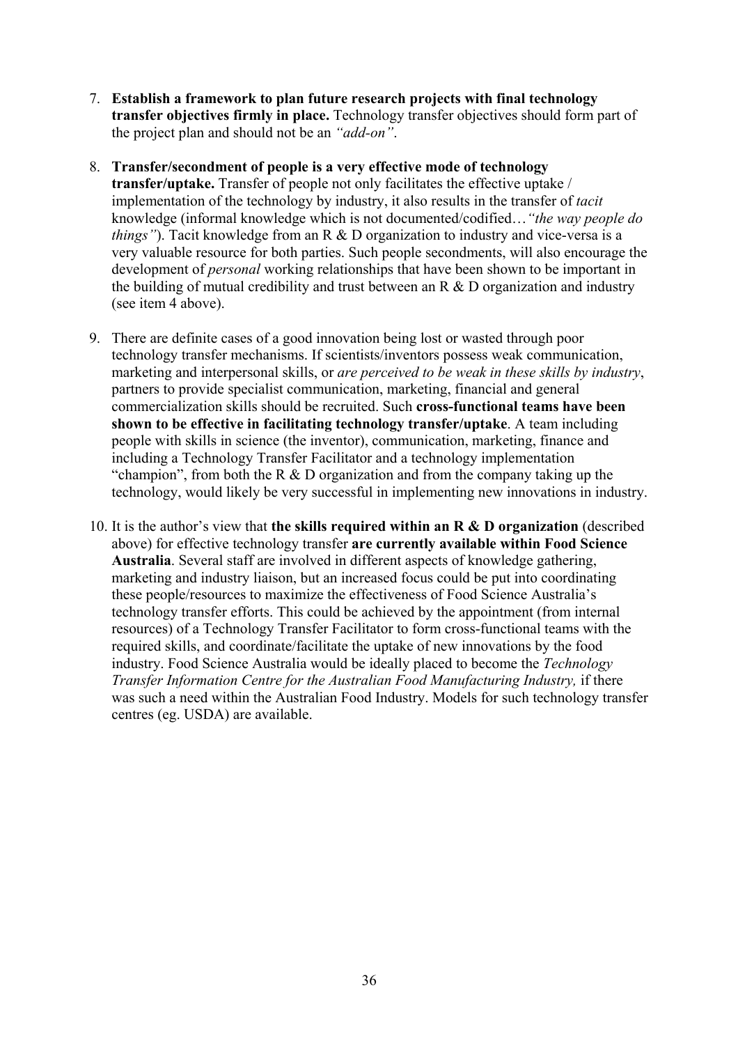7. **Establish a framework to plan future research projects with final technology transfer objectives firmly in place.** Technology transfer objectives should form part of the project plan and should not be an *"add-on"*.

8. **Transfer/secondment of people is a very effective mode of technology transfer/uptake.** Transfer of people not only facilitates the effective uptake / implementation of the technology by industry, it also results in the transfer of *tacit* knowledge (informal knowledge which is not documented/codified…*"the way people do things"*). Tacit knowledge from an R & D organization to industry and vice-versa is a very valuable resource for both parties. Such people secondments, will also encourage the development of *personal* working relationships that have been shown to be important in the building of mutual credibility and trust between an R & D organization and industry (see item 4 above).

9. There are definite cases of a good innovation being lost or wasted through poor technology transfer mechanisms. If scientists/inventors possess weak communication, marketing and interpersonal skills, or *are perceived to be weak in these skills by industry*, partners to provide specialist communication, marketing, financial and general commercialization skills should be recruited. Such **cross-functional teams have been shown to be effective in facilitating technology transfer/uptake**. A team including people with skills in science (the inventor), communication, marketing, finance and including a Technology Transfer Facilitator and a technology implementation "champion", from both the R & D organization and from the company taking up the technology, would likely be very successful in implementing new innovations in industry.

10. It is the author's view that **the skills required within an R & D organization** (described above) for effective technology transfer **are currently available within Food Science Australia**. Several staff are involved in different aspects of knowledge gathering, marketing and industry liaison, but an increased focus could be put into coordinating these people/resources to maximize the effectiveness of Food Science Australia's technology transfer efforts. This could be achieved by the appointment (from internal resources) of a Technology Transfer Facilitator to form cross-functional teams with the required skills, and coordinate/facilitate the uptake of new innovations by the food industry. Food Science Australia would be ideally placed to become the *Technology Transfer Information Centre for the Australian Food Manufacturing Industry,* if there was such a need within the Australian Food Industry. Models for such technology transfer centres (eg. USDA) are available.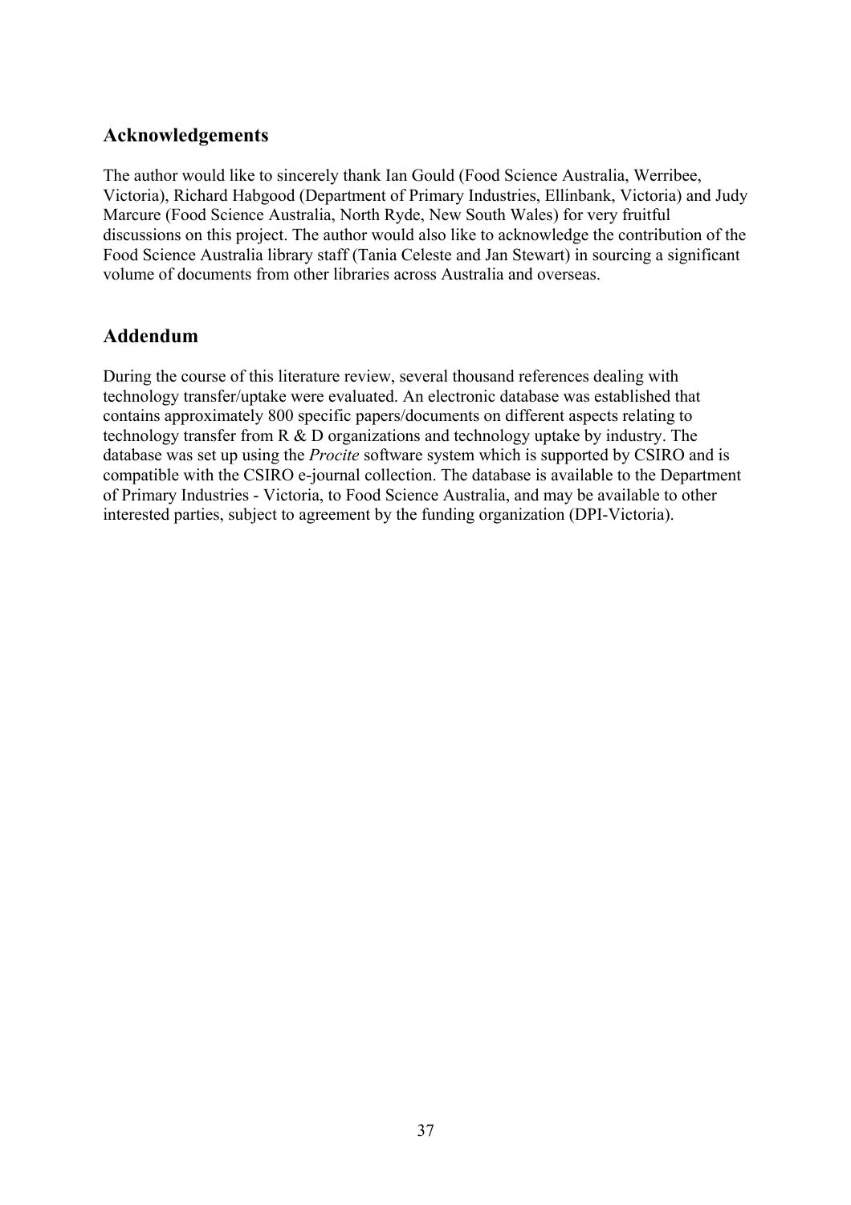## Acknowledgements

The author would like to sincerely thank Ian Gould (Food Science Australia, Werribee, Victoria), Richard Habgood (Department of Primary Industries, Ellinbank, Victoria) and Judy Marcure (Food Science Australia, North Ryde, New South Wales) for very fruitful discussions on this project. The author would also like to acknowledge the contribution of the Food Science Australia library staff (Tania Celeste and Jan Stewart) in sourcing a significant volume of documents from other libraries across Australia and overseas.

## Addendum

During the course of this literature review, several thousand references dealing with technology transfer/uptake were evaluated. An electronic database was established that contains approximately 800 specific papers/documents on different aspects relating to technology transfer from R & D organizations and technology uptake by industry. The database was set up using the *Procite* software system which is supported by CSIRO and is compatible with the CSIRO e-journal collection. The database is available to the Department of Primary Industries - Victoria, to Food Science Australia, and may be available to other interested parties, subject to agreement by the funding organization (DPI-Victoria).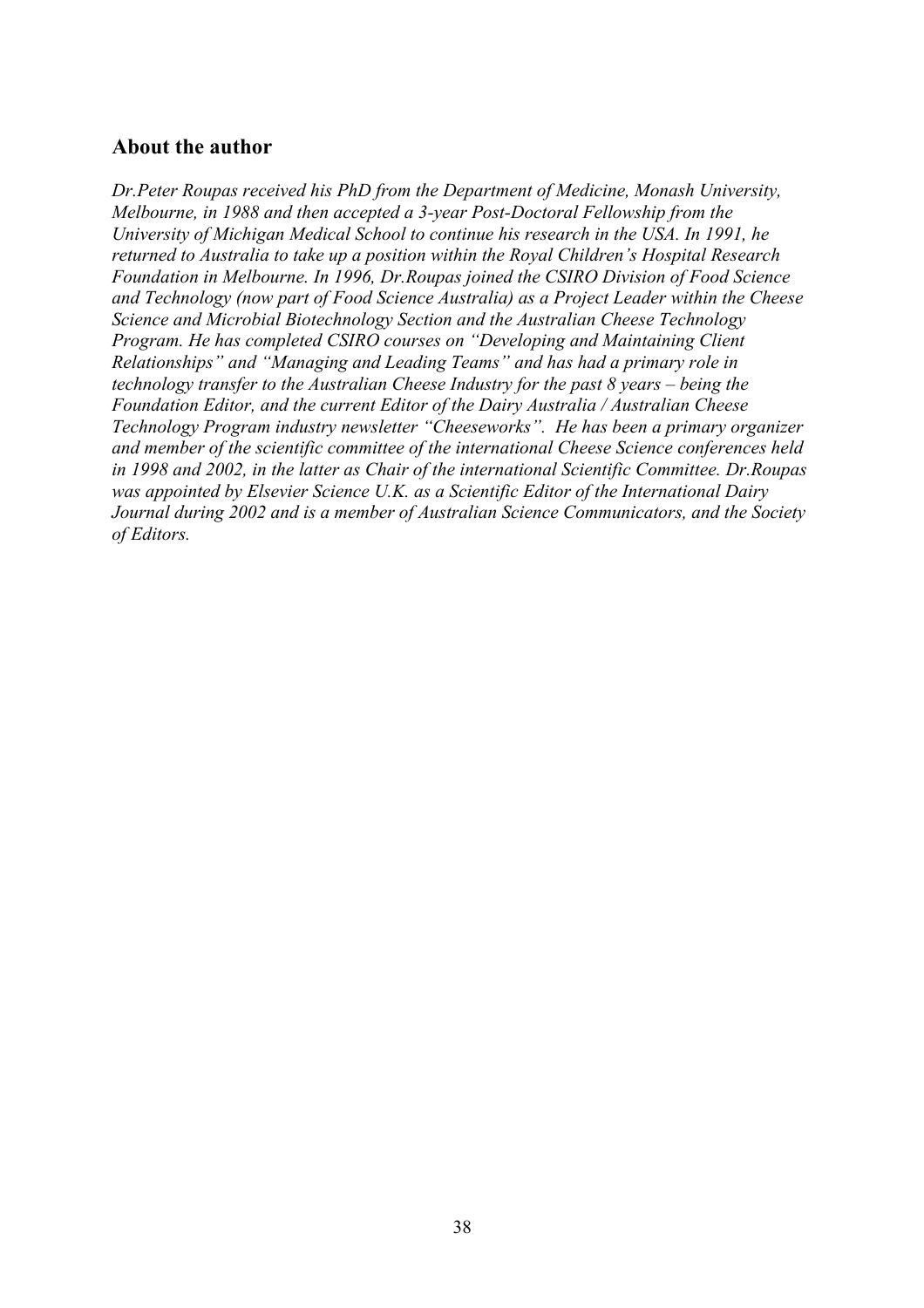## About the author

*Dr.Peter Roupas received his PhD from the Department of Medicine, Monash University, Melbourne, in 1988 and then accepted a 3-year Post-Doctoral Fellowship from the University of Michigan Medical School to continue his research in the USA. In 1991, he returned to Australia to take up a position within the Royal Children's Hospital Research Foundation in Melbourne. In 1996, Dr.Roupas joined the CSIRO Division of Food Science and Technology (now part of Food Science Australia) as a Project Leader within the Cheese Science and Microbial Biotechnology Section and the Australian Cheese Technology Program. He has completed CSIRO courses on "Developing and Maintaining Client Relationships" and "Managing and Leading Teams" and has had a primary role in technology transfer to the Australian Cheese Industry for the past 8 years – being the Foundation Editor, and the current Editor of the Dairy Australia / Australian Cheese Technology Program industry newsletter "Cheeseworks". He has been a primary organizer and member of the scientific committee of the international Cheese Science conferences held in 1998 and 2002, in the latter as Chair of the international Scientific Committee. Dr.Roupas was appointed by Elsevier Science U.K. as a Scientific Editor of the International Dairy Journal during 2002 and is a member of Australian Science Communicators, and the Society of Editors.*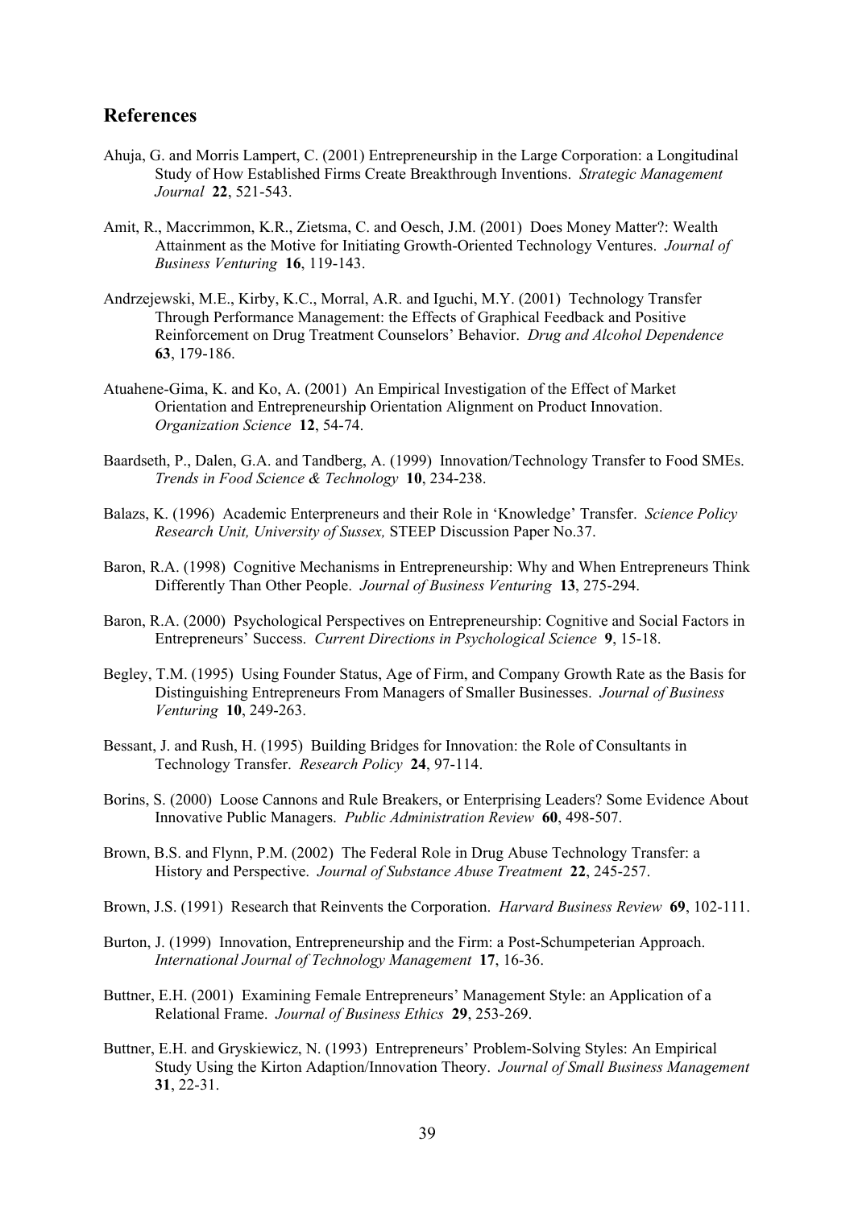## References

Ahuja, G. and Morris Lampert, C. (2001) Entrepreneurship in the Large Corporation: a Longitudinal Study of How Established Firms Create Breakthrough Inventions. *Strategic Management Journal* **22**, 521-543.

Amit, R., Maccrimmon, K.R., Zietsma, C. and Oesch, J.M. (2001) Does Money Matter?: Wealth Attainment as the Motive for Initiating Growth-Oriented Technology Ventures. *Journal of Business Venturing* **16**, 119-143.

Andrzejewski, M.E., Kirby, K.C., Morral, A.R. and Iguchi, M.Y. (2001) Technology Transfer Through Performance Management: the Effects of Graphical Feedback and Positive Reinforcement on Drug Treatment Counselors' Behavior. *Drug and Alcohol Dependence* **63**, 179-186.

Atuahene-Gima, K. and Ko, A. (2001) An Empirical Investigation of the Effect of Market Orientation and Entrepreneurship Orientation Alignment on Product Innovation. *Organization Science* **12**, 54-74.

Baardseth, P., Dalen, G.A. and Tandberg, A. (1999) Innovation/Technology Transfer to Food SMEs. *Trends in Food Science & Technology* **10**, 234-238.

Balazs, K. (1996) Academic Enterpreneurs and their Role in 'Knowledge' Transfer. *Science Policy Research Unit, University of Sussex,* STEEP Discussion Paper No.37.

Baron, R.A. (1998) Cognitive Mechanisms in Entrepreneurship: Why and When Entrepreneurs Think Differently Than Other People. *Journal of Business Venturing* **13**, 275-294.

Baron, R.A. (2000) Psychological Perspectives on Entrepreneurship: Cognitive and Social Factors in Entrepreneurs' Success. *Current Directions in Psychological Science* **9**, 15-18.

Begley, T.M. (1995) Using Founder Status, Age of Firm, and Company Growth Rate as the Basis for Distinguishing Entrepreneurs From Managers of Smaller Businesses. *Journal of Business Venturing* **10**, 249-263.

Bessant, J. and Rush, H. (1995) Building Bridges for Innovation: the Role of Consultants in Technology Transfer. *Research Policy* **24**, 97-114.

Borins, S. (2000) Loose Cannons and Rule Breakers, or Enterprising Leaders? Some Evidence About Innovative Public Managers. *Public Administration Review* **60**, 498-507.

Brown, B.S. and Flynn, P.M. (2002) The Federal Role in Drug Abuse Technology Transfer: a History and Perspective. *Journal of Substance Abuse Treatment* **22**, 245-257.

Brown, J.S. (1991) Research that Reinvents the Corporation. *Harvard Business Review* **69**, 102-111.

Burton, J. (1999) Innovation, Entrepreneurship and the Firm: a Post-Schumpeterian Approach. *International Journal of Technology Management* **17**, 16-36.

Buttner, E.H. (2001) Examining Female Entrepreneurs' Management Style: an Application of a Relational Frame. *Journal of Business Ethics* **29**, 253-269.

Buttner, E.H. and Gryskiewicz, N. (1993) Entrepreneurs' Problem-Solving Styles: An Empirical Study Using the Kirton Adaption/Innovation Theory. *Journal of Small Business Management* **31**, 22-31.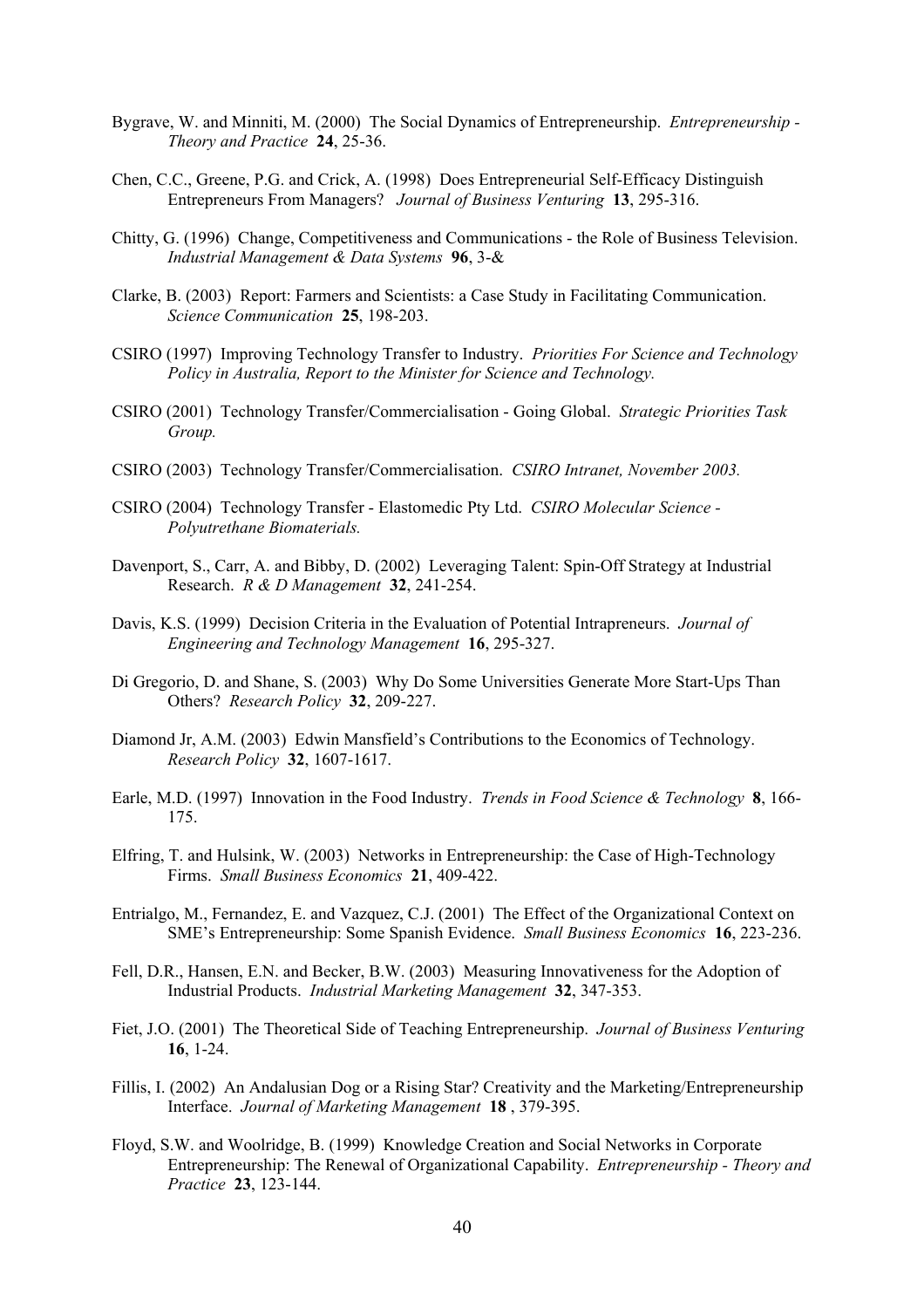Bygrave, W. and Minniti, M. (2000) The Social Dynamics of Entrepreneurship. *Entrepreneurship - Theory and Practice* **24**, 25-36.

Chen, C.C., Greene, P.G. and Crick, A. (1998) Does Entrepreneurial Self-Efficacy Distinguish Entrepreneurs From Managers? *Journal of Business Venturing* **13**, 295-316.

Chitty, G. (1996) Change, Competitiveness and Communications - the Role of Business Television. *Industrial Management & Data Systems* **96**, 3-&

Clarke, B. (2003) Report: Farmers and Scientists: a Case Study in Facilitating Communication. *Science Communication* **25**, 198-203.

CSIRO (1997) Improving Technology Transfer to Industry. *Priorities For Science and Technology Policy in Australia, Report to the Minister for Science and Technology.*

CSIRO (2001) Technology Transfer/Commercialisation - Going Global. *Strategic Priorities Task Group.*

CSIRO (2003) Technology Transfer/Commercialisation. *CSIRO Intranet, November 2003.*

CSIRO (2004) Technology Transfer - Elastomedic Pty Ltd. *CSIRO Molecular Science - Polyutrethane Biomaterials.*

Davenport, S., Carr, A. and Bibby, D. (2002) Leveraging Talent: Spin-Off Strategy at Industrial Research. *R & D Management* **32**, 241-254.

Davis, K.S. (1999) Decision Criteria in the Evaluation of Potential Intrapreneurs. *Journal of Engineering and Technology Management* **16**, 295-327.

Di Gregorio, D. and Shane, S. (2003) Why Do Some Universities Generate More Start-Ups Than Others? *Research Policy* **32**, 209-227.

Diamond Jr, A.M. (2003) Edwin Mansfield's Contributions to the Economics of Technology. *Research Policy* **32**, 1607-1617.

Earle, M.D. (1997) Innovation in the Food Industry. *Trends in Food Science & Technology* **8**, 166-175.

Elfring, T. and Hulsink, W. (2003) Networks in Entrepreneurship: the Case of High-Technology Firms. *Small Business Economics* **21**, 409-422.

Entrialgo, M., Fernandez, E. and Vazquez, C.J. (2001) The Effect of the Organizational Context on SME's Entrepreneurship: Some Spanish Evidence. *Small Business Economics* **16**, 223-236.

Fell, D.R., Hansen, E.N. and Becker, B.W. (2003) Measuring Innovativeness for the Adoption of Industrial Products. *Industrial Marketing Management* **32**, 347-353.

Fiet, J.O. (2001) The Theoretical Side of Teaching Entrepreneurship. *Journal of Business Venturing* **16**, 1-24.

Fillis, I. (2002) An Andalusian Dog or a Rising Star? Creativity and the Marketing/Entrepreneurship Interface. *Journal of Marketing Management* **18** , 379-395.

Floyd, S.W. and Woolridge, B. (1999) Knowledge Creation and Social Networks in Corporate Entrepreneurship: The Renewal of Organizational Capability. *Entrepreneurship - Theory and Practice* **23**, 123-144.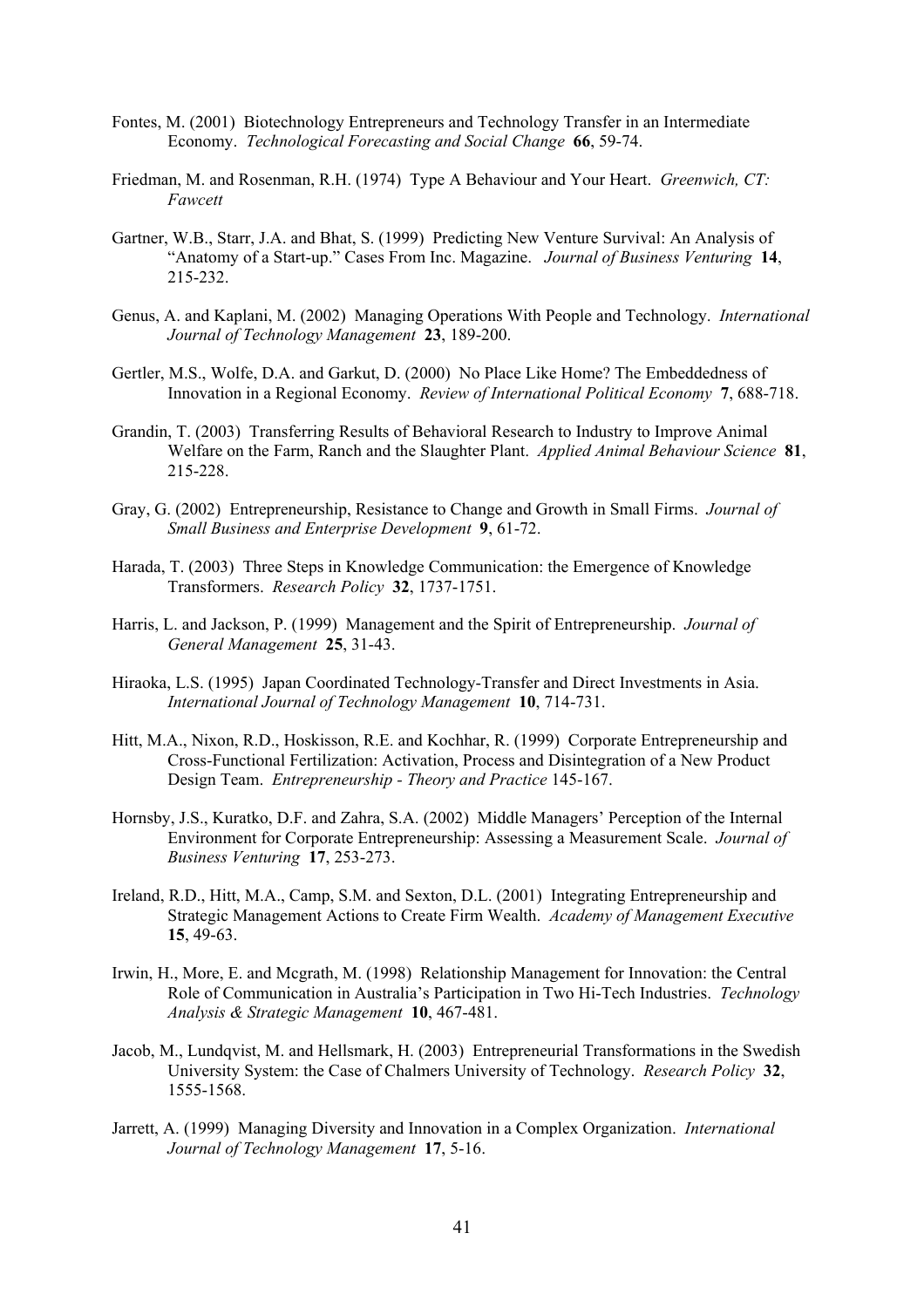Fontes, M. (2001) Biotechnology Entrepreneurs and Technology Transfer in an Intermediate Economy. *Technological Forecasting and Social Change* **66**, 59-74.

Friedman, M. and Rosenman, R.H. (1974) Type A Behaviour and Your Heart. *Greenwich, CT: Fawcett*

Gartner, W.B., Starr, J.A. and Bhat, S. (1999) Predicting New Venture Survival: An Analysis of "Anatomy of a Start-up." Cases From Inc. Magazine. *Journal of Business Venturing* **14**, 215-232.

Genus, A. and Kaplani, M. (2002) Managing Operations With People and Technology. *International Journal of Technology Management* **23**, 189-200.

Gertler, M.S., Wolfe, D.A. and Garkut, D. (2000) No Place Like Home? The Embeddedness of Innovation in a Regional Economy. *Review of International Political Economy* **7**, 688-718.

Grandin, T. (2003) Transferring Results of Behavioral Research to Industry to Improve Animal Welfare on the Farm, Ranch and the Slaughter Plant. *Applied Animal Behaviour Science* **81**, 215-228.

Gray, G. (2002) Entrepreneurship, Resistance to Change and Growth in Small Firms. *Journal of Small Business and Enterprise Development* **9**, 61-72.

Harada, T. (2003) Three Steps in Knowledge Communication: the Emergence of Knowledge Transformers. *Research Policy* **32**, 1737-1751.

Harris, L. and Jackson, P. (1999) Management and the Spirit of Entrepreneurship. *Journal of General Management* **25**, 31-43.

Hiraoka, L.S. (1995) Japan Coordinated Technology-Transfer and Direct Investments in Asia. *International Journal of Technology Management* **10**, 714-731.

Hitt, M.A., Nixon, R.D., Hoskisson, R.E. and Kochhar, R. (1999) Corporate Entrepreneurship and Cross-Functional Fertilization: Activation, Process and Disintegration of a New Product Design Team. *Entrepreneurship - Theory and Practice* 145-167.

Hornsby, J.S., Kuratko, D.F. and Zahra, S.A. (2002) Middle Managers' Perception of the Internal Environment for Corporate Entrepreneurship: Assessing a Measurement Scale. *Journal of Business Venturing* **17**, 253-273.

Ireland, R.D., Hitt, M.A., Camp, S.M. and Sexton, D.L. (2001) Integrating Entrepreneurship and Strategic Management Actions to Create Firm Wealth. *Academy of Management Executive* **15**, 49-63.

Irwin, H., More, E. and Mcgrath, M. (1998) Relationship Management for Innovation: the Central Role of Communication in Australia's Participation in Two Hi-Tech Industries. *Technology Analysis & Strategic Management* **10**, 467-481.

Jacob, M., Lundqvist, M. and Hellsmark, H. (2003) Entrepreneurial Transformations in the Swedish University System: the Case of Chalmers University of Technology. *Research Policy* **32**, 1555-1568.

Jarrett, A. (1999) Managing Diversity and Innovation in a Complex Organization. *International Journal of Technology Management* **17**, 5-16.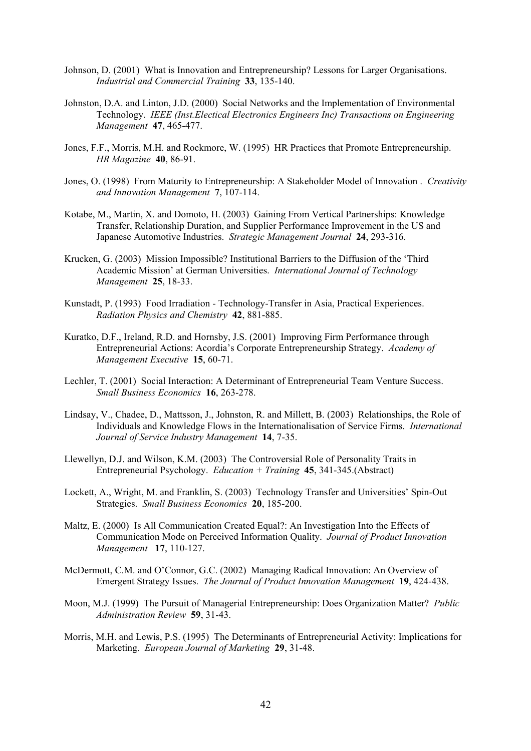Johnson, D. (2001) What is Innovation and Entrepreneurship? Lessons for Larger Organisations. *Industrial and Commercial Training* **33**, 135-140.

Johnston, D.A. and Linton, J.D. (2000) Social Networks and the Implementation of Environmental Technology. *IEEE (Inst.Electical Electronics Engineers Inc) Transactions on Engineering Management* **47**, 465-477.

Jones, F.F., Morris, M.H. and Rockmore, W. (1995) HR Practices that Promote Entrepreneurship. *HR Magazine* **40**, 86-91.

Jones, O. (1998) From Maturity to Entrepreneurship: A Stakeholder Model of Innovation . *Creativity and Innovation Management* **7**, 107-114.

Kotabe, M., Martin, X. and Domoto, H. (2003) Gaining From Vertical Partnerships: Knowledge Transfer, Relationship Duration, and Supplier Performance Improvement in the US and Japanese Automotive Industries. *Strategic Management Journal* **24**, 293-316.

Krucken, G. (2003) Mission Impossible? Institutional Barriers to the Diffusion of the 'Third Academic Mission' at German Universities. *International Journal of Technology Management* **25**, 18-33.

Kunstadt, P. (1993) Food Irradiation - Technology-Transfer in Asia, Practical Experiences. *Radiation Physics and Chemistry* **42**, 881-885.

Kuratko, D.F., Ireland, R.D. and Hornsby, J.S. (2001) Improving Firm Performance through Entrepreneurial Actions: Acordia's Corporate Entrepreneurship Strategy. *Academy of Management Executive* **15**, 60-71.

Lechler, T. (2001) Social Interaction: A Determinant of Entrepreneurial Team Venture Success. *Small Business Economics* **16**, 263-278.

Lindsay, V., Chadee, D., Mattsson, J., Johnston, R. and Millett, B. (2003) Relationships, the Role of Individuals and Knowledge Flows in the Internationalisation of Service Firms. *International Journal of Service Industry Management* **14**, 7-35.

Llewellyn, D.J. and Wilson, K.M. (2003) The Controversial Role of Personality Traits in Entrepreneurial Psychology. *Education + Training* **45**, 341-345.(Abstract)

Lockett, A., Wright, M. and Franklin, S. (2003) Technology Transfer and Universities' Spin-Out Strategies. *Small Business Economics* **20**, 185-200.

Maltz, E. (2000) Is All Communication Created Equal?: An Investigation Into the Effects of Communication Mode on Perceived Information Quality. *Journal of Product Innovation Management* **17**, 110-127.

McDermott, C.M. and O'Connor, G.C. (2002) Managing Radical Innovation: An Overview of Emergent Strategy Issues. *The Journal of Product Innovation Management* **19**, 424-438.

Moon, M.J. (1999) The Pursuit of Managerial Entrepreneurship: Does Organization Matter? *Public Administration Review* **59**, 31-43.

Morris, M.H. and Lewis, P.S. (1995) The Determinants of Entrepreneurial Activity: Implications for Marketing. *European Journal of Marketing* **29**, 31-48.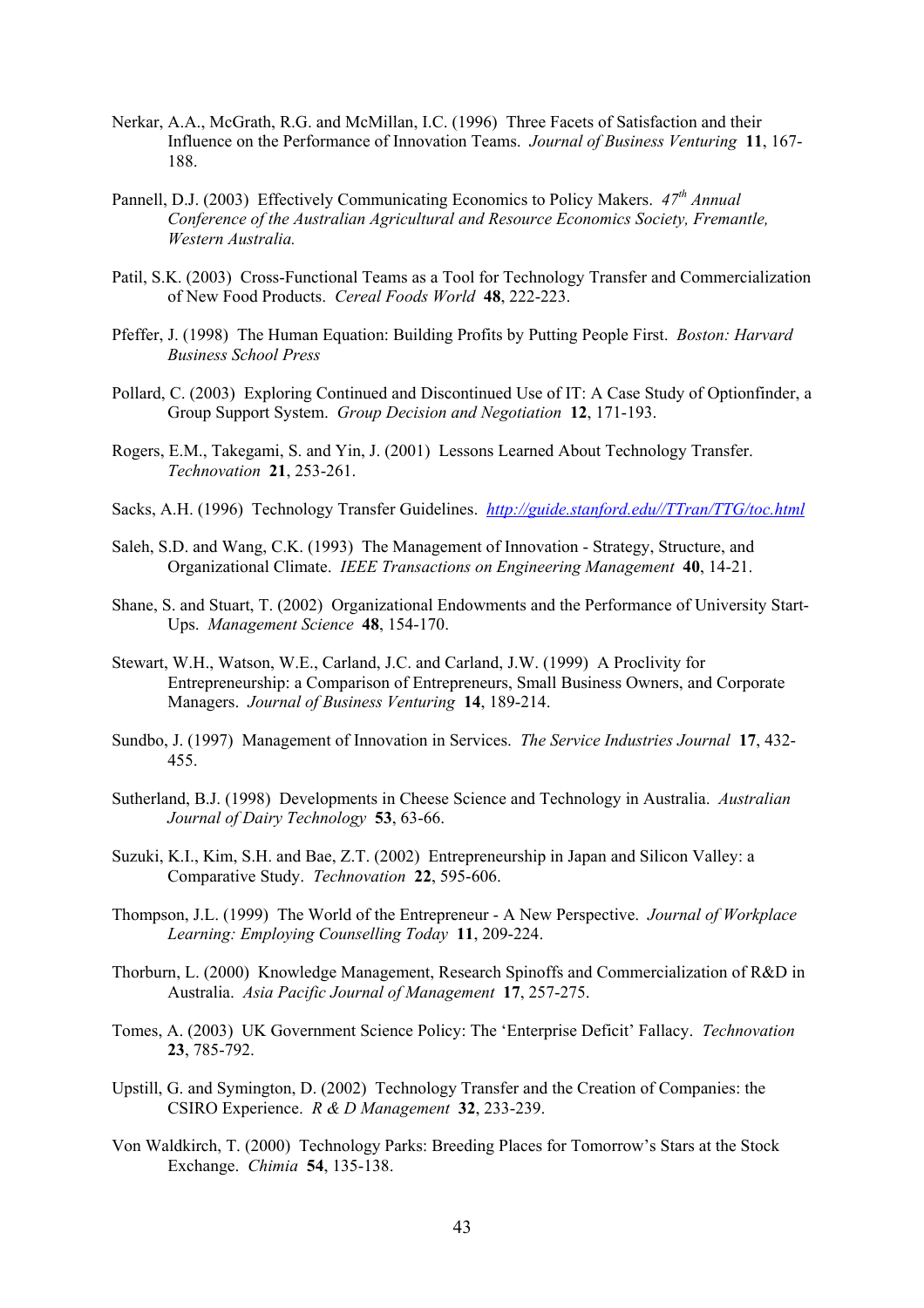Nerkar, A.A., McGrath, R.G. and McMillan, I.C. (1996) Three Facets of Satisfaction and their Influence on the Performance of Innovation Teams. *Journal of Business Venturing* **11**, 167-188.

Pannell, D.J. (2003) Effectively Communicating Economics to Policy Makers. *47th Annual Conference of the Australian Agricultural and Resource Economics Society, Fremantle, Western Australia.*

Patil, S.K. (2003) Cross-Functional Teams as a Tool for Technology Transfer and Commercialization of New Food Products. *Cereal Foods World* **48**, 222-223.

Pfeffer, J. (1998) The Human Equation: Building Profits by Putting People First. *Boston: Harvard Business School Press*

Pollard, C. (2003) Exploring Continued and Discontinued Use of IT: A Case Study of Optionfinder, a Group Support System. *Group Decision and Negotiation* **12**, 171-193.

Rogers, E.M., Takegami, S. and Yin, J. (2001) Lessons Learned About Technology Transfer. *Technovation* **21**, 253-261.

Sacks, A.H. (1996) Technology Transfer Guidelines. *http://guide.stanford.edu//TTran/TTG/toc.html*

Saleh, S.D. and Wang, C.K. (1993) The Management of Innovation - Strategy, Structure, and Organizational Climate. *IEEE Transactions on Engineering Management* **40**, 14-21.

Shane, S. and Stuart, T. (2002) Organizational Endowments and the Performance of University Start-Ups. *Management Science* **48**, 154-170.

Stewart, W.H., Watson, W.E., Carland, J.C. and Carland, J.W. (1999) A Proclivity for Entrepreneurship: a Comparison of Entrepreneurs, Small Business Owners, and Corporate Managers. *Journal of Business Venturing* **14**, 189-214.

Sundbo, J. (1997) Management of Innovation in Services. *The Service Industries Journal* **17**, 432-455.

Sutherland, B.J. (1998) Developments in Cheese Science and Technology in Australia. *Australian Journal of Dairy Technology* **53**, 63-66.

Suzuki, K.I., Kim, S.H. and Bae, Z.T. (2002) Entrepreneurship in Japan and Silicon Valley: a Comparative Study. *Technovation* **22**, 595-606.

Thompson, J.L. (1999) The World of the Entrepreneur - A New Perspective. *Journal of Workplace Learning: Employing Counselling Today* **11**, 209-224.

Thorburn, L. (2000) Knowledge Management, Research Spinoffs and Commercialization of R&D in Australia. *Asia Pacific Journal of Management* **17**, 257-275.

Tomes, A. (2003) UK Government Science Policy: The 'Enterprise Deficit' Fallacy. *Technovation* **23**, 785-792.

Upstill, G. and Symington, D. (2002) Technology Transfer and the Creation of Companies: the CSIRO Experience. *R & D Management* **32**, 233-239.

Von Waldkirch, T. (2000) Technology Parks: Breeding Places for Tomorrow's Stars at the Stock Exchange. *Chimia* **54**, 135-138.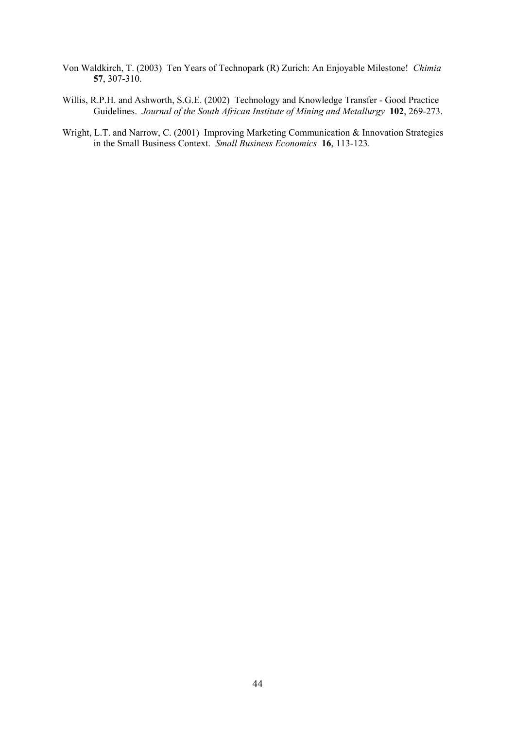Von Waldkirch, T. (2003) Ten Years of Technopark (R) Zurich: An Enjoyable Milestone! *Chimia* **57**, 307-310.

Willis, R.P.H. and Ashworth, S.G.E. (2002) Technology and Knowledge Transfer - Good Practice Guidelines. *Journal of the South African Institute of Mining and Metallurgy* **102**, 269-273.

Wright, L.T. and Narrow, C. (2001) Improving Marketing Communication & Innovation Strategies in the Small Business Context. *Small Business Economics* **16**, 113-123.